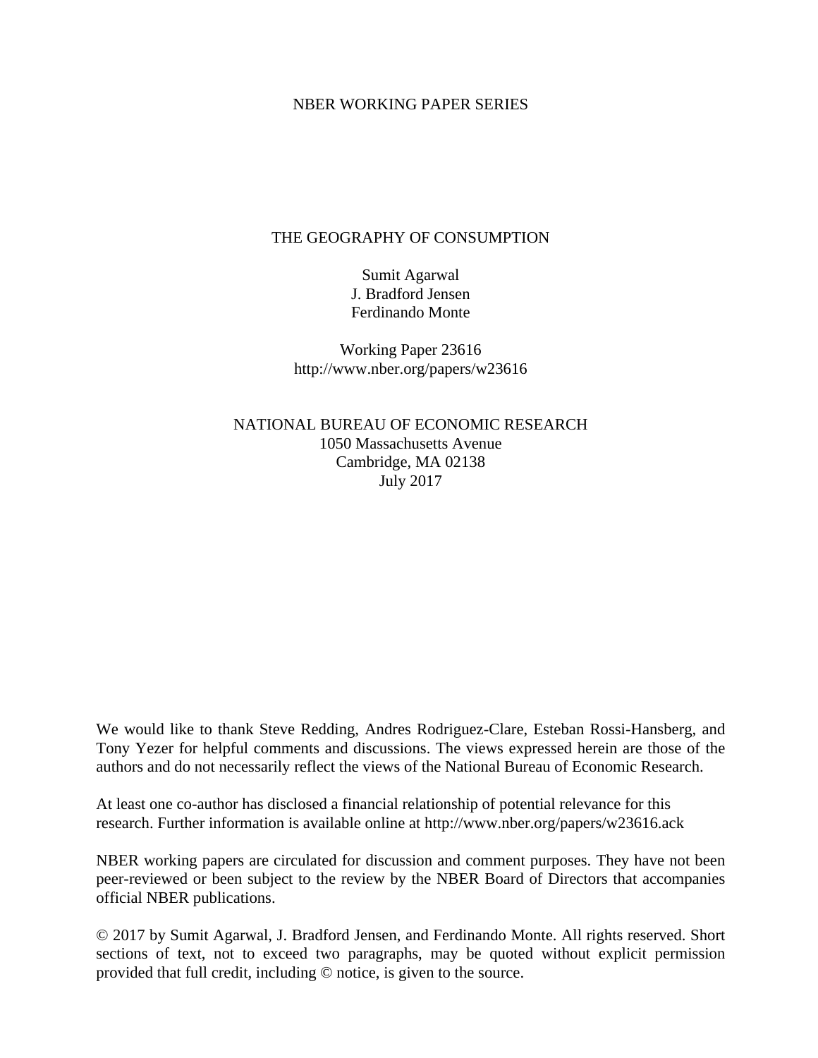NBER WORKING PAPER SERIES

# THE GEOGRAPHY OF CONSUMPTION

Sumit Agarwal
J. Bradford Jensen
Ferdinando Monte

Working Paper 23616
http://www.nber.org/papers/w23616

NATIONAL BUREAU OF ECONOMIC RESEARCH
1050 Massachusetts Avenue
Cambridge, MA 02138
July 2017

We would like to thank Steve Redding, Andres Rodriguez-Clare, Esteban Rossi-Hansberg, and Tony Yezer for helpful comments and discussions. The views expressed herein are those of the authors and do not necessarily reflect the views of the National Bureau of Economic Research.

At least one co-author has disclosed a financial relationship of potential relevance for this research. Further information is available online at http://www.nber.org/papers/w23616.ack

NBER working papers are circulated for discussion and comment purposes. They have not been peer-reviewed or been subject to the review by the NBER Board of Directors that accompanies official NBER publications.

© 2017 by Sumit Agarwal, J. Bradford Jensen, and Ferdinando Monte. All rights reserved. Short sections of text, not to exceed two paragraphs, may be quoted without explicit permission provided that full credit, including © notice, is given to the source.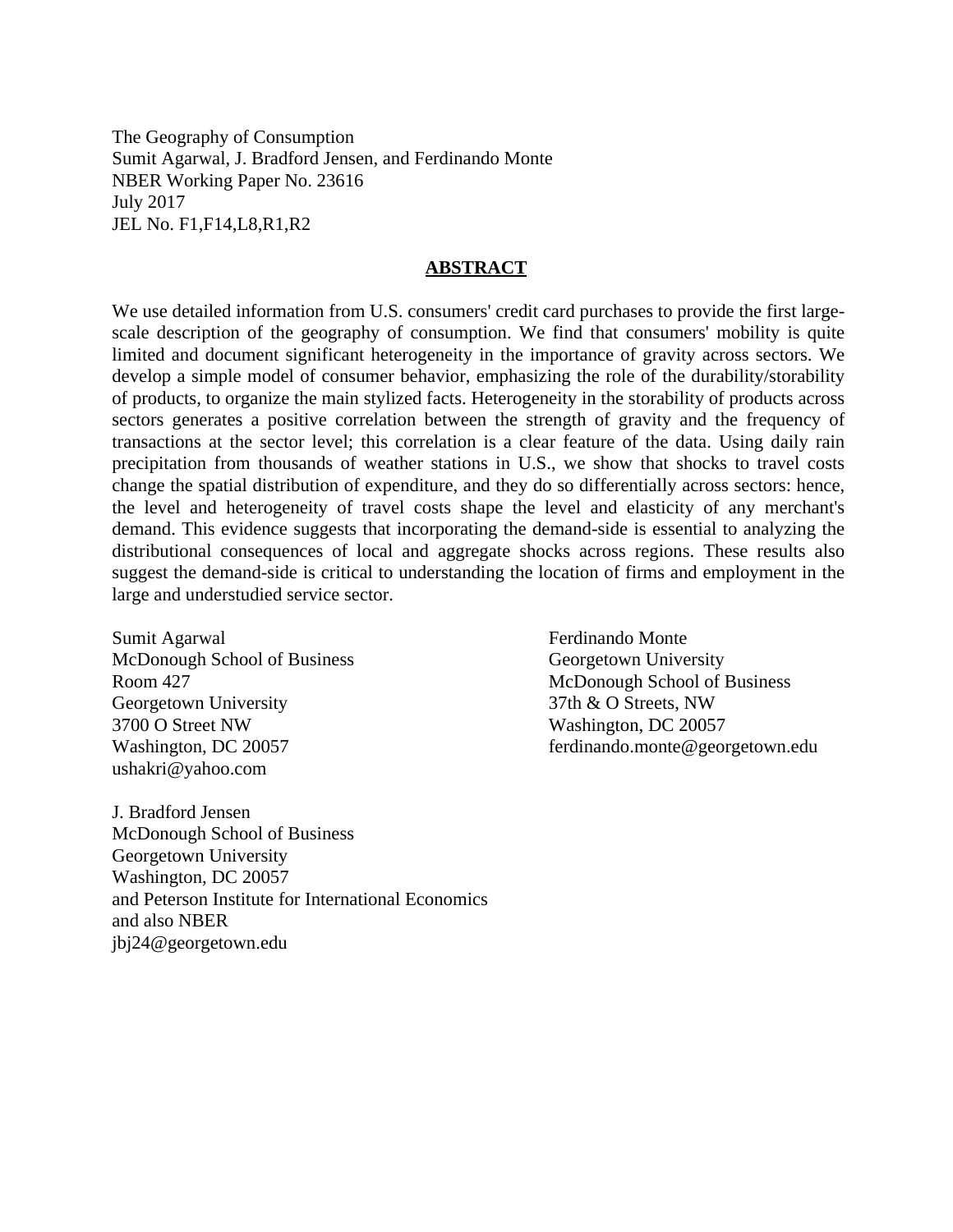The Geography of Consumption
Sumit Agarwal, J. Bradford Jensen, and Ferdinando Monte
NBER Working Paper No. 23616
July 2017
JEL No. F1,F14,L8,R1,R2

## ABSTRACT

We use detailed information from U.S. consumers' credit card purchases to provide the first large-scale description of the geography of consumption. We find that consumers' mobility is quite limited and document significant heterogeneity in the importance of gravity across sectors. We develop a simple model of consumer behavior, emphasizing the role of the durability/storability of products, to organize the main stylized facts. Heterogeneity in the storability of products across sectors generates a positive correlation between the strength of gravity and the frequency of transactions at the sector level; this correlation is a clear feature of the data. Using daily rain precipitation from thousands of weather stations in U.S., we show that shocks to travel costs change the spatial distribution of expenditure, and they do so differentially across sectors: hence, the level and heterogeneity of travel costs shape the level and elasticity of any merchant's demand. This evidence suggests that incorporating the demand-side is essential to analyzing the distributional consequences of local and aggregate shocks across regions. These results also suggest the demand-side is critical to understanding the location of firms and employment in the large and understudied service sector.

Sumit Agarwal
McDonough School of Business
Room 427
Georgetown University
3700 O Street NW
Washington, DC 20057
ushakri@yahoo.com

J. Bradford Jensen
McDonough School of Business
Georgetown University
Washington, DC 20057
and Peterson Institute for International Economics
and also NBER
jbj24@georgetown.edu

Ferdinando Monte
Georgetown University
McDonough School of Business
37th & O Streets, NW
Washington, DC 20057
ferdinando.monte@georgetown.edu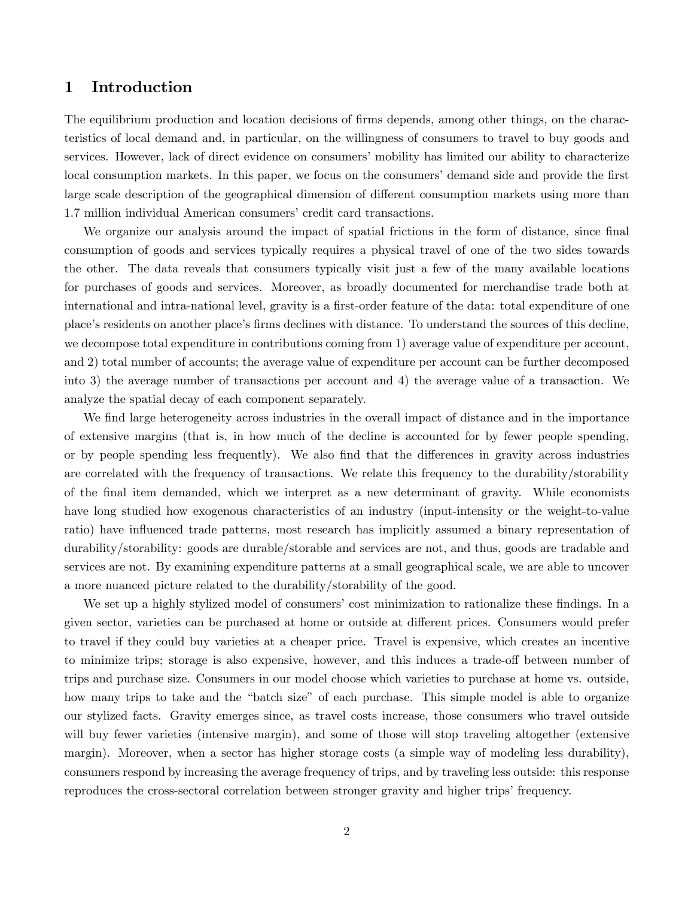# 1 Introduction

The equilibrium production and location decisions of firms depends, among other things, on the characteristics of local demand and, in particular, on the willingness of consumers to travel to buy goods and services. However, lack of direct evidence on consumers' mobility has limited our ability to characterize local consumption markets. In this paper, we focus on the consumers' demand side and provide the first large scale description of the geographical dimension of different consumption markets using more than 1.7 million individual American consumers' credit card transactions.

We organize our analysis around the impact of spatial frictions in the form of distance, since final consumption of goods and services typically requires a physical travel of one of the two sides towards the other. The data reveals that consumers typically visit just a few of the many available locations for purchases of goods and services. Moreover, as broadly documented for merchandise trade both at international and intra-national level, gravity is a first-order feature of the data: total expenditure of one place's residents on another place's firms declines with distance. To understand the sources of this decline, we decompose total expenditure in contributions coming from 1) average value of expenditure per account, and 2) total number of accounts; the average value of expenditure per account can be further decomposed into 3) the average number of transactions per account and 4) the average value of a transaction. We analyze the spatial decay of each component separately.

We find large heterogeneity across industries in the overall impact of distance and in the importance of extensive margins (that is, in how much of the decline is accounted for by fewer people spending, or by people spending less frequently). We also find that the differences in gravity across industries are correlated with the frequency of transactions. We relate this frequency to the durability/storability of the final item demanded, which we interpret as a new determinant of gravity. While economists have long studied how exogenous characteristics of an industry (input-intensity or the weight-to-value ratio) have influenced trade patterns, most research has implicitly assumed a binary representation of durability/storability: goods are durable/storable and services are not, and thus, goods are tradable and services are not. By examining expenditure patterns at a small geographical scale, we are able to uncover a more nuanced picture related to the durability/storability of the good.

We set up a highly stylized model of consumers' cost minimization to rationalize these findings. In a given sector, varieties can be purchased at home or outside at different prices. Consumers would prefer to travel if they could buy varieties at a cheaper price. Travel is expensive, which creates an incentive to minimize trips; storage is also expensive, however, and this induces a trade-off between number of trips and purchase size. Consumers in our model choose which varieties to purchase at home vs. outside, how many trips to take and the "batch size" of each purchase. This simple model is able to organize our stylized facts. Gravity emerges since, as travel costs increase, those consumers who travel outside will buy fewer varieties (intensive margin), and some of those will stop traveling altogether (extensive margin). Moreover, when a sector has higher storage costs (a simple way of modeling less durability), consumers respond by increasing the average frequency of trips, and by traveling less outside: this response reproduces the cross-sectoral correlation between stronger gravity and higher trips' frequency.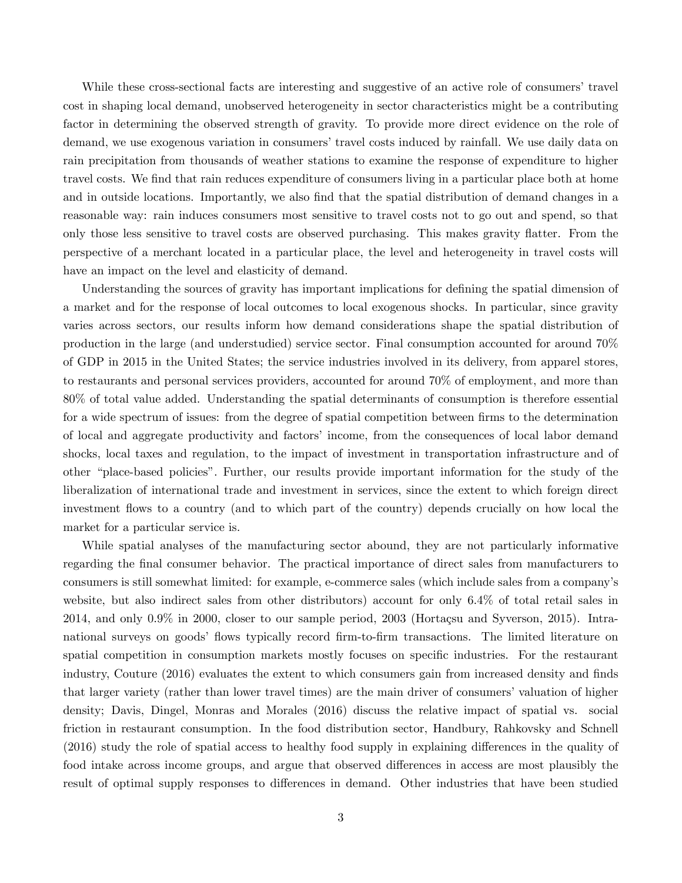While these cross-sectional facts are interesting and suggestive of an active role of consumers' travel cost in shaping local demand, unobserved heterogeneity in sector characteristics might be a contributing factor in determining the observed strength of gravity. To provide more direct evidence on the role of demand, we use exogenous variation in consumers' travel costs induced by rainfall. We use daily data on rain precipitation from thousands of weather stations to examine the response of expenditure to higher travel costs. We find that rain reduces expenditure of consumers living in a particular place both at home and in outside locations. Importantly, we also find that the spatial distribution of demand changes in a reasonable way: rain induces consumers most sensitive to travel costs not to go out and spend, so that only those less sensitive to travel costs are observed purchasing. This makes gravity flatter. From the perspective of a merchant located in a particular place, the level and heterogeneity in travel costs will have an impact on the level and elasticity of demand.

Understanding the sources of gravity has important implications for defining the spatial dimension of a market and for the response of local outcomes to local exogenous shocks. In particular, since gravity varies across sectors, our results inform how demand considerations shape the spatial distribution of production in the large (and understudied) service sector. Final consumption accounted for around 70% of GDP in 2015 in the United States; the service industries involved in its delivery, from apparel stores, to restaurants and personal services providers, accounted for around 70% of employment, and more than 80% of total value added. Understanding the spatial determinants of consumption is therefore essential for a wide spectrum of issues: from the degree of spatial competition between firms to the determination of local and aggregate productivity and factors' income, from the consequences of local labor demand shocks, local taxes and regulation, to the impact of investment in transportation infrastructure and of other "place-based policies". Further, our results provide important information for the study of the liberalization of international trade and investment in services, since the extent to which foreign direct investment flows to a country (and to which part of the country) depends crucially on how local the market for a particular service is.

While spatial analyses of the manufacturing sector abound, they are not particularly informative regarding the final consumer behavior. The practical importance of direct sales from manufacturers to consumers is still somewhat limited: for example, e-commerce sales (which include sales from a company's website, but also indirect sales from other distributors) account for only 6.4% of total retail sales in 2014, and only 0.9% in 2000, closer to our sample period, 2003 (Hortaçsu and Syverson, 2015). Intra-national surveys on goods' flows typically record firm-to-firm transactions. The limited literature on spatial competition in consumption markets mostly focuses on specific industries. For the restaurant industry, Couture (2016) evaluates the extent to which consumers gain from increased density and finds that larger variety (rather than lower travel times) are the main driver of consumers' valuation of higher density; Davis, Dingel, Monras and Morales (2016) discuss the relative impact of spatial vs. social friction in restaurant consumption. In the food distribution sector, Handbury, Rahkovsky and Schnell (2016) study the role of spatial access to healthy food supply in explaining differences in the quality of food intake across income groups, and argue that observed differences in access are most plausibly the result of optimal supply responses to differences in demand. Other industries that have been studied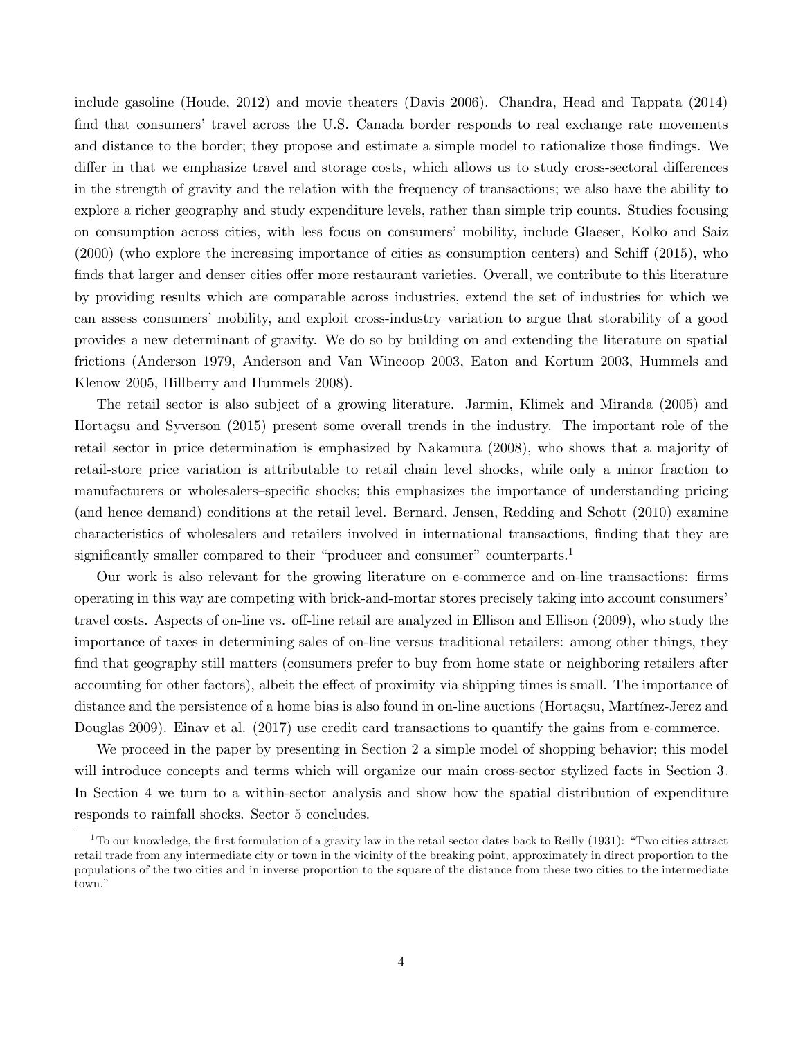include gasoline (Houde, 2012) and movie theaters (Davis 2006). Chandra, Head and Tappata (2014) find that consumers' travel across the U.S.–Canada border responds to real exchange rate movements and distance to the border; they propose and estimate a simple model to rationalize those findings. We differ in that we emphasize travel and storage costs, which allows us to study cross-sectoral differences in the strength of gravity and the relation with the frequency of transactions; we also have the ability to explore a richer geography and study expenditure levels, rather than simple trip counts. Studies focusing on consumption across cities, with less focus on consumers' mobility, include Glaeser, Kolko and Saiz (2000) (who explore the increasing importance of cities as consumption centers) and Schiff (2015), who finds that larger and denser cities offer more restaurant varieties. Overall, we contribute to this literature by providing results which are comparable across industries, extend the set of industries for which we can assess consumers' mobility, and exploit cross-industry variation to argue that storability of a good provides a new determinant of gravity. We do so by building on and extending the literature on spatial frictions (Anderson 1979, Anderson and Van Wincoop 2003, Eaton and Kortum 2003, Hummels and Klenow 2005, Hillberry and Hummels 2008).

The retail sector is also subject of a growing literature. Jarmin, Klimek and Miranda (2005) and Hortaçsu and Syverson (2015) present some overall trends in the industry. The important role of the retail sector in price determination is emphasized by Nakamura (2008), who shows that a majority of retail-store price variation is attributable to retail chain–level shocks, while only a minor fraction to manufacturers or wholesalers–specific shocks; this emphasizes the importance of understanding pricing (and hence demand) conditions at the retail level. Bernard, Jensen, Redding and Schott (2010) examine characteristics of wholesalers and retailers involved in international transactions, finding that they are significantly smaller compared to their "producer and consumer" counterparts.[1]

Our work is also relevant for the growing literature on e-commerce and on-line transactions: firms operating in this way are competing with brick-and-mortar stores precisely taking into account consumers' travel costs. Aspects of on-line vs. off-line retail are analyzed in Ellison and Ellison (2009), who study the importance of taxes in determining sales of on-line versus traditional retailers: among other things, they find that geography still matters (consumers prefer to buy from home state or neighboring retailers after accounting for other factors), albeit the effect of proximity via shipping times is small. The importance of distance and the persistence of a home bias is also found in on-line auctions (Hortaçsu, Martínez-Jerez and Douglas 2009). Einav et al. (2017) use credit card transactions to quantify the gains from e-commerce.

We proceed in the paper by presenting in Section 2 a simple model of shopping behavior; this model will introduce concepts and terms which will organize our main cross-sector stylized facts in Section 3. In Section 4 we turn to a within-sector analysis and show how the spatial distribution of expenditure responds to rainfall shocks. Sector 5 concludes.

[1] To our knowledge, the first formulation of a gravity law in the retail sector dates back to Reilly (1931): "Two cities attract retail trade from any intermediate city or town in the vicinity of the breaking point, approximately in direct proportion to the populations of the two cities and in inverse proportion to the square of the distance from these two cities to the intermediate town."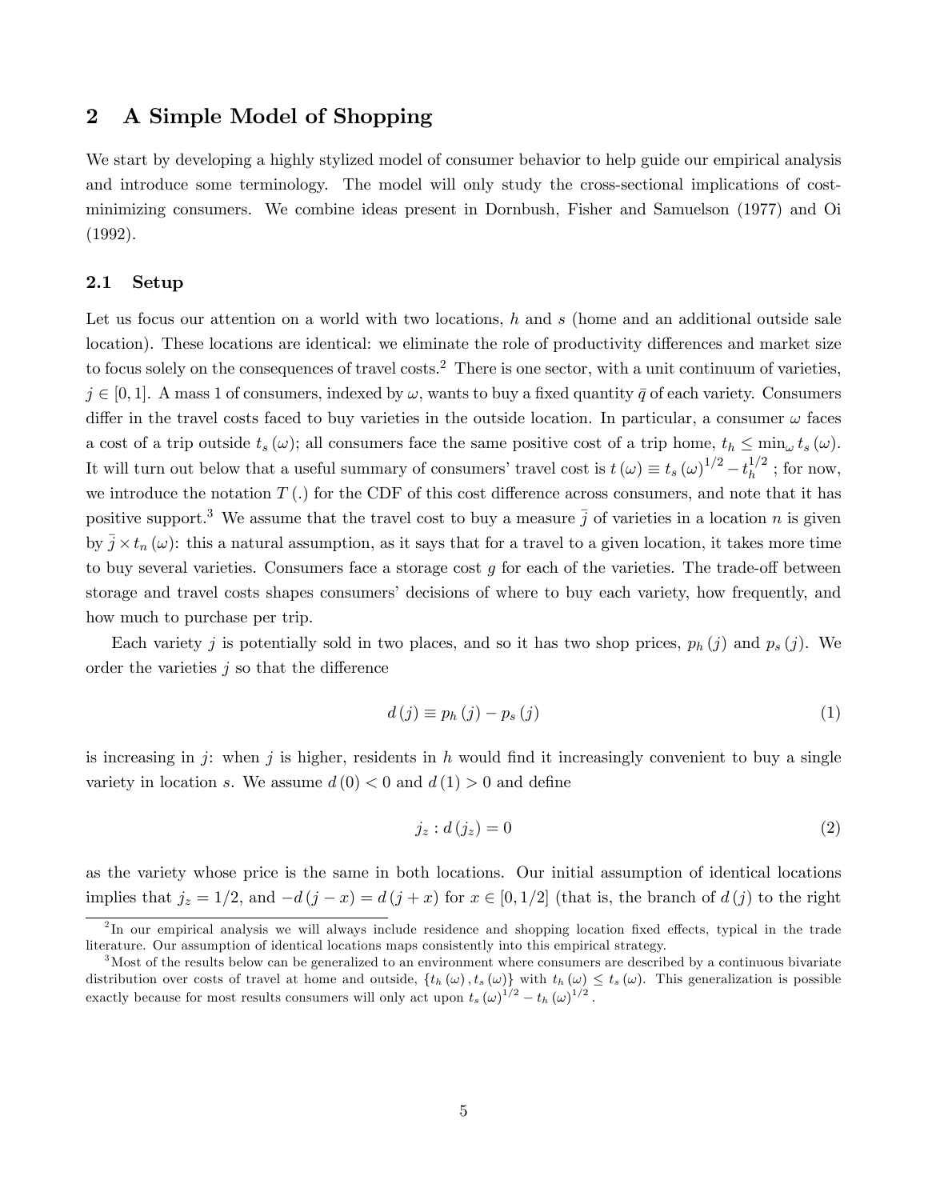## 2 A Simple Model of Shopping

We start by developing a highly stylized model of consumer behavior to help guide our empirical analysis and introduce some terminology. The model will only study the cross-sectional implications of cost-minimizing consumers. We combine ideas present in Dornbush, Fisher and Samuelson (1977) and Oi (1992).

### 2.1 Setup

Let us focus our attention on a world with two locations, $h$ and $s$ (home and an additional outside sale location). These locations are identical: we eliminate the role of productivity differences and market size to focus solely on the consequences of travel costs.[2] There is one sector, with a unit continuum of varieties, $j \in [0,1]$. A mass 1 of consumers, indexed by $\omega$, wants to buy a fixed quantity $\bar{q}$ of each variety. Consumers differ in the travel costs faced to buy varieties in the outside location. In particular, a consumer $\omega$ faces a cost of a trip outside $t_s(\omega)$; all consumers face the same positive cost of a trip home, $t_h \leq \min_\omega t_s(\omega)$. It will turn out below that a useful summary of consumers' travel cost is $t(\omega) \equiv t_s(\omega)^{1/2} - t_h^{1/2}$ ; for now, we introduce the notation $T(.)$ for the CDF of this cost difference across consumers, and note that it has positive support.[3] We assume that the travel cost to buy a measure $\bar{j}$ of varieties in a location $n$ is given by $\bar{j} \times t_n(\omega)$: this a natural assumption, as it says that for a travel to a given location, it takes more time to buy several varieties. Consumers face a storage cost $g$ for each of the varieties. The trade-off between storage and travel costs shapes consumers' decisions of where to buy each variety, how frequently, and how much to purchase per trip.

Each variety $j$ is potentially sold in two places, and so it has two shop prices, $p_h(j)$ and $p_s(j)$. We order the varieties $j$ so that the difference

$$d(j) \equiv p_h(j) - p_s(j) \tag{1}$$

is increasing in $j$: when $j$ is higher, residents in $h$ would find it increasingly convenient to buy a single variety in location $s$. We assume $d(0) < 0$ and $d(1) > 0$ and define

$$j_z : d(j_z) = 0 \tag{2}$$

as the variety whose price is the same in both locations. Our initial assumption of identical locations implies that $j_z = 1/2$, and $-d(j-x) = d(j+x)$ for $x \in [0, 1/2]$ (that is, the branch of $d(j)$ to the right

[2] In our empirical analysis we will always include residence and shopping location fixed effects, typical in the trade literature. Our assumption of identical locations maps consistently into this empirical strategy.

[3] Most of the results below can be generalized to an environment where consumers are described by a continuous bivariate distribution over costs of travel at home and outside, $\{t_h(\omega), t_s(\omega)\}$ with $t_h(\omega) \leq t_s(\omega)$. This generalization is possible exactly because for most results consumers will only act upon $t_s(\omega)^{1/2} - t_h(\omega)^{1/2}$.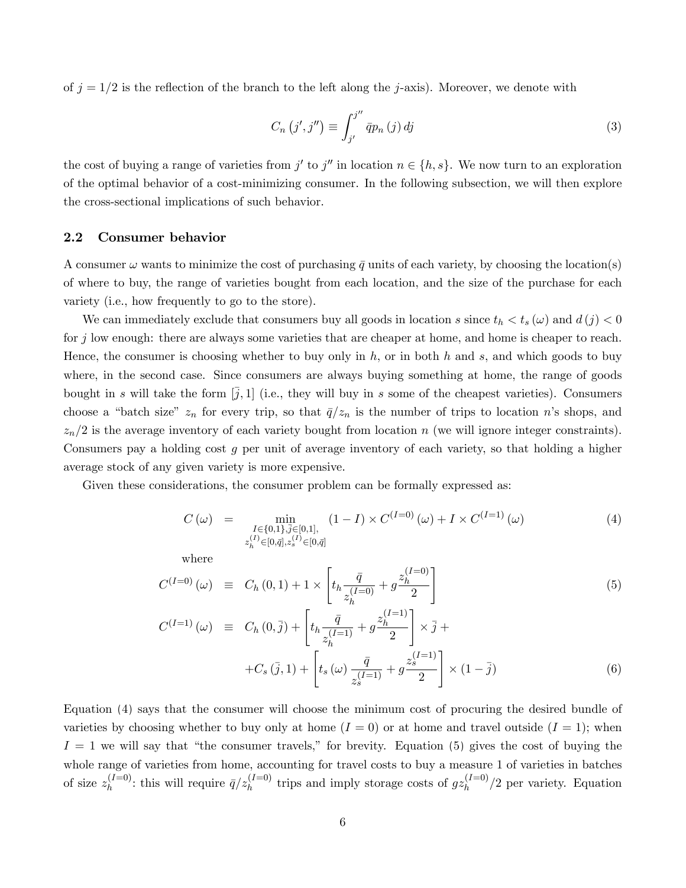of $j = 1/2$ is the reflection of the branch to the left along the $j$-axis). Moreover, we denote with

$$C_n(j', j'') \equiv \int_{j'}^{j''} \bar{q} p_n(j) \, dj \tag{3}$$

the cost of buying a range of varieties from $j'$ to $j''$ in location $n \in \{h, s\}$. We now turn to an exploration of the optimal behavior of a cost-minimizing consumer. In the following subsection, we will then explore the cross-sectional implications of such behavior.

## 2.2 Consumer behavior

A consumer $\omega$ wants to minimize the cost of purchasing $\bar{q}$ units of each variety, by choosing the location(s) of where to buy, the range of varieties bought from each location, and the size of the purchase for each variety (i.e., how frequently to go to the store).

We can immediately exclude that consumers buy all goods in location $s$ since $t_h < t_s(\omega)$ and $d(j) < 0$ for $j$ low enough: there are always some varieties that are cheaper at home, and home is cheaper to reach. Hence, the consumer is choosing whether to buy only in $h$, or in both $h$ and $s$, and which goods to buy where, in the second case. Since consumers are always buying something at home, the range of goods bought in $s$ will take the form $[\bar{j}, 1]$ (i.e., they will buy in $s$ some of the cheapest varieties). Consumers choose a "batch size" $z_n$ for every trip, so that $\bar{q}/z_n$ is the number of trips to location $n$'s shops, and $z_n/2$ is the average inventory of each variety bought from location $n$ (we will ignore integer constraints). Consumers pay a holding cost $g$ per unit of average inventory of each variety, so that holding a higher average stock of any given variety is more expensive.

Given these considerations, the consumer problem can be formally expressed as:

$$C(\omega) = \min_{\substack{I \in \{0,1\}, \bar{j} \in [0,1], \\ z_h^{(I)} \in [0, \bar{q}], z_s^{(I)} \in [0, \bar{q}]}} (1 - I) \times C^{(I=0)}(\omega) + I \times C^{(I=1)}(\omega) \tag{4}$$

where

$$C^{(I=0)}(\omega) \equiv C_h(0, 1) + 1 \times \left[ t_h \frac{\bar{q}}{z_h^{(I=0)}} + g \frac{z_h^{(I=0)}}{2} \right] \tag{5}$$

$$C^{(I=1)}(\omega) \equiv C_h(0, \bar{j}) + \left[ t_h \frac{\bar{q}}{z_h^{(I=1)}} + g \frac{z_h^{(I=1)}}{2} \right] \times \bar{j} + C_s(\bar{j}, 1) + \left[ t_s(\omega) \frac{\bar{q}}{z_s^{(I=1)}} + g \frac{z_s^{(I=1)}}{2} \right] \times (1 - \bar{j}) \tag{6}$$

Equation (4) says that the consumer will choose the minimum cost of procuring the desired bundle of varieties by choosing whether to buy only at home ($I = 0$) or at home and travel outside ($I = 1$); when $I = 1$ we will say that "the consumer travels," for brevity. Equation (5) gives the cost of buying the whole range of varieties from home, accounting for travel costs to buy a measure 1 of varieties in batches of size $z_h^{(I=0)}$: this will require $\bar{q}/z_h^{(I=0)}$ trips and imply storage costs of $g z_h^{(I=0)}/2$ per variety. Equation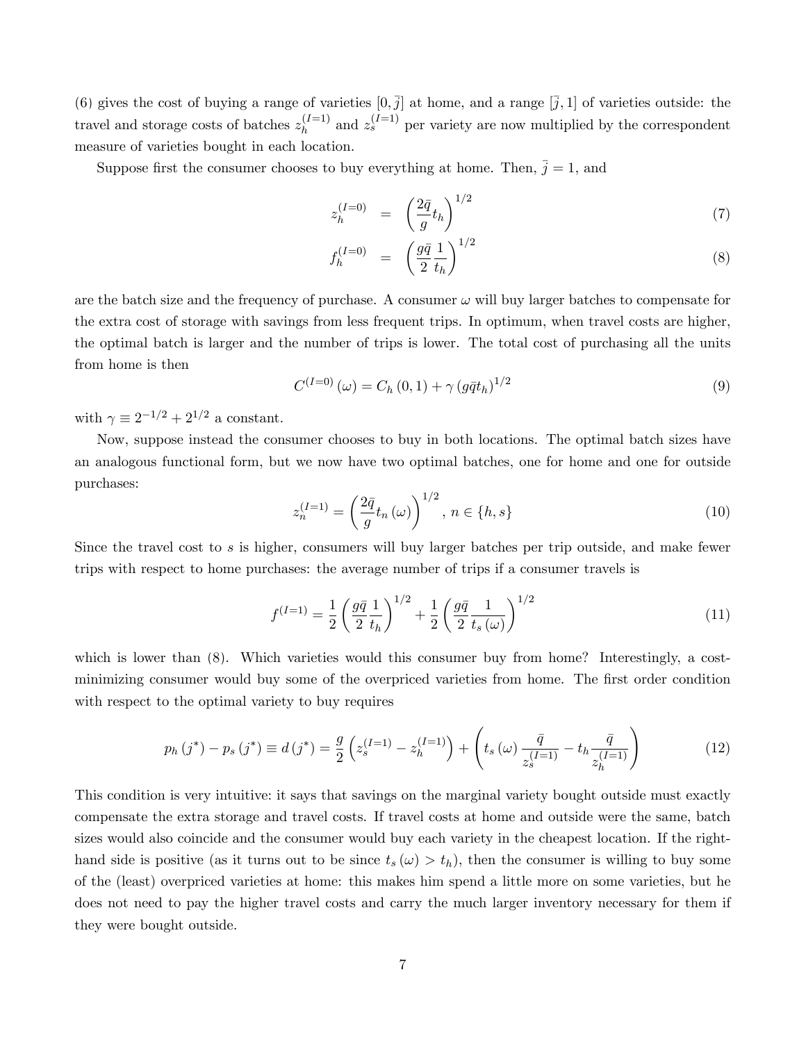(6) gives the cost of buying a range of varieties $[0, \bar{j}]$ at home, and a range $[\bar{j}, 1]$ of varieties outside: the travel and storage costs of batches $z_h^{(I=1)}$ and $z_s^{(I=1)}$ per variety are now multiplied by the correspondent measure of varieties bought in each location.

Suppose first the consumer chooses to buy everything at home. Then, $\bar{j} = 1$, and

$$z_h^{(I=0)} = \left(\frac{2\bar{q}}{g} t_h\right)^{1/2} \tag{7}$$

$$f_h^{(I=0)} = \left(\frac{g\bar{q}}{2} \frac{1}{t_h}\right)^{1/2} \tag{8}$$

are the batch size and the frequency of purchase. A consumer $\omega$ will buy larger batches to compensate for the extra cost of storage with savings from less frequent trips. In optimum, when travel costs are higher, the optimal batch is larger and the number of trips is lower. The total cost of purchasing all the units from home is then

$$C^{(I=0)}(\omega) = C_h(0, 1) + \gamma (g\bar{q}t_h)^{1/2} \tag{9}$$

with $\gamma \equiv 2^{-1/2} + 2^{1/2}$ a constant.

Now, suppose instead the consumer chooses to buy in both locations. The optimal batch sizes have an analogous functional form, but we now have two optimal batches, one for home and one for outside purchases:

$$z_n^{(I=1)} = \left(\frac{2\bar{q}}{g} t_n(\omega)\right)^{1/2}, \ n \in \{h, s\} \tag{10}$$

Since the travel cost to $s$ is higher, consumers will buy larger batches per trip outside, and make fewer trips with respect to home purchases: the average number of trips if a consumer travels is

$$f^{(I=1)} = \frac{1}{2}\left(\frac{g\bar{q}}{2} \frac{1}{t_h}\right)^{1/2} + \frac{1}{2}\left(\frac{g\bar{q}}{2} \frac{1}{t_s(\omega)}\right)^{1/2} \tag{11}$$

which is lower than (8). Which varieties would this consumer buy from home? Interestingly, a cost-minimizing consumer would buy some of the overpriced varieties from home. The first order condition with respect to the optimal variety to buy requires

$$p_h(j^*) - p_s(j^*) \equiv d(j^*) = \frac{g}{2}\left(z_s^{(I=1)} - z_h^{(I=1)}\right) + \left(t_s(\omega)\frac{\bar{q}}{z_s^{(I=1)}} - t_h \frac{\bar{q}}{z_h^{(I=1)}}\right) \tag{12}$$

This condition is very intuitive: it says that savings on the marginal variety bought outside must exactly compensate the extra storage and travel costs. If travel costs at home and outside were the same, batch sizes would also coincide and the consumer would buy each variety in the cheapest location. If the right-hand side is positive (as it turns out to be since $t_s(\omega) > t_h$), then the consumer is willing to buy some of the (least) overpriced varieties at home: this makes him spend a little more on some varieties, but he does not need to pay the higher travel costs and carry the much larger inventory necessary for them if they were bought outside.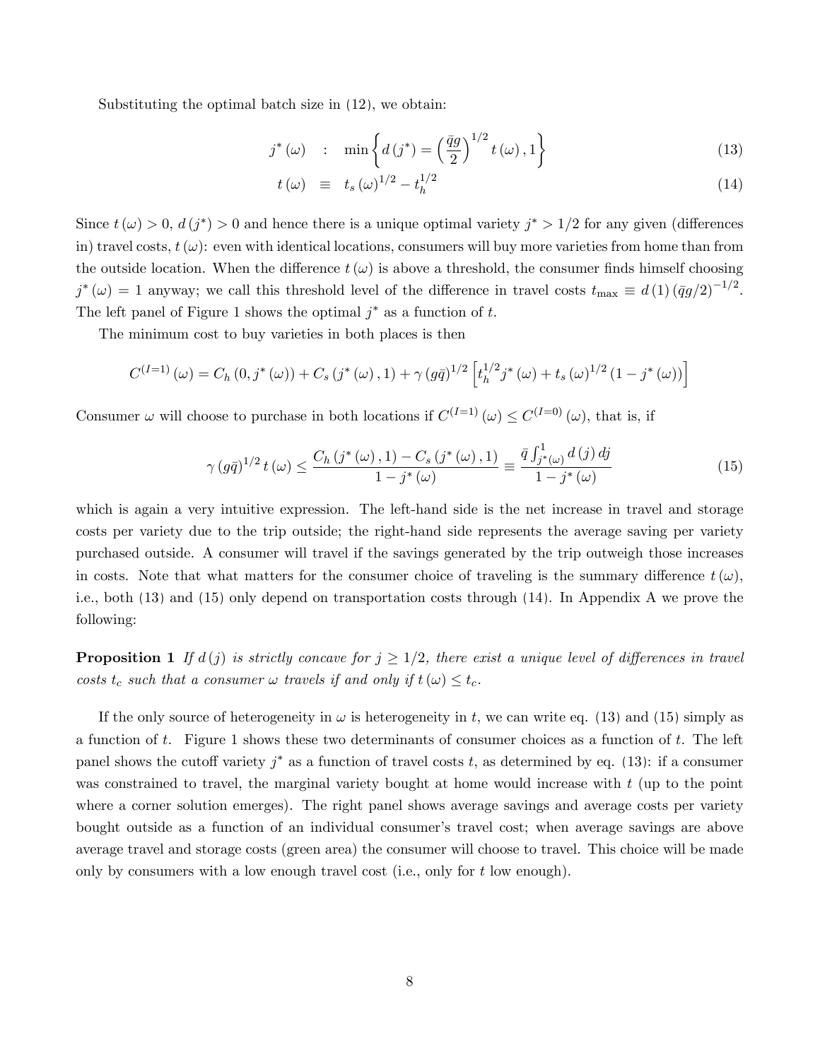Substituting the optimal batch size in (12), we obtain:

$$j^*(\omega) \quad : \quad \min\left\{ d(j^*) = \left(\frac{\bar{q}g}{2}\right)^{1/2} t(\omega), 1 \right\} \tag{13}$$

$$t(\omega) \quad \equiv \quad t_s(\omega)^{1/2} - t_h^{1/2} \tag{14}$$

Since $t(\omega) > 0$, $d(j^*) > 0$ and hence there is a unique optimal variety $j^* > 1/2$ for any given (differences in) travel costs, $t(\omega)$: even with identical locations, consumers will buy more varieties from home than from the outside location. When the difference $t(\omega)$ is above a threshold, the consumer finds himself choosing $j^*(\omega) = 1$ anyway; we call this threshold level of the difference in travel costs $t_{\max} \equiv d(1)(\bar{q}g/2)^{-1/2}$. The left panel of Figure 1 shows the optimal $j^*$ as a function of $t$.

The minimum cost to buy varieties in both places is then

$$C^{(I=1)}(\omega) = C_h(0, j^*(\omega)) + C_s(j^*(\omega), 1) + \gamma (g\bar{q})^{1/2} \left[ t_h^{1/2} j^*(\omega) + t_s(\omega)^{1/2} (1 - j^*(\omega)) \right]$$

Consumer $\omega$ will choose to purchase in both locations if $C^{(I=1)}(\omega) \leq C^{(I=0)}(\omega)$, that is, if

$$\gamma (g\bar{q})^{1/2} t(\omega) \leq \frac{C_h(j^*(\omega), 1) - C_s(j^*(\omega), 1)}{1 - j^*(\omega)} \equiv \frac{\bar{q} \int_{j^*(\omega)}^{1} d(j)\, dj}{1 - j^*(\omega)} \tag{15}$$

which is again a very intuitive expression. The left-hand side is the net increase in travel and storage costs per variety due to the trip outside; the right-hand side represents the average saving per variety purchased outside. A consumer will travel if the savings generated by the trip outweigh those increases in costs. Note that what matters for the consumer choice of traveling is the summary difference $t(\omega)$, i.e., both (13) and (15) only depend on transportation costs through (14). In Appendix A we prove the following:

**Proposition 1** *If $d(j)$ is strictly concave for $j \geq 1/2$, there exist a unique level of differences in travel costs $t_c$ such that a consumer $\omega$ travels if and only if $t(\omega) \leq t_c$.*

If the only source of heterogeneity in $\omega$ is heterogeneity in $t$, we can write eq. (13) and (15) simply as a function of $t$. Figure 1 shows these two determinants of consumer choices as a function of $t$. The left panel shows the cutoff variety $j^*$ as a function of travel costs $t$, as determined by eq. (13): if a consumer was constrained to travel, the marginal variety bought at home would increase with $t$ (up to the point where a corner solution emerges). The right panel shows average savings and average costs per variety bought outside as a function of an individual consumer's travel cost; when average savings are above average travel and storage costs (green area) the consumer will choose to travel. This choice will be made only by consumers with a low enough travel cost (i.e., only for $t$ low enough).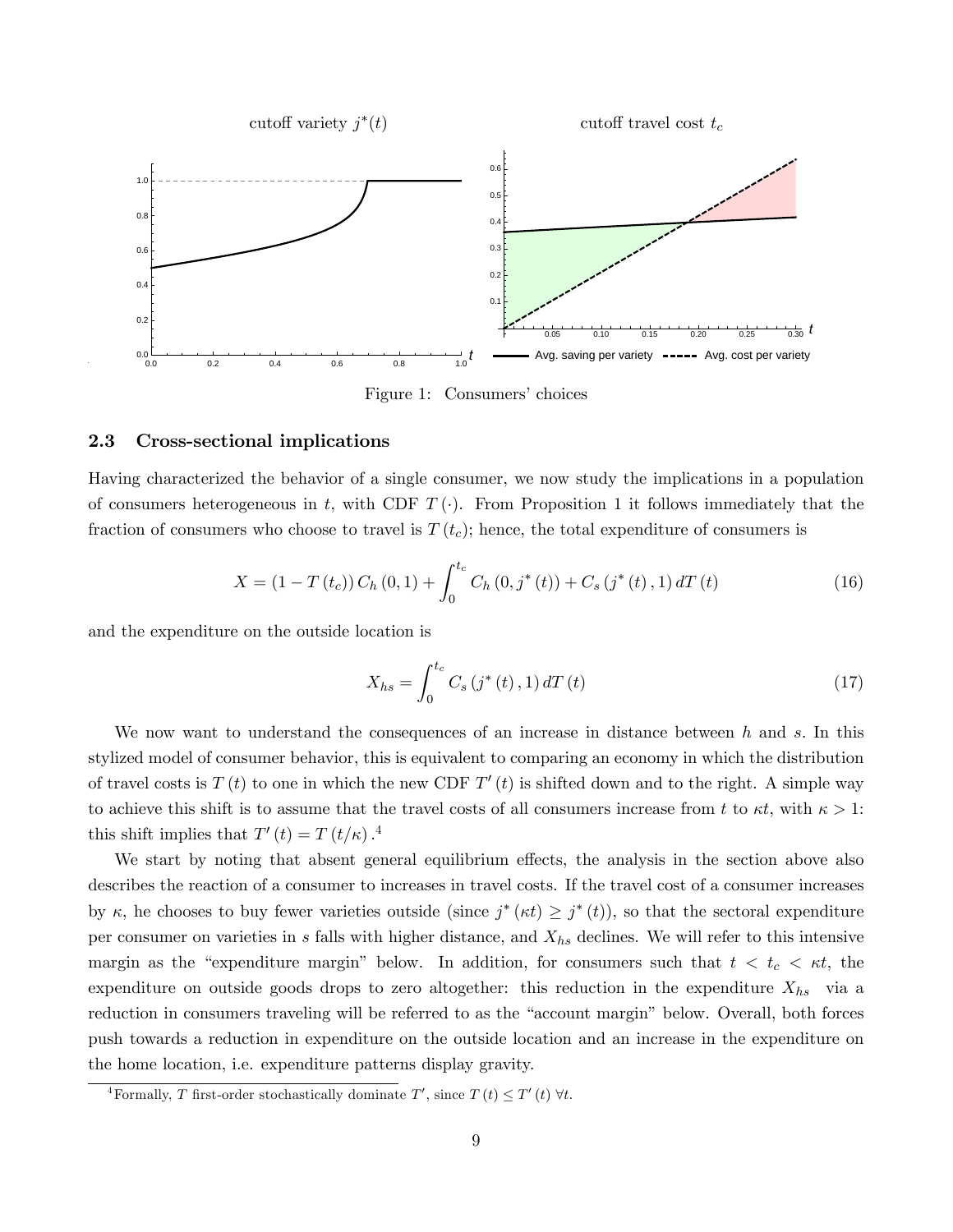Figure 1: Consumers' choices

### 2.3 Cross-sectional implications

Having characterized the behavior of a single consumer, we now study the implications in a population of consumers heterogeneous in $t$, with CDF $T(\cdot)$. From Proposition 1 it follows immediately that the fraction of consumers who choose to travel is $T(t_c)$; hence, the total expenditure of consumers is

$$X = (1 - T(t_c)) C_h(0, 1) + \int_0^{t_c} C_h(0, j^*(t)) + C_s(j^*(t), 1) \, dT(t) \tag{16}$$

and the expenditure on the outside location is

$$X_{hs} = \int_0^{t_c} C_s(j^*(t), 1) \, dT(t) \tag{17}$$

We now want to understand the consequences of an increase in distance between $h$ and $s$. In this stylized model of consumer behavior, this is equivalent to comparing an economy in which the distribution of travel costs is $T(t)$ to one in which the new CDF $T'(t)$ is shifted down and to the right. A simple way to achieve this shift is to assume that the travel costs of all consumers increase from $t$ to $\kappa t$, with $\kappa > 1$: this shift implies that $T'(t) = T(t/\kappa)$.[4]

We start by noting that absent general equilibrium effects, the analysis in the section above also describes the reaction of a consumer to increases in travel costs. If the travel cost of a consumer increases by $\kappa$, he chooses to buy fewer varieties outside (since $j^*(\kappa t) \geq j^*(t)$), so that the sectoral expenditure per consumer on varieties in $s$ falls with higher distance, and $X_{hs}$ declines. We will refer to this intensive margin as the "expenditure margin" below. In addition, for consumers such that $t < t_c < \kappa t$, the expenditure on outside goods drops to zero altogether: this reduction in the expenditure $X_{hs}$ via a reduction in consumers traveling will be referred to as the "account margin" below. Overall, both forces push towards a reduction in expenditure on the outside location and an increase in the expenditure on the home location, i.e. expenditure patterns display gravity.

[4] Formally, $T$ first-order stochastically dominate $T'$, since $T(t) \leq T'(t)$ $\forall t$.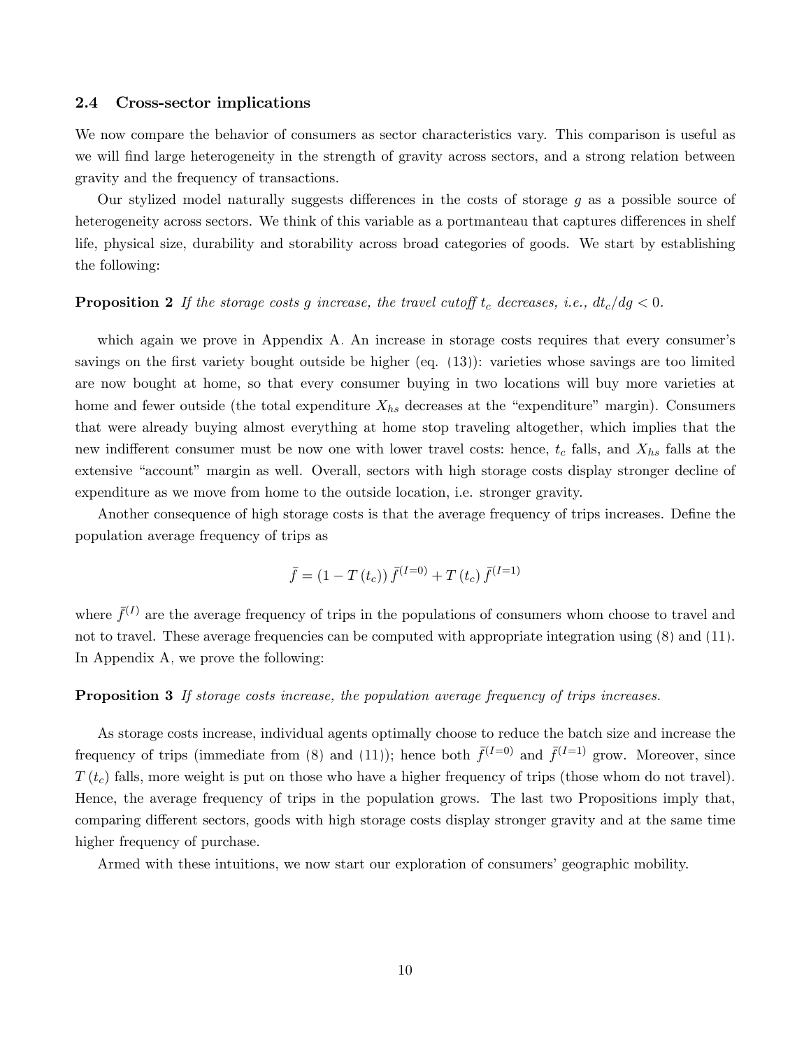### 2.4 Cross-sector implications

We now compare the behavior of consumers as sector characteristics vary. This comparison is useful as we will find large heterogeneity in the strength of gravity across sectors, and a strong relation between gravity and the frequency of transactions.

Our stylized model naturally suggests differences in the costs of storage $g$ as a possible source of heterogeneity across sectors. We think of this variable as a portmanteau that captures differences in shelf life, physical size, durability and storability across broad categories of goods. We start by establishing the following:

**Proposition 2** *If the storage costs $g$ increase, the travel cutoff $t_c$ decreases, i.e., $dt_c/dg < 0$.*

which again we prove in Appendix A. An increase in storage costs requires that every consumer's savings on the first variety bought outside be higher (eq. (13)): varieties whose savings are too limited are now bought at home, so that every consumer buying in two locations will buy more varieties at home and fewer outside (the total expenditure $X_{hs}$ decreases at the "expenditure" margin). Consumers that were already buying almost everything at home stop traveling altogether, which implies that the new indifferent consumer must be now one with lower travel costs: hence, $t_c$ falls, and $X_{hs}$ falls at the extensive "account" margin as well. Overall, sectors with high storage costs display stronger decline of expenditure as we move from home to the outside location, i.e. stronger gravity.

Another consequence of high storage costs is that the average frequency of trips increases. Define the population average frequency of trips as

$$\bar{f} = (1 - T(t_c))\, \bar{f}^{(I=0)} + T(t_c)\, \bar{f}^{(I=1)}$$

where $\bar{f}^{(I)}$ are the average frequency of trips in the populations of consumers whom choose to travel and not to travel. These average frequencies can be computed with appropriate integration using (8) and (11). In Appendix A, we prove the following:

**Proposition 3** *If storage costs increase, the population average frequency of trips increases.*

As storage costs increase, individual agents optimally choose to reduce the batch size and increase the frequency of trips (immediate from (8) and (11)); hence both $\bar{f}^{(I=0)}$ and $\bar{f}^{(I=1)}$ grow. Moreover, since $T(t_c)$ falls, more weight is put on those who have a higher frequency of trips (those whom do not travel). Hence, the average frequency of trips in the population grows. The last two Propositions imply that, comparing different sectors, goods with high storage costs display stronger gravity and at the same time higher frequency of purchase.

Armed with these intuitions, we now start our exploration of consumers' geographic mobility.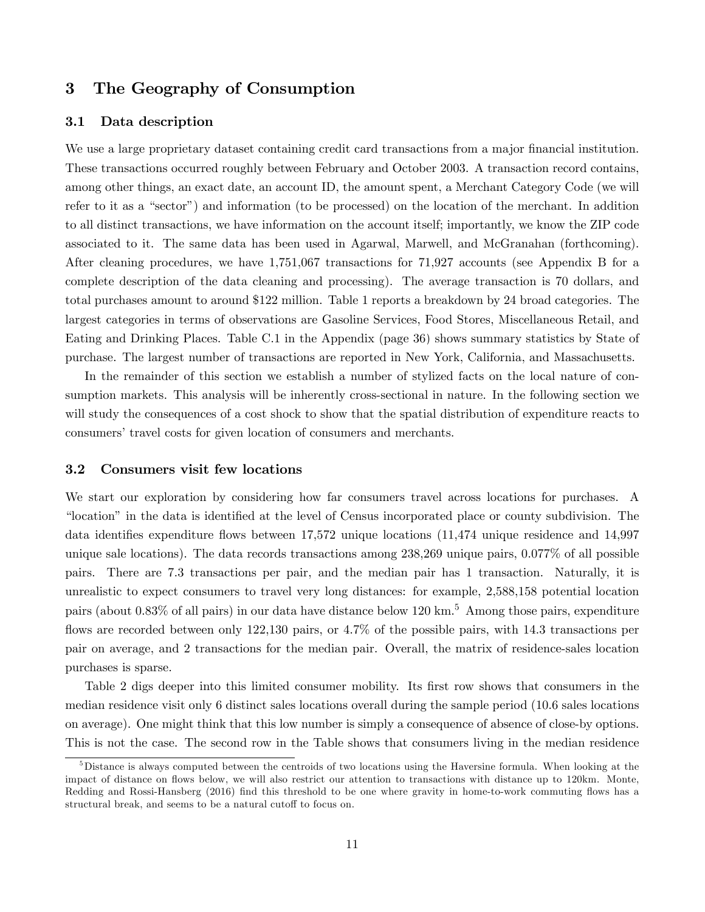## 3 The Geography of Consumption

### 3.1 Data description

We use a large proprietary dataset containing credit card transactions from a major financial institution. These transactions occurred roughly between February and October 2003. A transaction record contains, among other things, an exact date, an account ID, the amount spent, a Merchant Category Code (we will refer to it as a "sector") and information (to be processed) on the location of the merchant. In addition to all distinct transactions, we have information on the account itself; importantly, we know the ZIP code associated to it. The same data has been used in Agarwal, Marwell, and McGranahan (forthcoming). After cleaning procedures, we have 1,751,067 transactions for 71,927 accounts (see Appendix B for a complete description of the data cleaning and processing). The average transaction is 70 dollars, and total purchases amount to around $122 million. Table 1 reports a breakdown by 24 broad categories. The largest categories in terms of observations are Gasoline Services, Food Stores, Miscellaneous Retail, and Eating and Drinking Places. Table C.1 in the Appendix (page 36) shows summary statistics by State of purchase. The largest number of transactions are reported in New York, California, and Massachusetts.

In the remainder of this section we establish a number of stylized facts on the local nature of consumption markets. This analysis will be inherently cross-sectional in nature. In the following section we will study the consequences of a cost shock to show that the spatial distribution of expenditure reacts to consumers' travel costs for given location of consumers and merchants.

### 3.2 Consumers visit few locations

We start our exploration by considering how far consumers travel across locations for purchases. A "location" in the data is identified at the level of Census incorporated place or county subdivision. The data identifies expenditure flows between 17,572 unique locations (11,474 unique residence and 14,997 unique sale locations). The data records transactions among 238,269 unique pairs, 0.077% of all possible pairs. There are 7.3 transactions per pair, and the median pair has 1 transaction. Naturally, it is unrealistic to expect consumers to travel very long distances: for example, 2,588,158 potential location pairs (about 0.83% of all pairs) in our data have distance below 120 km.[5] Among those pairs, expenditure flows are recorded between only 122,130 pairs, or 4.7% of the possible pairs, with 14.3 transactions per pair on average, and 2 transactions for the median pair. Overall, the matrix of residence-sales location purchases is sparse.

Table 2 digs deeper into this limited consumer mobility. Its first row shows that consumers in the median residence visit only 6 distinct sales locations overall during the sample period (10.6 sales locations on average). One might think that this low number is simply a consequence of absence of close-by options. This is not the case. The second row in the Table shows that consumers living in the median residence

[5] Distance is always computed between the centroids of two locations using the Haversine formula. When looking at the impact of distance on flows below, we will also restrict our attention to transactions with distance up to 120km. Monte, Redding and Rossi-Hansberg (2016) find this threshold to be one where gravity in home-to-work commuting flows has a structural break, and seems to be a natural cutoff to focus on.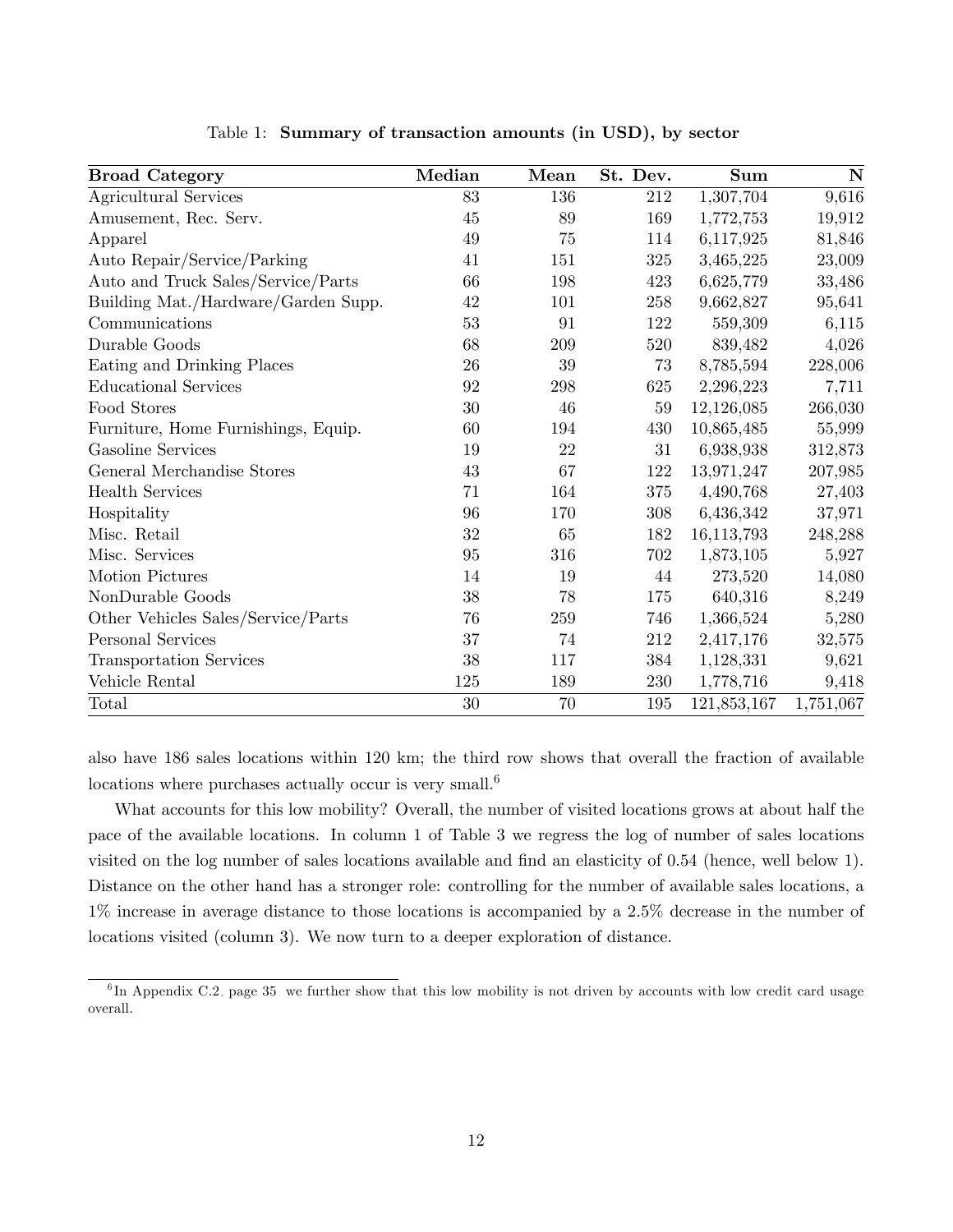Table 1: **Summary of transaction amounts (in USD), by sector**

| Broad Category | Median | Mean | St. Dev. | Sum | N |
|---|---|---|---|---|---|
| Agricultural Services | 83 | 136 | 212 | 1,307,704 | 9,616 |
| Amusement, Rec. Serv. | 45 | 89 | 169 | 1,772,753 | 19,912 |
| Apparel | 49 | 75 | 114 | 6,117,925 | 81,846 |
| Auto Repair/Service/Parking | 41 | 151 | 325 | 3,465,225 | 23,009 |
| Auto and Truck Sales/Service/Parts | 66 | 198 | 423 | 6,625,779 | 33,486 |
| Building Mat./Hardware/Garden Supp. | 42 | 101 | 258 | 9,662,827 | 95,641 |
| Communications | 53 | 91 | 122 | 559,309 | 6,115 |
| Durable Goods | 68 | 209 | 520 | 839,482 | 4,026 |
| Eating and Drinking Places | 26 | 39 | 73 | 8,785,594 | 228,006 |
| Educational Services | 92 | 298 | 625 | 2,296,223 | 7,711 |
| Food Stores | 30 | 46 | 59 | 12,126,085 | 266,030 |
| Furniture, Home Furnishings, Equip. | 60 | 194 | 430 | 10,865,485 | 55,999 |
| Gasoline Services | 19 | 22 | 31 | 6,938,938 | 312,873 |
| General Merchandise Stores | 43 | 67 | 122 | 13,971,247 | 207,985 |
| Health Services | 71 | 164 | 375 | 4,490,768 | 27,403 |
| Hospitality | 96 | 170 | 308 | 6,436,342 | 37,971 |
| Misc. Retail | 32 | 65 | 182 | 16,113,793 | 248,288 |
| Misc. Services | 95 | 316 | 702 | 1,873,105 | 5,927 |
| Motion Pictures | 14 | 19 | 44 | 273,520 | 14,080 |
| NonDurable Goods | 38 | 78 | 175 | 640,316 | 8,249 |
| Other Vehicles Sales/Service/Parts | 76 | 259 | 746 | 1,366,524 | 5,280 |
| Personal Services | 37 | 74 | 212 | 2,417,176 | 32,575 |
| Transportation Services | 38 | 117 | 384 | 1,128,331 | 9,621 |
| Vehicle Rental | 125 | 189 | 230 | 1,778,716 | 9,418 |
| Total | 30 | 70 | 195 | 121,853,167 | 1,751,067 |

also have 186 sales locations within 120 km; the third row shows that overall the fraction of available locations where purchases actually occur is very small.[6]

What accounts for this low mobility? Overall, the number of visited locations grows at about half the pace of the available locations. In column 1 of Table 3 we regress the log of number of sales locations visited on the log number of sales locations available and find an elasticity of 0.54 (hence, well below 1). Distance on the other hand has a stronger role: controlling for the number of available sales locations, a 1% increase in average distance to those locations is accompanied by a 2.5% decrease in the number of locations visited (column 3). We now turn to a deeper exploration of distance.

[6] In Appendix C.2, page 35 we further show that this low mobility is not driven by accounts with low credit card usage overall.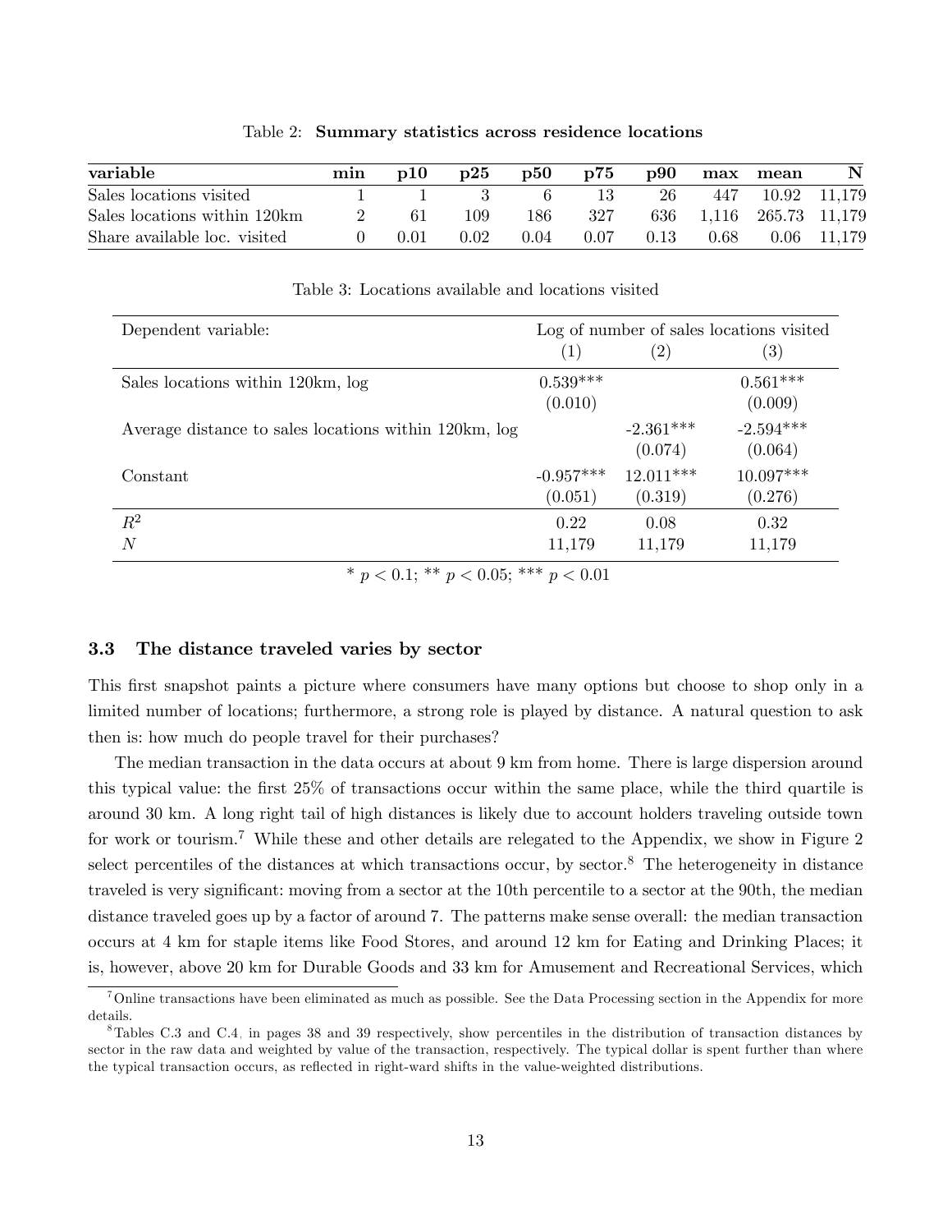Table 2: **Summary statistics across residence locations**

| variable | min | p10 | p25 | p50 | p75 | p90 | max | mean | N |
|---|---|---|---|---|---|---|---|---|---|
| Sales locations visited | 1 | 1 | 3 | 6 | 13 | 26 | 447 | 10.92 | 11,179 |
| Sales locations within 120km | 2 | 61 | 109 | 186 | 327 | 636 | 1,116 | 265.73 | 11,179 |
| Share available loc. visited | 0 | 0.01 | 0.02 | 0.04 | 0.07 | 0.13 | 0.68 | 0.06 | 11,179 |

Table 3: Locations available and locations visited

| Dependent variable: | Log of number of sales locations visited | | |
|---|---|---|---|
| | (1) | (2) | (3) |
| Sales locations within 120km, log | 0.539*** | | 0.561*** |
| | (0.010) | | (0.009) |
| Average distance to sales locations within 120km, log | | -2.361*** | -2.594*** |
| | | (0.074) | (0.064) |
| Constant | -0.957*** | 12.011*** | 10.097*** |
| | (0.051) | (0.319) | (0.276) |
| $R^2$ | 0.22 | 0.08 | 0.32 |
| $N$ | 11,179 | 11,179 | 11,179 |

* $p < 0.1$; ** $p < 0.05$; *** $p < 0.01$

### 3.3 The distance traveled varies by sector

This first snapshot paints a picture where consumers have many options but choose to shop only in a limited number of locations; furthermore, a strong role is played by distance. A natural question to ask then is: how much do people travel for their purchases?

The median transaction in the data occurs at about 9 km from home. There is large dispersion around this typical value: the first 25% of transactions occur within the same place, while the third quartile is around 30 km. A long right tail of high distances is likely due to account holders traveling outside town for work or tourism.[7] While these and other details are relegated to the Appendix, we show in Figure 2 select percentiles of the distances at which transactions occur, by sector.[8] The heterogeneity in distance traveled is very significant: moving from a sector at the 10th percentile to a sector at the 90th, the median distance traveled goes up by a factor of around 7. The patterns make sense overall: the median transaction occurs at 4 km for staple items like Food Stores, and around 12 km for Eating and Drinking Places; it is, however, above 20 km for Durable Goods and 33 km for Amusement and Recreational Services, which

[7] Online transactions have been eliminated as much as possible. See the Data Processing section in the Appendix for more details.

[8] Tables C.3 and C.4, in pages 38 and 39 respectively, show percentiles in the distribution of transaction distances by sector in the raw data and weighted by value of the transaction, respectively. The typical dollar is spent further than where the typical transaction occurs, as reflected in right-ward shifts in the value-weighted distributions.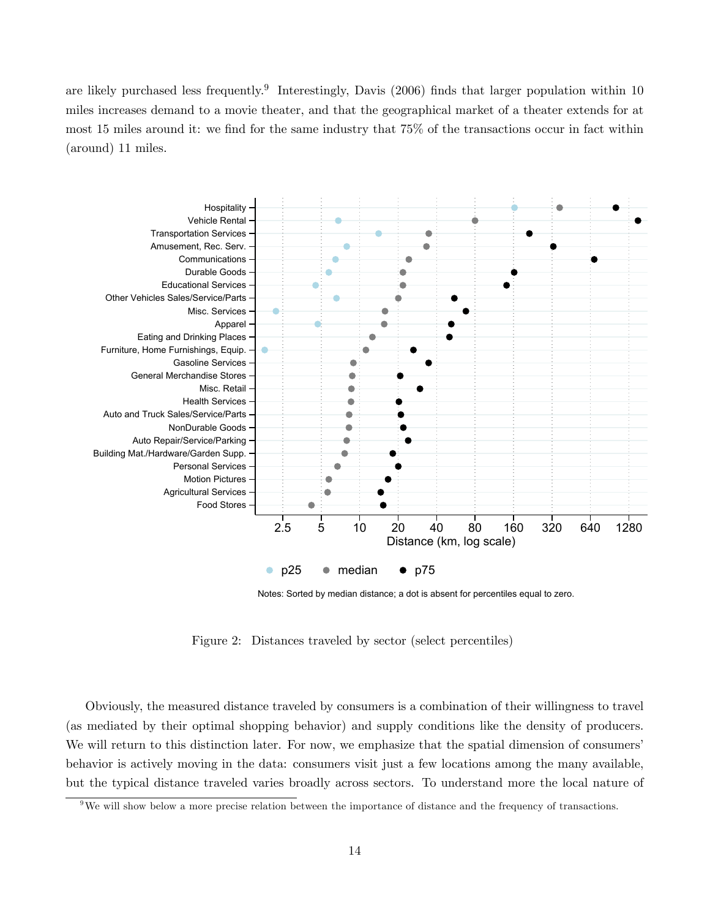are likely purchased less frequently.[9] Interestingly, Davis (2006) finds that larger population within 10 miles increases demand to a movie theater, and that the geographical market of a theater extends for at most 15 miles around it: we find for the same industry that 75% of the transactions occur in fact within (around) 11 miles.

Notes: Sorted by median distance; a dot is absent for percentiles equal to zero.

Figure 2: Distances traveled by sector (select percentiles)

Obviously, the measured distance traveled by consumers is a combination of their willingness to travel (as mediated by their optimal shopping behavior) and supply conditions like the density of producers. We will return to this distinction later. For now, we emphasize that the spatial dimension of consumers' behavior is actively moving in the data: consumers visit just a few locations among the many available, but the typical distance traveled varies broadly across sectors. To understand more the local nature of

[9] We will show below a more precise relation between the importance of distance and the frequency of transactions.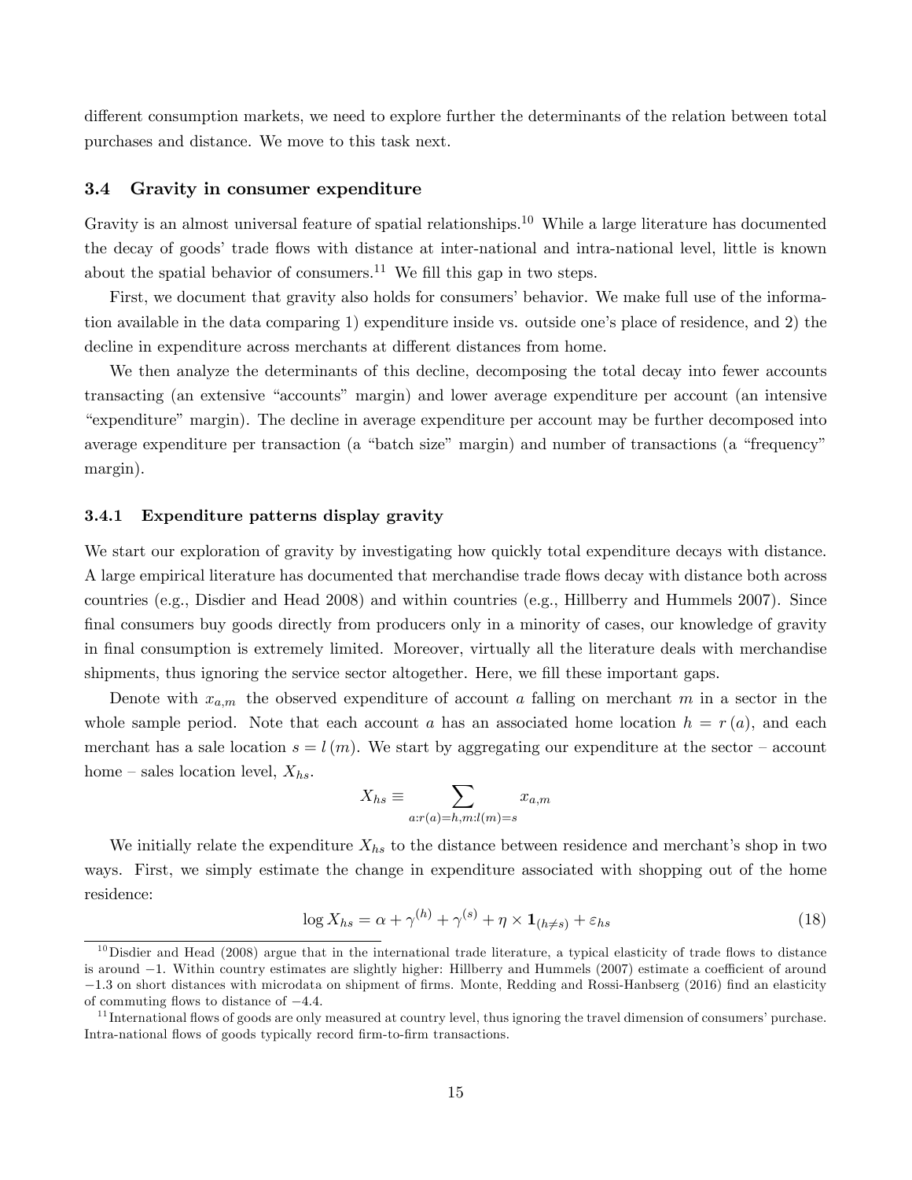different consumption markets, we need to explore further the determinants of the relation between total purchases and distance. We move to this task next.

### 3.4 Gravity in consumer expenditure

Gravity is an almost universal feature of spatial relationships.[10] While a large literature has documented the decay of goods' trade flows with distance at inter-national and intra-national level, little is known about the spatial behavior of consumers.[11] We fill this gap in two steps.

First, we document that gravity also holds for consumers' behavior. We make full use of the information available in the data comparing 1) expenditure inside vs. outside one's place of residence, and 2) the decline in expenditure across merchants at different distances from home.

We then analyze the determinants of this decline, decomposing the total decay into fewer accounts transacting (an extensive "accounts" margin) and lower average expenditure per account (an intensive "expenditure" margin). The decline in average expenditure per account may be further decomposed into average expenditure per transaction (a "batch size" margin) and number of transactions (a "frequency" margin).

#### 3.4.1 Expenditure patterns display gravity

We start our exploration of gravity by investigating how quickly total expenditure decays with distance. A large empirical literature has documented that merchandise trade flows decay with distance both across countries (e.g., Disdier and Head 2008) and within countries (e.g., Hillberry and Hummels 2007). Since final consumers buy goods directly from producers only in a minority of cases, our knowledge of gravity in final consumption is extremely limited. Moreover, virtually all the literature deals with merchandise shipments, thus ignoring the service sector altogether. Here, we fill these important gaps.

Denote with $x_{a,m}$ the observed expenditure of account $a$ falling on merchant $m$ in a sector in the whole sample period. Note that each account $a$ has an associated home location $h = r(a)$, and each merchant has a sale location $s = l(m)$. We start by aggregating our expenditure at the sector – account home – sales location level, $X_{hs}$.

$$X_{hs} \equiv \sum_{a:r(a)=h,m:l(m)=s} x_{a,m}$$

We initially relate the expenditure $X_{hs}$ to the distance between residence and merchant's shop in two ways. First, we simply estimate the change in expenditure associated with shopping out of the home residence:

$$\log X_{hs} = \alpha + \gamma^{(h)} + \gamma^{(s)} + \eta \times \mathbf{1}_{(h \neq s)} + \varepsilon_{hs} \tag{18}$$

[10] Disdier and Head (2008) argue that in the international trade literature, a typical elasticity of trade flows to distance is around $-1$. Within country estimates are slightly higher: Hillberry and Hummels (2007) estimate a coefficient of around $-1.3$ on short distances with microdata on shipment of firms. Monte, Redding and Rossi-Hanbsberg (2016) find an elasticity of commuting flows to distance of $-4.4$.

[11] International flows of goods are only measured at country level, thus ignoring the travel dimension of consumers' purchase. Intra-national flows of goods typically record firm-to-firm transactions.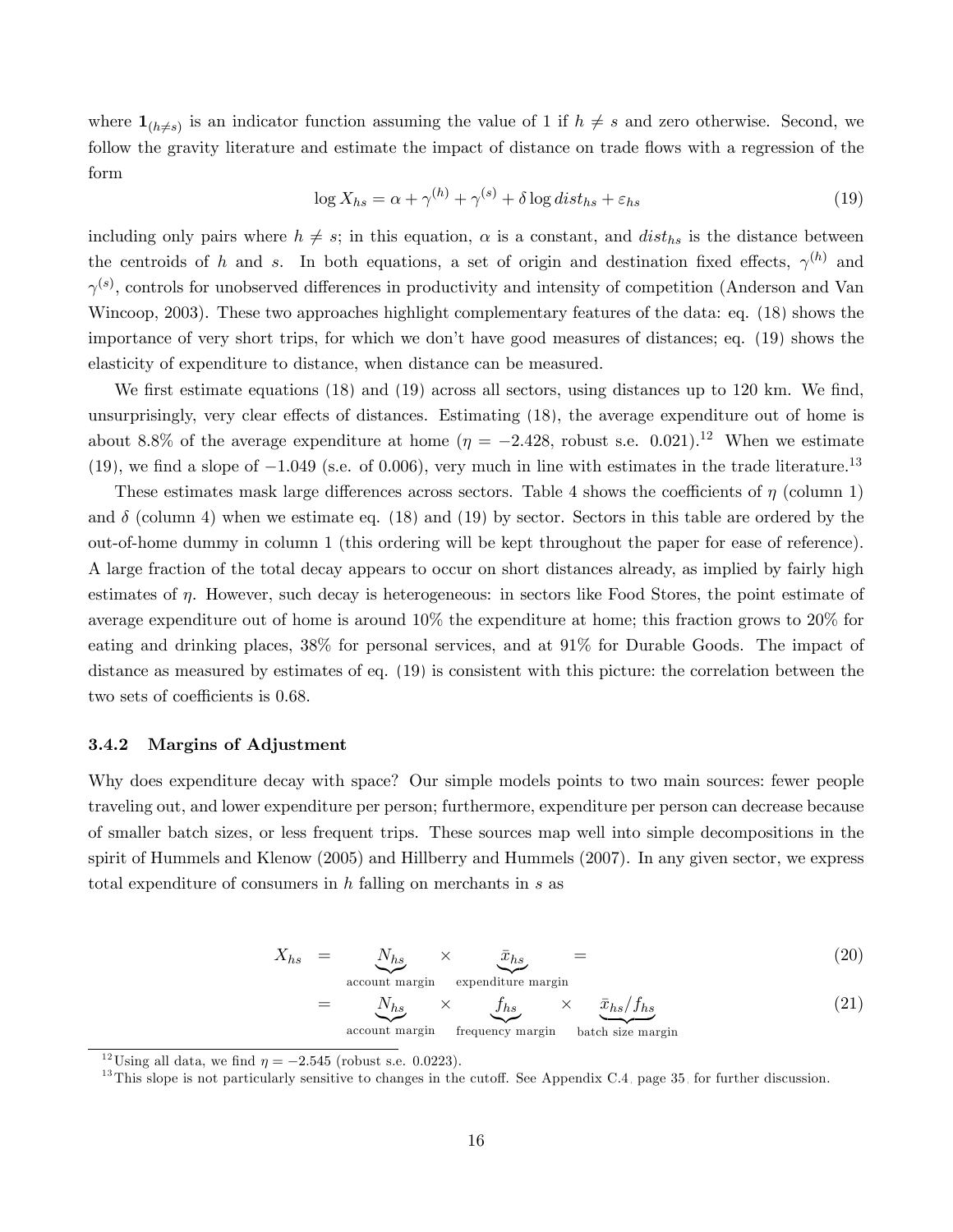where $\mathbf{1}_{(h \neq s)}$ is an indicator function assuming the value of 1 if $h \neq s$ and zero otherwise. Second, we follow the gravity literature and estimate the impact of distance on trade flows with a regression of the form

$$\log X_{hs} = \alpha + \gamma^{(h)} + \gamma^{(s)} + \delta \log dist_{hs} + \varepsilon_{hs} \tag{19}$$

including only pairs where $h \neq s$; in this equation, $\alpha$ is a constant, and $dist_{hs}$ is the distance between the centroids of $h$ and $s$. In both equations, a set of origin and destination fixed effects, $\gamma^{(h)}$ and $\gamma^{(s)}$, controls for unobserved differences in productivity and intensity of competition (Anderson and Van Wincoop, 2003). These two approaches highlight complementary features of the data: eq. (18) shows the importance of very short trips, for which we don't have good measures of distances; eq. (19) shows the elasticity of expenditure to distance, when distance can be measured.

We first estimate equations (18) and (19) across all sectors, using distances up to 120 km. We find, unsurprisingly, very clear effects of distances. Estimating (18), the average expenditure out of home is about 8.8% of the average expenditure at home ($\eta = -2.428$, robust s.e. 0.021).[12] When we estimate (19), we find a slope of $-1.049$ (s.e. of 0.006), very much in line with estimates in the trade literature.[13]

These estimates mask large differences across sectors. Table 4 shows the coefficients of $\eta$ (column 1) and $\delta$ (column 4) when we estimate eq. (18) and (19) by sector. Sectors in this table are ordered by the out-of-home dummy in column 1 (this ordering will be kept throughout the paper for ease of reference). A large fraction of the total decay appears to occur on short distances already, as implied by fairly high estimates of $\eta$. However, such decay is heterogeneous: in sectors like Food Stores, the point estimate of average expenditure out of home is around 10% the expenditure at home; this fraction grows to 20% for eating and drinking places, 38% for personal services, and at 91% for Durable Goods. The impact of distance as measured by estimates of eq. (19) is consistent with this picture: the correlation between the two sets of coefficients is 0.68.

### 3.4.2 Margins of Adjustment

Why does expenditure decay with space? Our simple models points to two main sources: fewer people traveling out, and lower expenditure per person; furthermore, expenditure per person can decrease because of smaller batch sizes, or less frequent trips. These sources map well into simple decompositions in the spirit of Hummels and Klenow (2005) and Hillberry and Hummels (2007). In any given sector, we express total expenditure of consumers in $h$ falling on merchants in $s$ as

$$X_{hs} = \underbrace{N_{hs}}_{\text{account margin}} \times \underbrace{\bar{x}_{hs}}_{\text{expenditure margin}} = \tag{20}$$

$$= \underbrace{N_{hs}}_{\text{account margin}} \times \underbrace{f_{hs}}_{\text{frequency margin}} \times \underbrace{\bar{x}_{hs}/f_{hs}}_{\text{batch size margin}} \tag{21}$$

---

[12] Using all data, we find $\eta = -2.545$ (robust s.e. 0.0223).

[13] This slope is not particularly sensitive to changes in the cutoff. See Appendix C.4, page 35, for further discussion.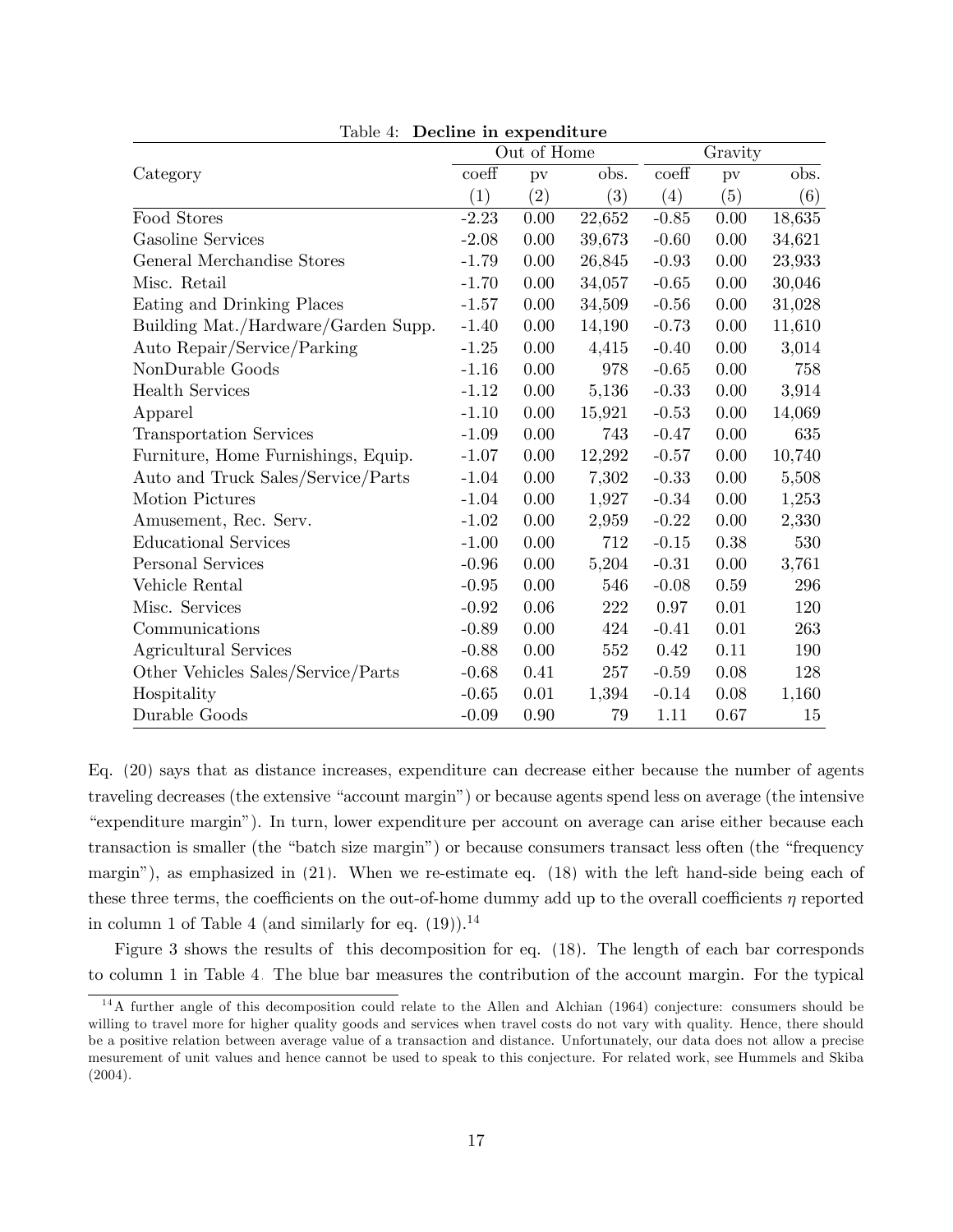Table 4: **Decline in expenditure**

| Category | Out of Home | | | Gravity | | |
|---|---|---|---|---|---|---|
| | coeff | pv | obs. | coeff | pv | obs. |
| | (1) | (2) | (3) | (4) | (5) | (6) |
| Food Stores | -2.23 | 0.00 | 22,652 | -0.85 | 0.00 | 18,635 |
| Gasoline Services | -2.08 | 0.00 | 39,673 | -0.60 | 0.00 | 34,621 |
| General Merchandise Stores | -1.79 | 0.00 | 26,845 | -0.93 | 0.00 | 23,933 |
| Misc. Retail | -1.70 | 0.00 | 34,057 | -0.65 | 0.00 | 30,046 |
| Eating and Drinking Places | -1.57 | 0.00 | 34,509 | -0.56 | 0.00 | 31,028 |
| Building Mat./Hardware/Garden Supp. | -1.40 | 0.00 | 14,190 | -0.73 | 0.00 | 11,610 |
| Auto Repair/Service/Parking | -1.25 | 0.00 | 4,415 | -0.40 | 0.00 | 3,014 |
| NonDurable Goods | -1.16 | 0.00 | 978 | -0.65 | 0.00 | 758 |
| Health Services | -1.12 | 0.00 | 5,136 | -0.33 | 0.00 | 3,914 |
| Apparel | -1.10 | 0.00 | 15,921 | -0.53 | 0.00 | 14,069 |
| Transportation Services | -1.09 | 0.00 | 743 | -0.47 | 0.00 | 635 |
| Furniture, Home Furnishings, Equip. | -1.07 | 0.00 | 12,292 | -0.57 | 0.00 | 10,740 |
| Auto and Truck Sales/Service/Parts | -1.04 | 0.00 | 7,302 | -0.33 | 0.00 | 5,508 |
| Motion Pictures | -1.04 | 0.00 | 1,927 | -0.34 | 0.00 | 1,253 |
| Amusement, Rec. Serv. | -1.02 | 0.00 | 2,959 | -0.22 | 0.00 | 2,330 |
| Educational Services | -1.00 | 0.00 | 712 | -0.15 | 0.38 | 530 |
| Personal Services | -0.96 | 0.00 | 5,204 | -0.31 | 0.00 | 3,761 |
| Vehicle Rental | -0.95 | 0.00 | 546 | -0.08 | 0.59 | 296 |
| Misc. Services | -0.92 | 0.06 | 222 | 0.97 | 0.01 | 120 |
| Communications | -0.89 | 0.00 | 424 | -0.41 | 0.01 | 263 |
| Agricultural Services | -0.88 | 0.00 | 552 | 0.42 | 0.11 | 190 |
| Other Vehicles Sales/Service/Parts | -0.68 | 0.41 | 257 | -0.59 | 0.08 | 128 |
| Hospitality | -0.65 | 0.01 | 1,394 | -0.14 | 0.08 | 1,160 |
| Durable Goods | -0.09 | 0.90 | 79 | 1.11 | 0.67 | 15 |

Eq. (20) says that as distance increases, expenditure can decrease either because the number of agents traveling decreases (the extensive "account margin") or because agents spend less on average (the intensive "expenditure margin"). In turn, lower expenditure per account on average can arise either because each transaction is smaller (the "batch size margin") or because consumers transact less often (the "frequency margin"), as emphasized in (21). When we re-estimate eq. (18) with the left hand-side being each of these three terms, the coefficients on the out-of-home dummy add up to the overall coefficients $\eta$ reported in column 1 of Table 4 (and similarly for eq. (19)).[14]

Figure 3 shows the results of this decomposition for eq. (18). The length of each bar corresponds to column 1 in Table 4. The blue bar measures the contribution of the account margin. For the typical

[14] A further angle of this decomposition could relate to the Allen and Alchian (1964) conjecture: consumers should be willing to travel more for higher quality goods and services when travel costs do not vary with quality. Hence, there should be a positive relation between average value of a transaction and distance. Unfortunately, our data does not allow a precise mesurement of unit values and hence cannot be used to speak to this conjecture. For related work, see Hummels and Skiba (2004).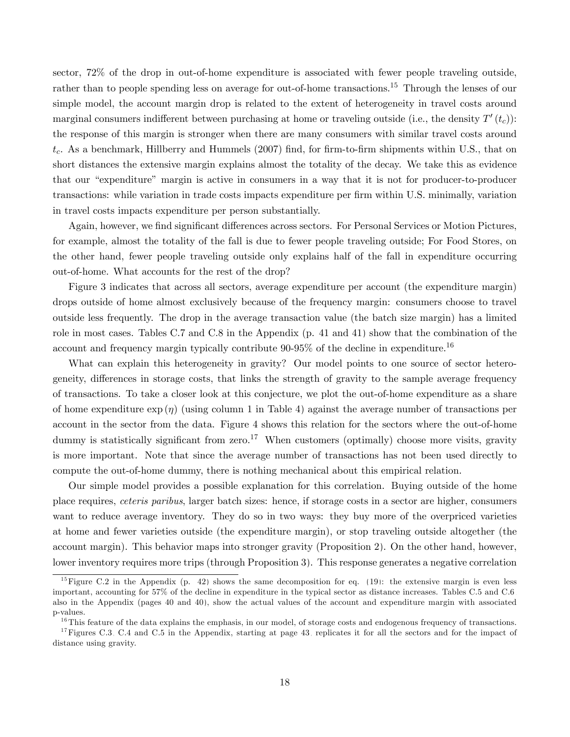sector, 72% of the drop in out-of-home expenditure is associated with fewer people traveling outside, rather than to people spending less on average for out-of-home transactions.[15] Through the lenses of our simple model, the account margin drop is related to the extent of heterogeneity in travel costs around marginal consumers indifferent between purchasing at home or traveling outside (i.e., the density $T'(t_c)$): the response of this margin is stronger when there are many consumers with similar travel costs around $t_c$. As a benchmark, Hillberry and Hummels (2007) find, for firm-to-firm shipments within U.S., that on short distances the extensive margin explains almost the totality of the decay. We take this as evidence that our "expenditure" margin is active in consumers in a way that it is not for producer-to-producer transactions: while variation in trade costs impacts expenditure per firm within U.S. minimally, variation in travel costs impacts expenditure per person substantially.

Again, however, we find significant differences across sectors. For Personal Services or Motion Pictures, for example, almost the totality of the fall is due to fewer people traveling outside; For Food Stores, on the other hand, fewer people traveling outside only explains half of the fall in expenditure occurring out-of-home. What accounts for the rest of the drop?

Figure 3 indicates that across all sectors, average expenditure per account (the expenditure margin) drops outside of home almost exclusively because of the frequency margin: consumers choose to travel outside less frequently. The drop in the average transaction value (the batch size margin) has a limited role in most cases. Tables C.7 and C.8 in the Appendix (p. 41 and 41) show that the combination of the account and frequency margin typically contribute 90-95% of the decline in expenditure.[16]

What can explain this heterogeneity in gravity? Our model points to one source of sector heterogeneity, differences in storage costs, that links the strength of gravity to the sample average frequency of transactions. To take a closer look at this conjecture, we plot the out-of-home expenditure as a share of home expenditure $\exp(\eta)$ (using column 1 in Table 4) against the average number of transactions per account in the sector from the data. Figure 4 shows this relation for the sectors where the out-of-home dummy is statistically significant from zero.[17] When customers (optimally) choose more visits, gravity is more important. Note that since the average number of transactions has not been used directly to compute the out-of-home dummy, there is nothing mechanical about this empirical relation.

Our simple model provides a possible explanation for this correlation. Buying outside of the home place requires, *ceteris paribus*, larger batch sizes: hence, if storage costs in a sector are higher, consumers want to reduce average inventory. They do so in two ways: they buy more of the overpriced varieties at home and fewer varieties outside (the expenditure margin), or stop traveling outside altogether (the account margin). This behavior maps into stronger gravity (Proposition 2). On the other hand, however, lower inventory requires more trips (through Proposition 3). This response generates a negative correlation

[15] Figure C.2 in the Appendix (p. 42) shows the same decomposition for eq. (19): the extensive margin is even less important, accounting for 57% of the decline in expenditure in the typical sector as distance increases. Tables C.5 and C.6 also in the Appendix (pages 40 and 40), show the actual values of the account and expenditure margin with associated p-values.

[16] This feature of the data explains the emphasis, in our model, of storage costs and endogenous frequency of transactions.

[17] Figures C.3, C.4 and C.5 in the Appendix, starting at page 43, replicates it for all the sectors and for the impact of distance using gravity.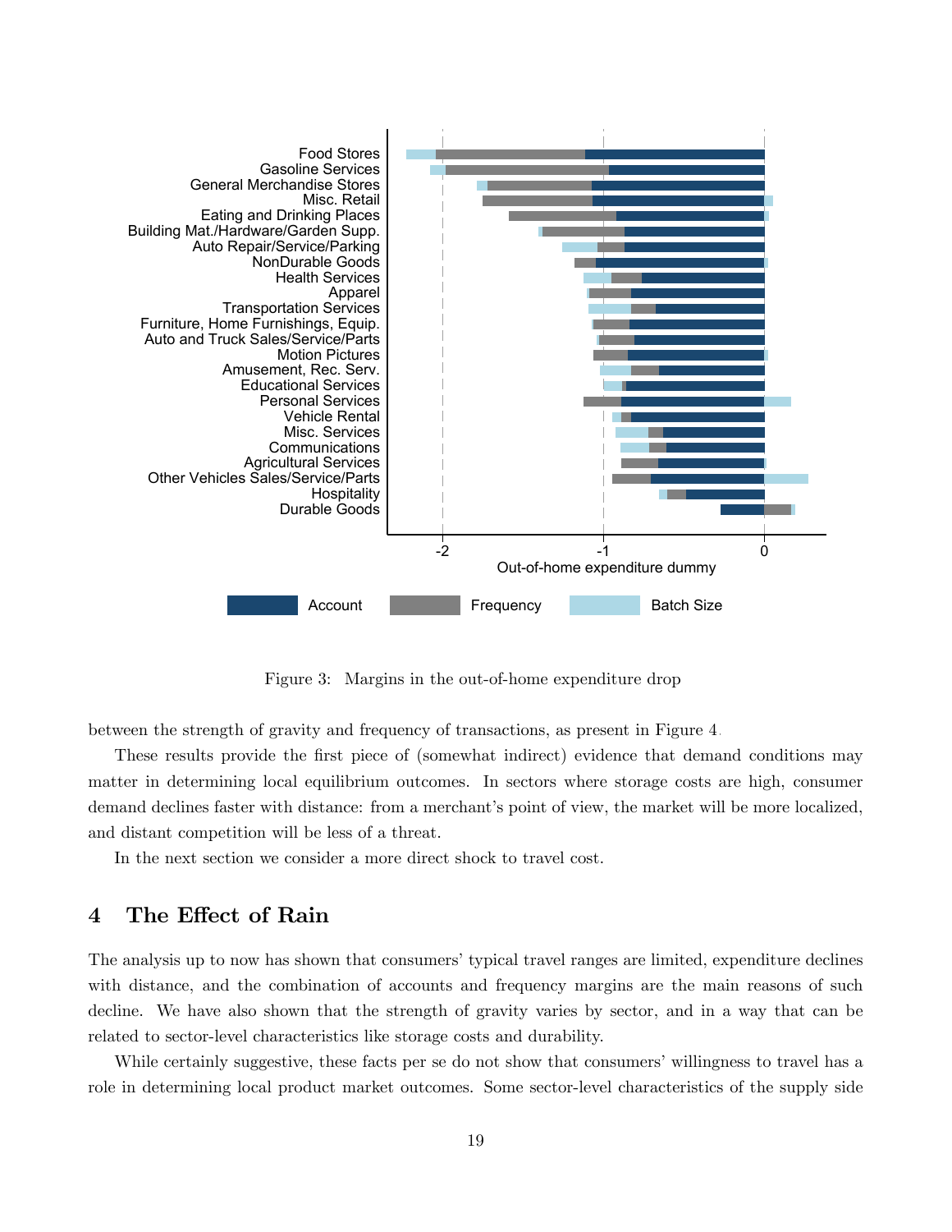Figure 3: Margins in the out-of-home expenditure drop

between the strength of gravity and frequency of transactions, as present in Figure 4.

These results provide the first piece of (somewhat indirect) evidence that demand conditions may matter in determining local equilibrium outcomes. In sectors where storage costs are high, consumer demand declines faster with distance: from a merchant's point of view, the market will be more localized, and distant competition will be less of a threat.

In the next section we consider a more direct shock to travel cost.

## 4 The Effect of Rain

The analysis up to now has shown that consumers' typical travel ranges are limited, expenditure declines with distance, and the combination of accounts and frequency margins are the main reasons of such decline. We have also shown that the strength of gravity varies by sector, and in a way that can be related to sector-level characteristics like storage costs and durability.

While certainly suggestive, these facts per se do not show that consumers' willingness to travel has a role in determining local product market outcomes. Some sector-level characteristics of the supply side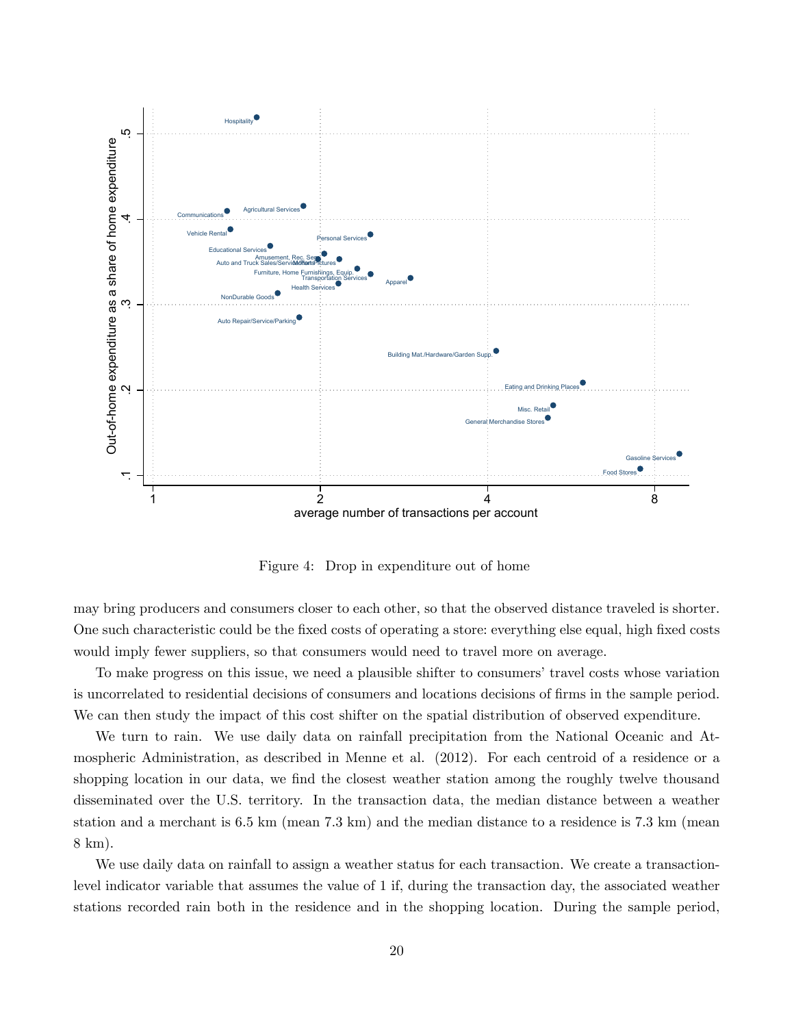Figure 4: Drop in expenditure out of home

may bring producers and consumers closer to each other, so that the observed distance traveled is shorter. One such characteristic could be the fixed costs of operating a store: everything else equal, high fixed costs would imply fewer suppliers, so that consumers would need to travel more on average.

To make progress on this issue, we need a plausible shifter to consumers' travel costs whose variation is uncorrelated to residential decisions of consumers and locations decisions of firms in the sample period. We can then study the impact of this cost shifter on the spatial distribution of observed expenditure.

We turn to rain. We use daily data on rainfall precipitation from the National Oceanic and Atmospheric Administration, as described in Menne et al. (2012). For each centroid of a residence or a shopping location in our data, we find the closest weather station among the roughly twelve thousand disseminated over the U.S. territory. In the transaction data, the median distance between a weather station and a merchant is 6.5 km (mean 7.3 km) and the median distance to a residence is 7.3 km (mean 8 km).

We use daily data on rainfall to assign a weather status for each transaction. We create a transaction-level indicator variable that assumes the value of 1 if, during the transaction day, the associated weather stations recorded rain both in the residence and in the shopping location. During the sample period,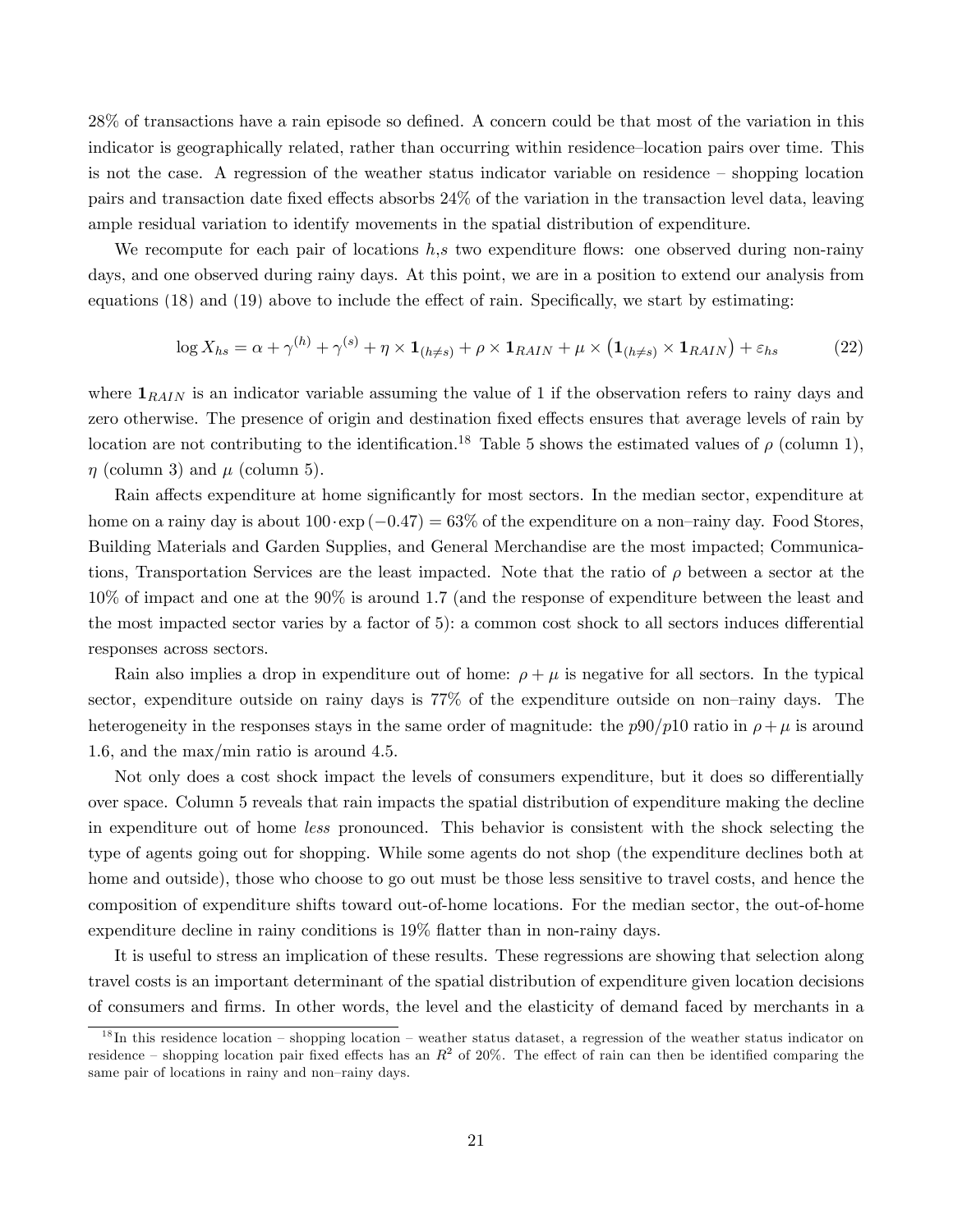28% of transactions have a rain episode so defined. A concern could be that most of the variation in this indicator is geographically related, rather than occurring within residence–location pairs over time. This is not the case. A regression of the weather status indicator variable on residence – shopping location pairs and transaction date fixed effects absorbs 24% of the variation in the transaction level data, leaving ample residual variation to identify movements in the spatial distribution of expenditure.

We recompute for each pair of locations $h$,$s$ two expenditure flows: one observed during non-rainy days, and one observed during rainy days. At this point, we are in a position to extend our analysis from equations (18) and (19) above to include the effect of rain. Specifically, we start by estimating:

$$\log X_{hs} = \alpha + \gamma^{(h)} + \gamma^{(s)} + \eta \times \mathbf{1}_{(h \neq s)} + \rho \times \mathbf{1}_{RAIN} + \mu \times \left(\mathbf{1}_{(h \neq s)} \times \mathbf{1}_{RAIN}\right) + \varepsilon_{hs} \tag{22}$$

where $\mathbf{1}_{RAIN}$ is an indicator variable assuming the value of 1 if the observation refers to rainy days and zero otherwise. The presence of origin and destination fixed effects ensures that average levels of rain by location are not contributing to the identification.[18] Table 5 shows the estimated values of $\rho$ (column 1), $\eta$ (column 3) and $\mu$ (column 5).

Rain affects expenditure at home significantly for most sectors. In the median sector, expenditure at home on a rainy day is about $100 \cdot \exp(-0.47) = 63\%$ of the expenditure on a non–rainy day. Food Stores, Building Materials and Garden Supplies, and General Merchandise are the most impacted; Communications, Transportation Services are the least impacted. Note that the ratio of $\rho$ between a sector at the 10% of impact and one at the 90% is around 1.7 (and the response of expenditure between the least and the most impacted sector varies by a factor of 5): a common cost shock to all sectors induces differential responses across sectors.

Rain also implies a drop in expenditure out of home: $\rho + \mu$ is negative for all sectors. In the typical sector, expenditure outside on rainy days is 77% of the expenditure outside on non–rainy days. The heterogeneity in the responses stays in the same order of magnitude: the $p90/p10$ ratio in $\rho + \mu$ is around 1.6, and the max/min ratio is around 4.5.

Not only does a cost shock impact the levels of consumers expenditure, but it does so differentially over space. Column 5 reveals that rain impacts the spatial distribution of expenditure making the decline in expenditure out of home *less* pronounced. This behavior is consistent with the shock selecting the type of agents going out for shopping. While some agents do not shop (the expenditure declines both at home and outside), those who choose to go out must be those less sensitive to travel costs, and hence the composition of expenditure shifts toward out-of-home locations. For the median sector, the out-of-home expenditure decline in rainy conditions is 19% flatter than in non-rainy days.

It is useful to stress an implication of these results. These regressions are showing that selection along travel costs is an important determinant of the spatial distribution of expenditure given location decisions of consumers and firms. In other words, the level and the elasticity of demand faced by merchants in a

[18] In this residence location – shopping location – weather status dataset, a regression of the weather status indicator on residence – shopping location pair fixed effects has an $R^2$ of 20%. The effect of rain can then be identified comparing the same pair of locations in rainy and non–rainy days.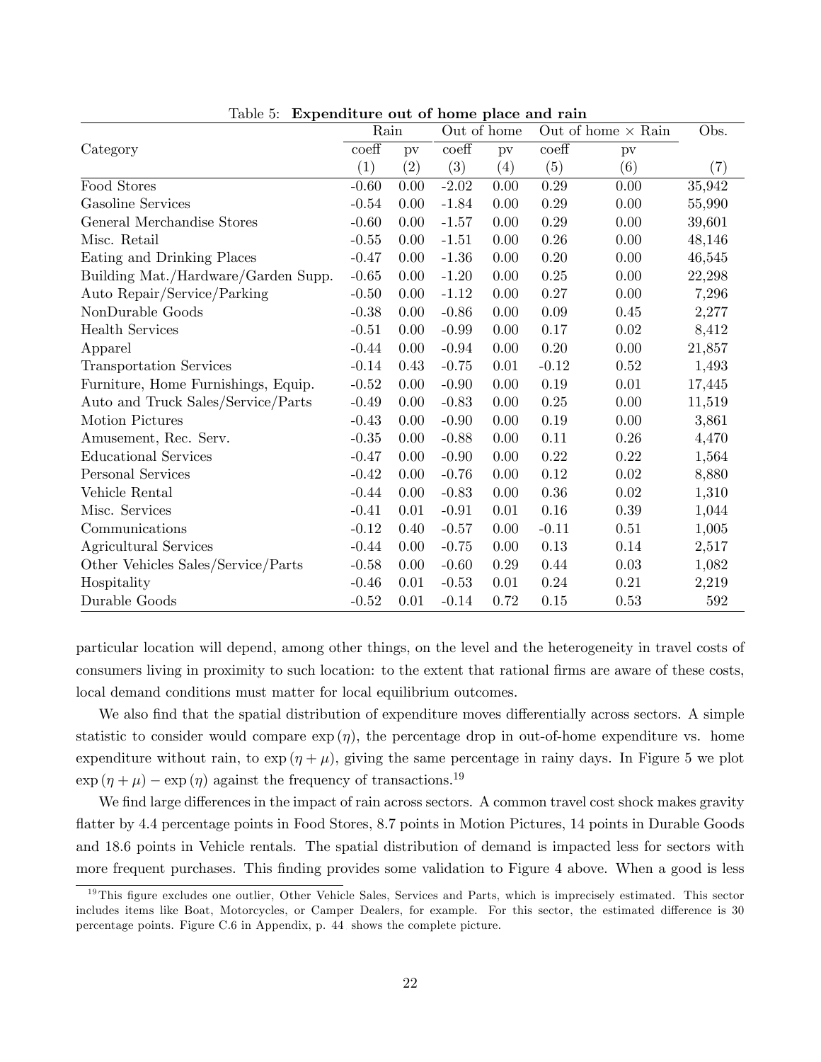Table 5: **Expenditure out of home place and rain**

| Category | Rain | | Out of home | | Out of home × Rain | | Obs. |
|---|---|---|---|---|---|---|---|
| | coeff | pv | coeff | pv | coeff | pv | |
| | (1) | (2) | (3) | (4) | (5) | (6) | (7) |
| Food Stores | -0.60 | 0.00 | -2.02 | 0.00 | 0.29 | 0.00 | 35,942 |
| Gasoline Services | -0.54 | 0.00 | -1.84 | 0.00 | 0.29 | 0.00 | 55,990 |
| General Merchandise Stores | -0.60 | 0.00 | -1.57 | 0.00 | 0.29 | 0.00 | 39,601 |
| Misc. Retail | -0.55 | 0.00 | -1.51 | 0.00 | 0.26 | 0.00 | 48,146 |
| Eating and Drinking Places | -0.47 | 0.00 | -1.36 | 0.00 | 0.20 | 0.00 | 46,545 |
| Building Mat./Hardware/Garden Supp. | -0.65 | 0.00 | -1.20 | 0.00 | 0.25 | 0.00 | 22,298 |
| Auto Repair/Service/Parking | -0.50 | 0.00 | -1.12 | 0.00 | 0.27 | 0.00 | 7,296 |
| NonDurable Goods | -0.38 | 0.00 | -0.86 | 0.00 | 0.09 | 0.45 | 2,277 |
| Health Services | -0.51 | 0.00 | -0.99 | 0.00 | 0.17 | 0.02 | 8,412 |
| Apparel | -0.44 | 0.00 | -0.94 | 0.00 | 0.20 | 0.00 | 21,857 |
| Transportation Services | -0.14 | 0.43 | -0.75 | 0.01 | -0.12 | 0.52 | 1,493 |
| Furniture, Home Furnishings, Equip. | -0.52 | 0.00 | -0.90 | 0.00 | 0.19 | 0.01 | 17,445 |
| Auto and Truck Sales/Service/Parts | -0.49 | 0.00 | -0.83 | 0.00 | 0.25 | 0.00 | 11,519 |
| Motion Pictures | -0.43 | 0.00 | -0.90 | 0.00 | 0.19 | 0.00 | 3,861 |
| Amusement, Rec. Serv. | -0.35 | 0.00 | -0.88 | 0.00 | 0.11 | 0.26 | 4,470 |
| Educational Services | -0.47 | 0.00 | -0.90 | 0.00 | 0.22 | 0.22 | 1,564 |
| Personal Services | -0.42 | 0.00 | -0.76 | 0.00 | 0.12 | 0.02 | 8,880 |
| Vehicle Rental | -0.44 | 0.00 | -0.83 | 0.00 | 0.36 | 0.02 | 1,310 |
| Misc. Services | -0.41 | 0.01 | -0.91 | 0.01 | 0.16 | 0.39 | 1,044 |
| Communications | -0.12 | 0.40 | -0.57 | 0.00 | -0.11 | 0.51 | 1,005 |
| Agricultural Services | -0.44 | 0.00 | -0.75 | 0.00 | 0.13 | 0.14 | 2,517 |
| Other Vehicles Sales/Service/Parts | -0.58 | 0.00 | -0.60 | 0.29 | 0.44 | 0.03 | 1,082 |
| Hospitality | -0.46 | 0.01 | -0.53 | 0.01 | 0.24 | 0.21 | 2,219 |
| Durable Goods | -0.52 | 0.01 | -0.14 | 0.72 | 0.15 | 0.53 | 592 |

particular location will depend, among other things, on the level and the heterogeneity in travel costs of consumers living in proximity to such location: to the extent that rational firms are aware of these costs, local demand conditions must matter for local equilibrium outcomes.

We also find that the spatial distribution of expenditure moves differentially across sectors. A simple statistic to consider would compare $\exp(\eta)$, the percentage drop in out-of-home expenditure vs. home expenditure without rain, to $\exp(\eta + \mu)$, giving the same percentage in rainy days. In Figure 5 we plot $\exp(\eta + \mu) - \exp(\eta)$ against the frequency of transactions.[19]

We find large differences in the impact of rain across sectors. A common travel cost shock makes gravity flatter by 4.4 percentage points in Food Stores, 8.7 points in Motion Pictures, 14 points in Durable Goods and 18.6 points in Vehicle rentals. The spatial distribution of demand is impacted less for sectors with more frequent purchases. This finding provides some validation to Figure 4 above. When a good is less

[19] This figure excludes one outlier, Other Vehicle Sales, Services and Parts, which is imprecisely estimated. This sector includes items like Boat, Motorcycles, or Camper Dealers, for example. For this sector, the estimated difference is 30 percentage points. Figure C.6 in Appendix, p. 44 shows the complete picture.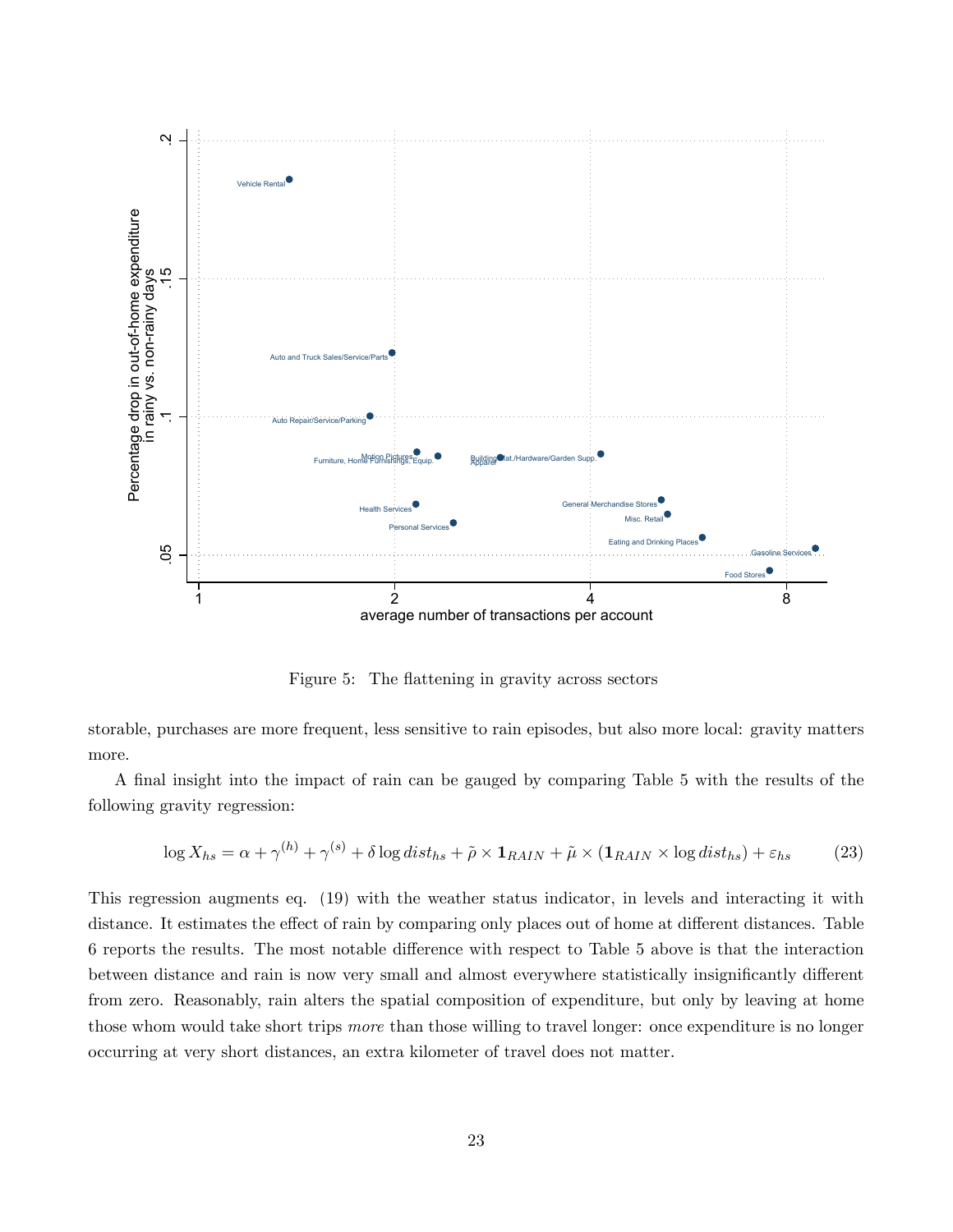Figure 5: The flattening in gravity across sectors

storable, purchases are more frequent, less sensitive to rain episodes, but also more local: gravity matters more.

A final insight into the impact of rain can be gauged by comparing Table 5 with the results of the following gravity regression:

$$\log X_{hs} = \alpha + \gamma^{(h)} + \gamma^{(s)} + \delta \log dist_{hs} + \tilde{\rho} \times \mathbf{1}_{RAIN} + \tilde{\mu} \times (\mathbf{1}_{RAIN} \times \log dist_{hs}) + \varepsilon_{hs} \qquad (23)$$

This regression augments eq. (19) with the weather status indicator, in levels and interacting it with distance. It estimates the effect of rain by comparing only places out of home at different distances. Table 6 reports the results. The most notable difference with respect to Table 5 above is that the interaction between distance and rain is now very small and almost everywhere statistically insignificantly different from zero. Reasonably, rain alters the spatial composition of expenditure, but only by leaving at home those whom would take short trips *more* than those willing to travel longer: once expenditure is no longer occurring at very short distances, an extra kilometer of travel does not matter.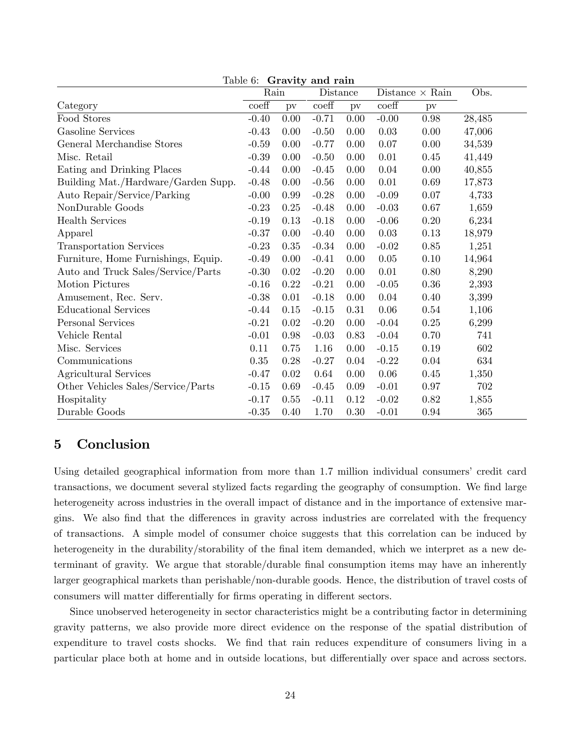Table 6: **Gravity and rain**

| | Rain | | Distance | | Distance × Rain | | Obs. |
|---|---|---|---|---|---|---|---|
| Category | coeff | pv | coeff | pv | coeff | pv | |
| Food Stores | -0.40 | 0.00 | -0.71 | 0.00 | -0.00 | 0.98 | 28,485 |
| Gasoline Services | -0.43 | 0.00 | -0.50 | 0.00 | 0.03 | 0.00 | 47,006 |
| General Merchandise Stores | -0.59 | 0.00 | -0.77 | 0.00 | 0.07 | 0.00 | 34,539 |
| Misc. Retail | -0.39 | 0.00 | -0.50 | 0.00 | 0.01 | 0.45 | 41,449 |
| Eating and Drinking Places | -0.44 | 0.00 | -0.45 | 0.00 | 0.04 | 0.00 | 40,855 |
| Building Mat./Hardware/Garden Supp. | -0.48 | 0.00 | -0.56 | 0.00 | 0.01 | 0.69 | 17,873 |
| Auto Repair/Service/Parking | -0.00 | 0.99 | -0.28 | 0.00 | -0.09 | 0.07 | 4,733 |
| NonDurable Goods | -0.23 | 0.25 | -0.48 | 0.00 | -0.03 | 0.67 | 1,659 |
| Health Services | -0.19 | 0.13 | -0.18 | 0.00 | -0.06 | 0.20 | 6,234 |
| Apparel | -0.37 | 0.00 | -0.40 | 0.00 | 0.03 | 0.13 | 18,979 |
| Transportation Services | -0.23 | 0.35 | -0.34 | 0.00 | -0.02 | 0.85 | 1,251 |
| Furniture, Home Furnishings, Equip. | -0.49 | 0.00 | -0.41 | 0.00 | 0.05 | 0.10 | 14,964 |
| Auto and Truck Sales/Service/Parts | -0.30 | 0.02 | -0.20 | 0.00 | 0.01 | 0.80 | 8,290 |
| Motion Pictures | -0.16 | 0.22 | -0.21 | 0.00 | -0.05 | 0.36 | 2,393 |
| Amusement, Rec. Serv. | -0.38 | 0.01 | -0.18 | 0.00 | 0.04 | 0.40 | 3,399 |
| Educational Services | -0.44 | 0.15 | -0.15 | 0.31 | 0.06 | 0.54 | 1,106 |
| Personal Services | -0.21 | 0.02 | -0.20 | 0.00 | -0.04 | 0.25 | 6,299 |
| Vehicle Rental | -0.01 | 0.98 | -0.03 | 0.83 | -0.04 | 0.70 | 741 |
| Misc. Services | 0.11 | 0.75 | 1.16 | 0.00 | -0.15 | 0.19 | 602 |
| Communications | 0.35 | 0.28 | -0.27 | 0.04 | -0.22 | 0.04 | 634 |
| Agricultural Services | -0.47 | 0.02 | 0.64 | 0.00 | 0.06 | 0.45 | 1,350 |
| Other Vehicles Sales/Service/Parts | -0.15 | 0.69 | -0.45 | 0.09 | -0.01 | 0.97 | 702 |
| Hospitality | -0.17 | 0.55 | -0.11 | 0.12 | -0.02 | 0.82 | 1,855 |
| Durable Goods | -0.35 | 0.40 | 1.70 | 0.30 | -0.01 | 0.94 | 365 |

## 5 Conclusion

Using detailed geographical information from more than 1.7 million individual consumers' credit card transactions, we document several stylized facts regarding the geography of consumption. We find large heterogeneity across industries in the overall impact of distance and in the importance of extensive margins. We also find that the differences in gravity across industries are correlated with the frequency of transactions. A simple model of consumer choice suggests that this correlation can be induced by heterogeneity in the durability/storability of the final item demanded, which we interpret as a new determinant of gravity. We argue that storable/durable final consumption items may have an inherently larger geographical markets than perishable/non-durable goods. Hence, the distribution of travel costs of consumers will matter differentially for firms operating in different sectors.

Since unobserved heterogeneity in sector characteristics might be a contributing factor in determining gravity patterns, we also provide more direct evidence on the response of the spatial distribution of expenditure to travel costs shocks. We find that rain reduces expenditure of consumers living in a particular place both at home and in outside locations, but differentially over space and across sectors.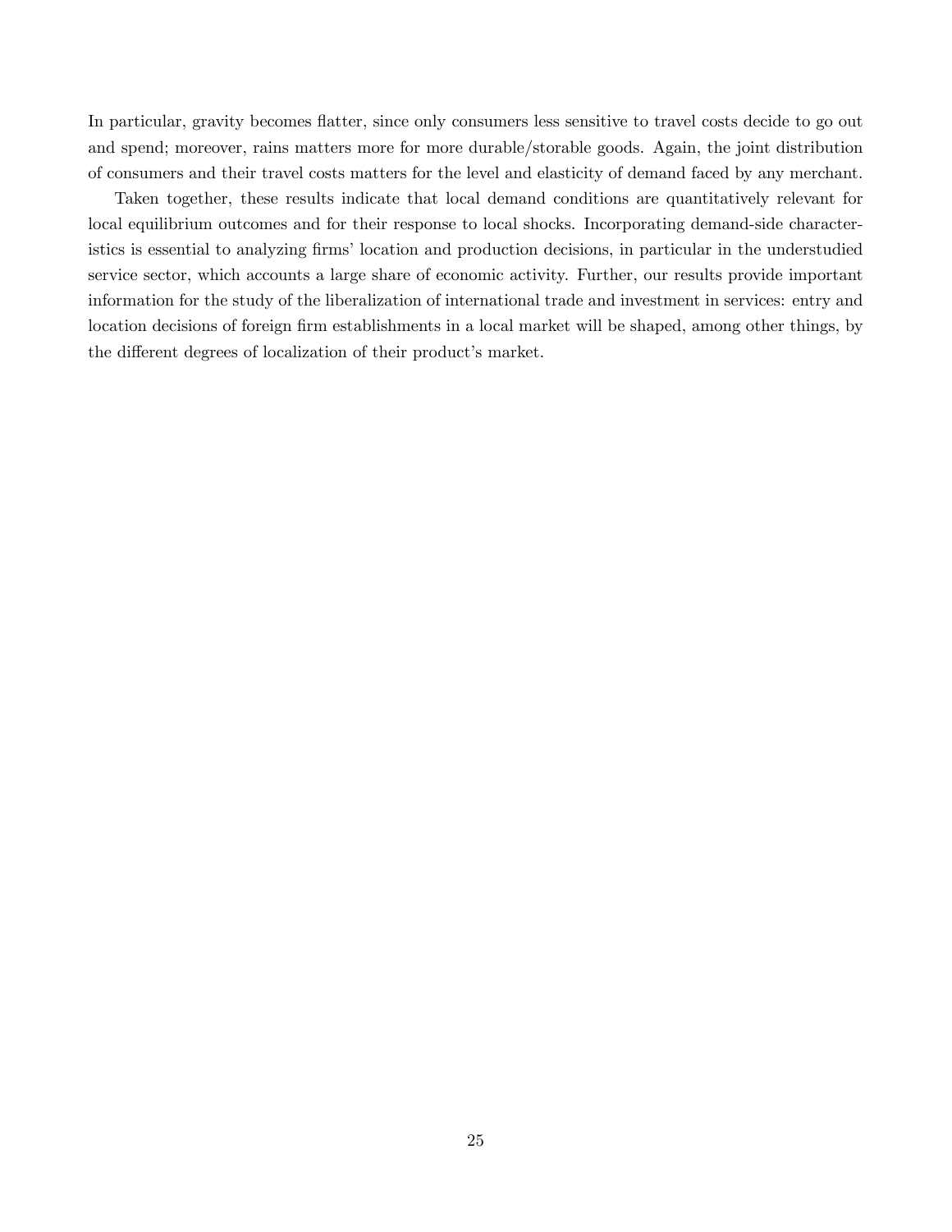In particular, gravity becomes flatter, since only consumers less sensitive to travel costs decide to go out and spend; moreover, rains matters more for more durable/storable goods. Again, the joint distribution of consumers and their travel costs matters for the level and elasticity of demand faced by any merchant.

Taken together, these results indicate that local demand conditions are quantitatively relevant for local equilibrium outcomes and for their response to local shocks. Incorporating demand-side characteristics is essential to analyzing firms' location and production decisions, in particular in the understudied service sector, which accounts a large share of economic activity. Further, our results provide important information for the study of the liberalization of international trade and investment in services: entry and location decisions of foreign firm establishments in a local market will be shaped, among other things, by the different degrees of localization of their product's market.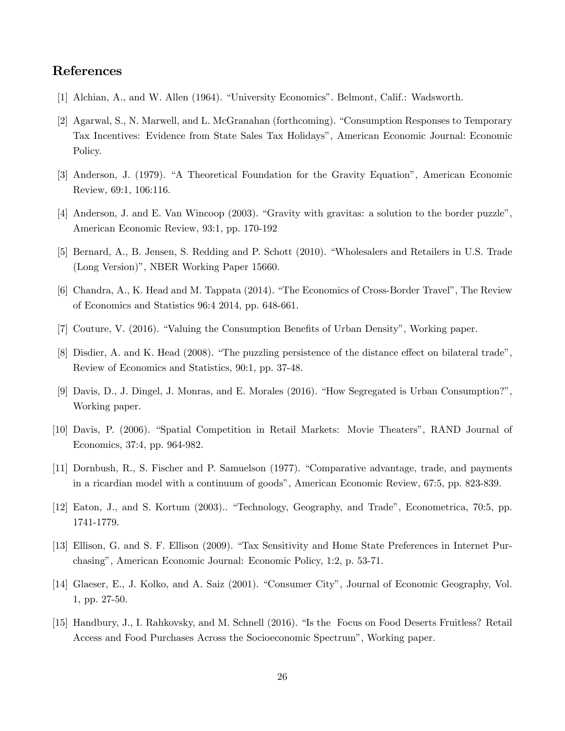## References

[1] Alchian, A., and W. Allen (1964). "University Economics". Belmont, Calif.: Wadsworth.

[2] Agarwal, S., N. Marwell, and L. McGranahan (forthcoming). "Consumption Responses to Temporary Tax Incentives: Evidence from State Sales Tax Holidays", American Economic Journal: Economic Policy.

[3] Anderson, J. (1979). "A Theoretical Foundation for the Gravity Equation", American Economic Review, 69:1, 106:116.

[4] Anderson, J. and E. Van Wincoop (2003). "Gravity with gravitas: a solution to the border puzzle", American Economic Review, 93:1, pp. 170-192

[5] Bernard, A., B. Jensen, S. Redding and P. Schott (2010). "Wholesalers and Retailers in U.S. Trade (Long Version)", NBER Working Paper 15660.

[6] Chandra, A., K. Head and M. Tappata (2014). "The Economics of Cross-Border Travel", The Review of Economics and Statistics 96:4 2014, pp. 648-661.

[7] Couture, V. (2016). "Valuing the Consumption Benefits of Urban Density", Working paper.

[8] Disdier, A. and K. Head (2008). "The puzzling persistence of the distance effect on bilateral trade", Review of Economics and Statistics, 90:1, pp. 37-48.

[9] Davis, D., J. Dingel, J. Monras, and E. Morales (2016). "How Segregated is Urban Consumption?", Working paper.

[10] Davis, P. (2006). "Spatial Competition in Retail Markets: Movie Theaters", RAND Journal of Economics, 37:4, pp. 964-982.

[11] Dornbush, R., S. Fischer and P. Samuelson (1977). "Comparative advantage, trade, and payments in a ricardian model with a continuum of goods", American Economic Review, 67:5, pp. 823-839.

[12] Eaton, J., and S. Kortum (2003).. "Technology, Geography, and Trade", Econometrica, 70:5, pp. 1741-1779.

[13] Ellison, G. and S. F. Ellison (2009). "Tax Sensitivity and Home State Preferences in Internet Purchasing", American Economic Journal: Economic Policy, 1:2, p. 53-71.

[14] Glaeser, E., J. Kolko, and A. Saiz (2001). "Consumer City", Journal of Economic Geography, Vol. 1, pp. 27-50.

[15] Handbury, J., I. Rahkovsky, and M. Schnell (2016). "Is the Focus on Food Deserts Fruitless? Retail Access and Food Purchases Across the Socioeconomic Spectrum", Working paper.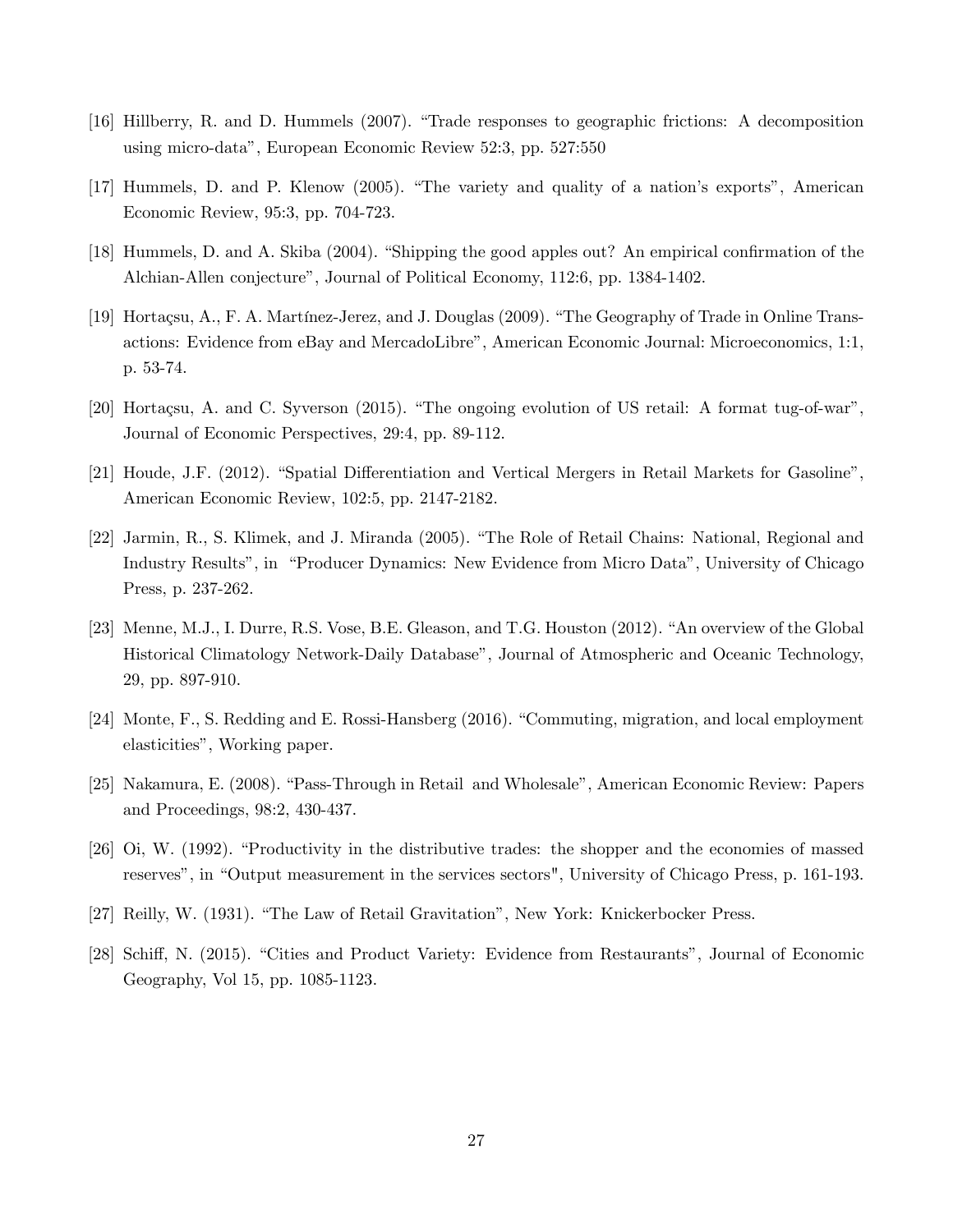[16] Hillberry, R. and D. Hummels (2007). "Trade responses to geographic frictions: A decomposition using micro-data", European Economic Review 52:3, pp. 527:550

[17] Hummels, D. and P. Klenow (2005). "The variety and quality of a nation's exports", American Economic Review, 95:3, pp. 704-723.

[18] Hummels, D. and A. Skiba (2004). "Shipping the good apples out? An empirical confirmation of the Alchian-Allen conjecture", Journal of Political Economy, 112:6, pp. 1384-1402.

[19] Hortaçsu, A., F. A. Martínez-Jerez, and J. Douglas (2009). "The Geography of Trade in Online Transactions: Evidence from eBay and MercadoLibre", American Economic Journal: Microeconomics, 1:1, p. 53-74.

[20] Hortaçsu, A. and C. Syverson (2015). "The ongoing evolution of US retail: A format tug-of-war", Journal of Economic Perspectives, 29:4, pp. 89-112.

[21] Houde, J.F. (2012). "Spatial Differentiation and Vertical Mergers in Retail Markets for Gasoline", American Economic Review, 102:5, pp. 2147-2182.

[22] Jarmin, R., S. Klimek, and J. Miranda (2005). "The Role of Retail Chains: National, Regional and Industry Results", in "Producer Dynamics: New Evidence from Micro Data", University of Chicago Press, p. 237-262.

[23] Menne, M.J., I. Durre, R.S. Vose, B.E. Gleason, and T.G. Houston (2012). "An overview of the Global Historical Climatology Network-Daily Database", Journal of Atmospheric and Oceanic Technology, 29, pp. 897-910.

[24] Monte, F., S. Redding and E. Rossi-Hansberg (2016). "Commuting, migration, and local employment elasticities", Working paper.

[25] Nakamura, E. (2008). "Pass-Through in Retail and Wholesale", American Economic Review: Papers and Proceedings, 98:2, 430-437.

[26] Oi, W. (1992). "Productivity in the distributive trades: the shopper and the economies of massed reserves", in "Output measurement in the services sectors", University of Chicago Press, p. 161-193.

[27] Reilly, W. (1931). "The Law of Retail Gravitation", New York: Knickerbocker Press.

[28] Schiff, N. (2015). "Cities and Product Variety: Evidence from Restaurants", Journal of Economic Geography, Vol 15, pp. 1085-1123.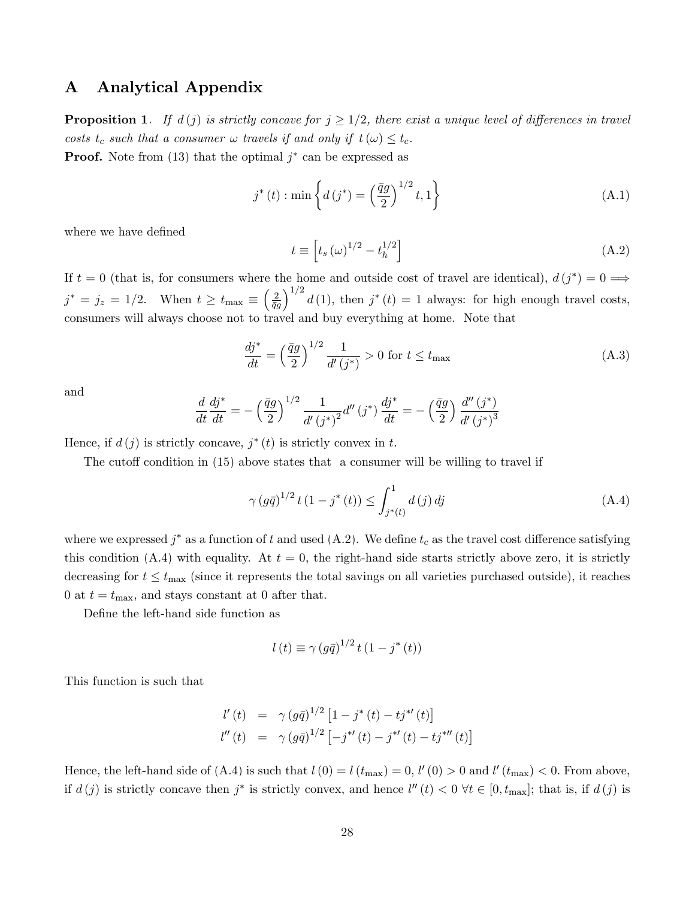# A Analytical Appendix

**Proposition 1**. *If $d(j)$ is strictly concave for $j \geq 1/2$, there exist a unique level of differences in travel costs $t_c$ such that a consumer $\omega$ travels if and only if $t(\omega) \leq t_c$.*

**Proof.** Note from (13) that the optimal $j^*$ can be expressed as

$$j^*(t) : \min \left\{ d(j^*) = \left(\frac{\bar{q}g}{2}\right)^{1/2} t, 1 \right\} \tag{A.1}$$

where we have defined

$$t \equiv \left[ t_s(\omega)^{1/2} - t_h^{1/2} \right] \tag{A.2}$$

If $t = 0$ (that is, for consumers where the home and outside cost of travel are identical), $d(j^*) = 0 \Longrightarrow j^* = j_z = 1/2$. When $t \geq t_{\max} \equiv \left(\frac{2}{\bar{q}g}\right)^{1/2} d(1)$, then $j^*(t) = 1$ always: for high enough travel costs, consumers will always choose not to travel and buy everything at home. Note that

$$\frac{dj^*}{dt} = \left(\frac{\bar{q}g}{2}\right)^{1/2} \frac{1}{d'(j^*)} > 0 \text{ for } t \leq t_{\max} \tag{A.3}$$

and

$$\frac{d}{dt}\frac{dj^*}{dt} = -\left(\frac{\bar{q}g}{2}\right)^{1/2} \frac{1}{d'(j^*)^2} d''(j^*) \frac{dj^*}{dt} = -\left(\frac{\bar{q}g}{2}\right) \frac{d''(j^*)}{d'(j^*)^3}$$

Hence, if $d(j)$ is strictly concave, $j^*(t)$ is strictly convex in $t$.

The cutoff condition in (15) above states that a consumer will be willing to travel if

$$\gamma (g\bar{q})^{1/2} t (1 - j^*(t)) \leq \int_{j^*(t)}^{1} d(j)\, dj \tag{A.4}$$

where we expressed $j^*$ as a function of $t$ and used (A.2). We define $t_c$ as the travel cost difference satisfying this condition (A.4) with equality. At $t = 0$, the right-hand side starts strictly above zero, it is strictly decreasing for $t \leq t_{\max}$ (since it represents the total savings on all varieties purchased outside), it reaches 0 at $t = t_{\max}$, and stays constant at 0 after that.

Define the left-hand side function as

$$l(t) \equiv \gamma (g\bar{q})^{1/2} t (1 - j^*(t))$$

This function is such that

$$\begin{aligned} l'(t) &= \gamma (g\bar{q})^{1/2} \left[ 1 - j^*(t) - t j^{*\prime}(t) \right] \\ l''(t) &= \gamma (g\bar{q})^{1/2} \left[ -j^{*\prime}(t) - j^{*\prime}(t) - t j^{*\prime\prime}(t) \right] \end{aligned}$$

Hence, the left-hand side of (A.4) is such that $l(0) = l(t_{\max}) = 0$, $l'(0) > 0$ and $l'(t_{\max}) < 0$. From above, if $d(j)$ is strictly concave then $j^*$ is strictly convex, and hence $l''(t) < 0$ $\forall t \in [0, t_{\max}]$; that is, if $d(j)$ is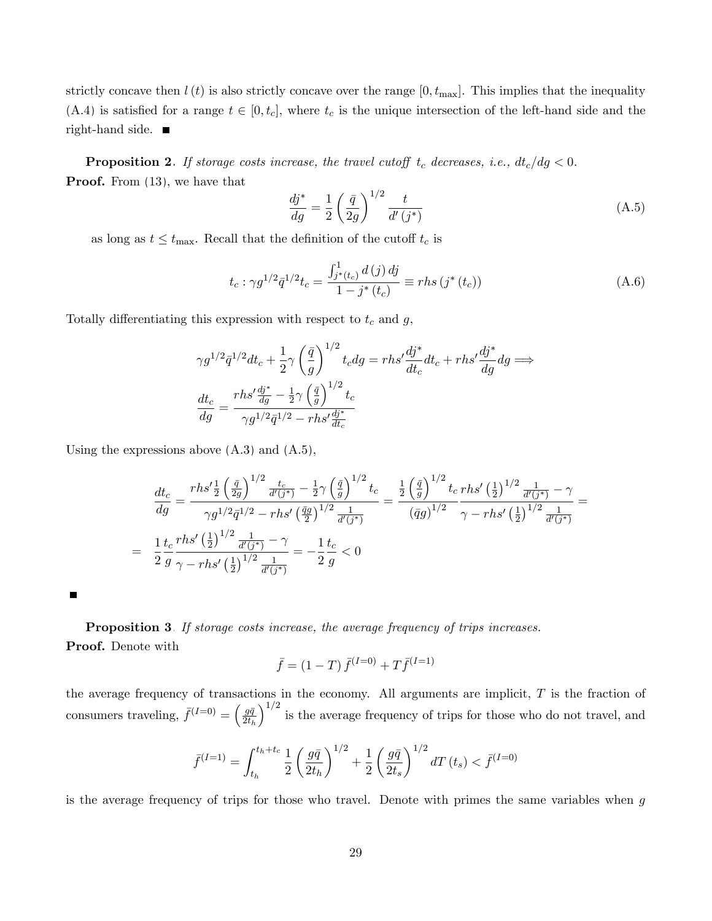strictly concave then $l(t)$ is also strictly concave over the range $[0, t_{\max}]$. This implies that the inequality (A.4) is satisfied for a range $t \in [0, t_c]$, where $t_c$ is the unique intersection of the left-hand side and the right-hand side. ■

**Proposition 2**. *If storage costs increase, the travel cutoff $t_c$ decreases, i.e., $dt_c/dg < 0$.*

**Proof.** From (13), we have that

$$\frac{dj^*}{dg} = \frac{1}{2}\left(\frac{\bar{q}}{2g}\right)^{1/2} \frac{t}{d'(j^*)} \tag{A.5}$$

as long as $t \leq t_{\max}$. Recall that the definition of the cutoff $t_c$ is

$$t_c : \gamma g^{1/2} \bar{q}^{1/2} t_c = \frac{\int_{j^*(t_c)}^{1} d(j)\, dj}{1 - j^*(t_c)} \equiv rhs\left(j^*(t_c)\right) \tag{A.6}$$

Totally differentiating this expression with respect to $t_c$ and $g$,

$$\gamma g^{1/2} \bar{q}^{1/2} dt_c + \frac{1}{2}\gamma\left(\frac{\bar{q}}{g}\right)^{1/2} t_c dg = rhs' \frac{dj^*}{dt_c} dt_c + rhs' \frac{dj^*}{dg} dg \Longrightarrow$$

$$\frac{dt_c}{dg} = \frac{rhs' \frac{dj^*}{dg} - \frac{1}{2}\gamma\left(\frac{\bar{q}}{g}\right)^{1/2} t_c}{\gamma g^{1/2} \bar{q}^{1/2} - rhs' \frac{dj^*}{dt_c}}$$

Using the expressions above (A.3) and (A.5),

$$\frac{dt_c}{dg} = \frac{rhs' \frac{1}{2}\left(\frac{\bar{q}}{2g}\right)^{1/2} \frac{t_c}{d'(j^*)} - \frac{1}{2}\gamma\left(\frac{\bar{q}}{g}\right)^{1/2} t_c}{\gamma g^{1/2} \bar{q}^{1/2} - rhs'\left(\frac{\bar{q}g}{2}\right)^{1/2} \frac{1}{d'(j^*)}} = \frac{\frac{1}{2}\left(\frac{\bar{q}}{g}\right)^{1/2} t_c}{(\bar{q}g)^{1/2}} \frac{rhs'\left(\frac{1}{2}\right)^{1/2} \frac{1}{d'(j^*)} - \gamma}{\gamma - rhs'\left(\frac{1}{2}\right)^{1/2} \frac{1}{d'(j^*)}} =$$

$$= \frac{1}{2}\frac{t_c}{g} \frac{rhs'\left(\frac{1}{2}\right)^{1/2} \frac{1}{d'(j^*)} - \gamma}{\gamma - rhs'\left(\frac{1}{2}\right)^{1/2} \frac{1}{d'(j^*)}} = -\frac{1}{2}\frac{t_c}{g} < 0$$

■

**Proposition 3**. *If storage costs increase, the average frequency of trips increases.*

**Proof.** Denote with

$$\bar{f} = (1 - T)\bar{f}^{(I=0)} + T\bar{f}^{(I=1)}$$

the average frequency of transactions in the economy. All arguments are implicit, $T$ is the fraction of consumers traveling, $\bar{f}^{(I=0)} = \left(\frac{g\bar{q}}{2t_h}\right)^{1/2}$ is the average frequency of trips for those who do not travel, and

$$\bar{f}^{(I=1)} = \int_{t_h}^{t_h + t_c} \frac{1}{2}\left(\frac{g\bar{q}}{2t_h}\right)^{1/2} + \frac{1}{2}\left(\frac{g\bar{q}}{2t_s}\right)^{1/2} dT(t_s) < \bar{f}^{(I=0)}$$

is the average frequency of trips for those who travel. Denote with primes the same variables when $g$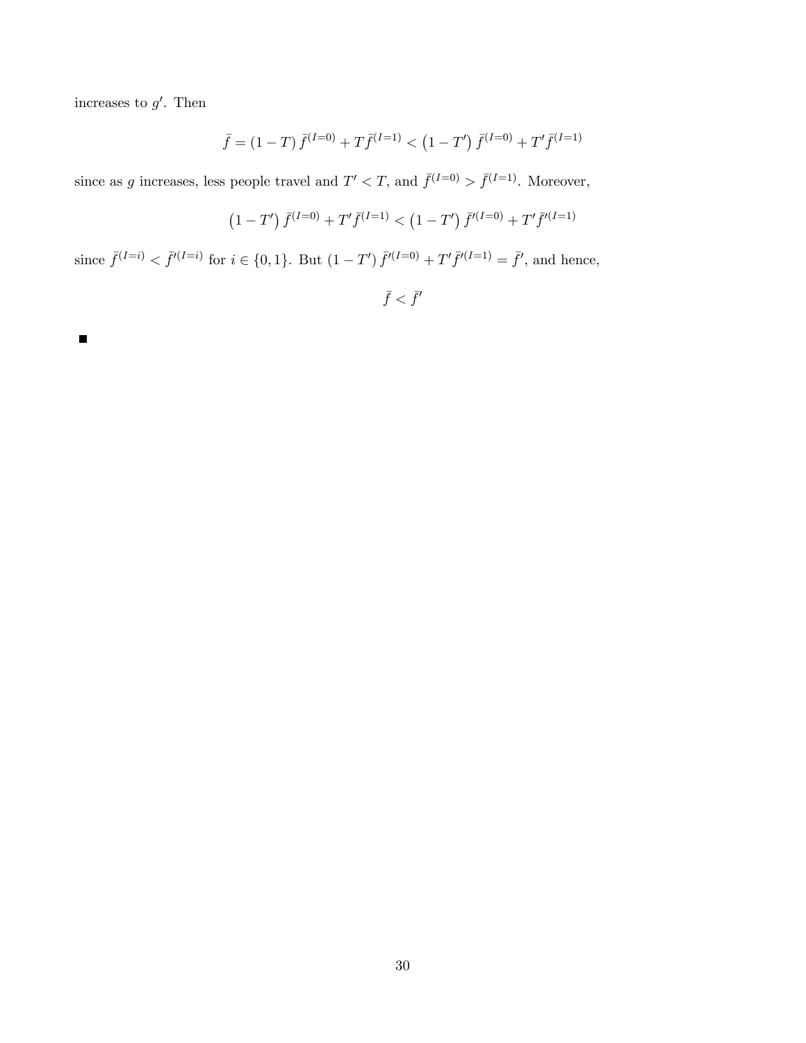increases to $g'$. Then

$$\bar{f} = (1 - T)\,\bar{f}^{(I=0)} + T\bar{f}^{(I=1)} < \left(1 - T'\right)\bar{f}^{(I=0)} + T'\bar{f}^{(I=1)}$$

since as $g$ increases, less people travel and $T' < T$, and $\bar{f}^{(I=0)} > \bar{f}^{(I=1)}$. Moreover,

$$\left(1 - T'\right)\bar{f}^{(I=0)} + T'\bar{f}^{(I=1)} < \left(1 - T'\right)\bar{f}'^{(I=0)} + T'\bar{f}'^{(I=1)}$$

since $\bar{f}^{(I=i)} < \bar{f}'^{(I=i)}$ for $i \in \{0, 1\}$. But $(1 - T')\,\bar{f}'^{(I=0)} + T'\bar{f}'^{(I=1)} = \bar{f}'$, and hence,

$$\bar{f} < \bar{f}'$$

■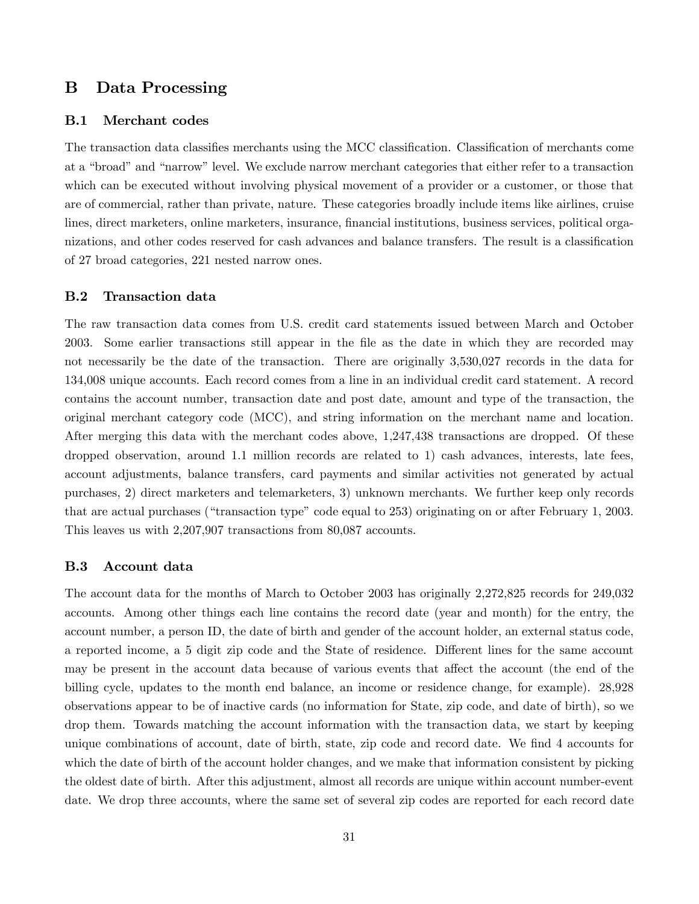# B Data Processing

## B.1 Merchant codes

The transaction data classifies merchants using the MCC classification. Classification of merchants come at a "broad" and "narrow" level. We exclude narrow merchant categories that either refer to a transaction which can be executed without involving physical movement of a provider or a customer, or those that are of commercial, rather than private, nature. These categories broadly include items like airlines, cruise lines, direct marketers, online marketers, insurance, financial institutions, business services, political organizations, and other codes reserved for cash advances and balance transfers. The result is a classification of 27 broad categories, 221 nested narrow ones.

## B.2 Transaction data

The raw transaction data comes from U.S. credit card statements issued between March and October 2003. Some earlier transactions still appear in the file as the date in which they are recorded may not necessarily be the date of the transaction. There are originally 3,530,027 records in the data for 134,008 unique accounts. Each record comes from a line in an individual credit card statement. A record contains the account number, transaction date and post date, amount and type of the transaction, the original merchant category code (MCC), and string information on the merchant name and location. After merging this data with the merchant codes above, 1,247,438 transactions are dropped. Of these dropped observation, around 1.1 million records are related to 1) cash advances, interests, late fees, account adjustments, balance transfers, card payments and similar activities not generated by actual purchases, 2) direct marketers and telemarketers, 3) unknown merchants. We further keep only records that are actual purchases ("transaction type" code equal to 253) originating on or after February 1, 2003. This leaves us with 2,207,907 transactions from 80,087 accounts.

## B.3 Account data

The account data for the months of March to October 2003 has originally 2,272,825 records for 249,032 accounts. Among other things each line contains the record date (year and month) for the entry, the account number, a person ID, the date of birth and gender of the account holder, an external status code, a reported income, a 5 digit zip code and the State of residence. Different lines for the same account may be present in the account data because of various events that affect the account (the end of the billing cycle, updates to the month end balance, an income or residence change, for example). 28,928 observations appear to be of inactive cards (no information for State, zip code, and date of birth), so we drop them. Towards matching the account information with the transaction data, we start by keeping unique combinations of account, date of birth, state, zip code and record date. We find 4 accounts for which the date of birth of the account holder changes, and we make that information consistent by picking the oldest date of birth. After this adjustment, almost all records are unique within account number-event date. We drop three accounts, where the same set of several zip codes are reported for each record date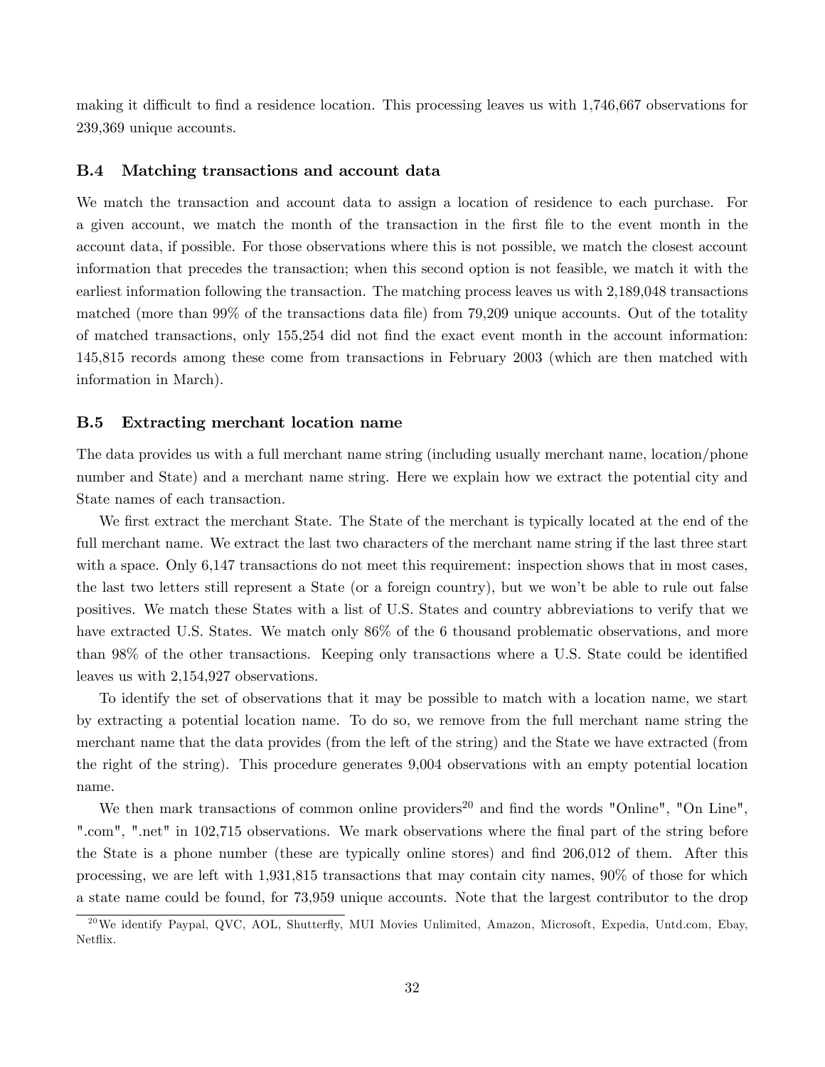making it difficult to find a residence location. This processing leaves us with 1,746,667 observations for 239,369 unique accounts.

### B.4 Matching transactions and account data

We match the transaction and account data to assign a location of residence to each purchase. For a given account, we match the month of the transaction in the first file to the event month in the account data, if possible. For those observations where this is not possible, we match the closest account information that precedes the transaction; when this second option is not feasible, we match it with the earliest information following the transaction. The matching process leaves us with 2,189,048 transactions matched (more than 99% of the transactions data file) from 79,209 unique accounts. Out of the totality of matched transactions, only 155,254 did not find the exact event month in the account information: 145,815 records among these come from transactions in February 2003 (which are then matched with information in March).

### B.5 Extracting merchant location name

The data provides us with a full merchant name string (including usually merchant name, location/phone number and State) and a merchant name string. Here we explain how we extract the potential city and State names of each transaction.

We first extract the merchant State. The State of the merchant is typically located at the end of the full merchant name. We extract the last two characters of the merchant name string if the last three start with a space. Only 6,147 transactions do not meet this requirement: inspection shows that in most cases, the last two letters still represent a State (or a foreign country), but we won't be able to rule out false positives. We match these States with a list of U.S. States and country abbreviations to verify that we have extracted U.S. States. We match only 86% of the 6 thousand problematic observations, and more than 98% of the other transactions. Keeping only transactions where a U.S. State could be identified leaves us with 2,154,927 observations.

To identify the set of observations that it may be possible to match with a location name, we start by extracting a potential location name. To do so, we remove from the full merchant name string the merchant name that the data provides (from the left of the string) and the State we have extracted (from the right of the string). This procedure generates 9,004 observations with an empty potential location name.

We then mark transactions of common online providers[20] and find the words "Online", "On Line", ".com", ".net" in 102,715 observations. We mark observations where the final part of the string before the State is a phone number (these are typically online stores) and find 206,012 of them. After this processing, we are left with 1,931,815 transactions that may contain city names, 90% of those for which a state name could be found, for 73,959 unique accounts. Note that the largest contributor to the drop

[20] We identify Paypal, QVC, AOL, Shutterfly, MUI Movies Unlimited, Amazon, Microsoft, Expedia, Untd.com, Ebay, Netflix.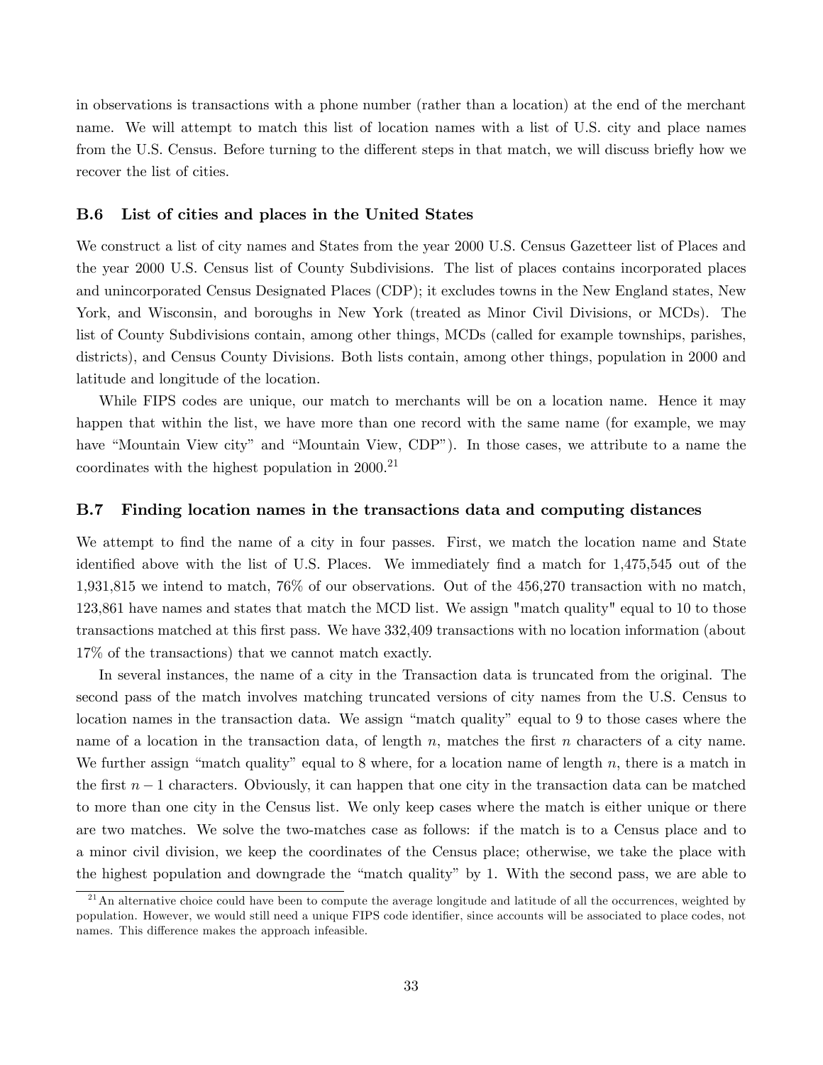in observations is transactions with a phone number (rather than a location) at the end of the merchant name. We will attempt to match this list of location names with a list of U.S. city and place names from the U.S. Census. Before turning to the different steps in that match, we will discuss briefly how we recover the list of cities.

### B.6 List of cities and places in the United States

We construct a list of city names and States from the year 2000 U.S. Census Gazetteer list of Places and the year 2000 U.S. Census list of County Subdivisions. The list of places contains incorporated places and unincorporated Census Designated Places (CDP); it excludes towns in the New England states, New York, and Wisconsin, and boroughs in New York (treated as Minor Civil Divisions, or MCDs). The list of County Subdivisions contain, among other things, MCDs (called for example townships, parishes, districts), and Census County Divisions. Both lists contain, among other things, population in 2000 and latitude and longitude of the location.

While FIPS codes are unique, our match to merchants will be on a location name. Hence it may happen that within the list, we have more than one record with the same name (for example, we may have "Mountain View city" and "Mountain View, CDP"). In those cases, we attribute to a name the coordinates with the highest population in 2000.[21]

### B.7 Finding location names in the transactions data and computing distances

We attempt to find the name of a city in four passes. First, we match the location name and State identified above with the list of U.S. Places. We immediately find a match for 1,475,545 out of the 1,931,815 we intend to match, 76% of our observations. Out of the 456,270 transaction with no match, 123,861 have names and states that match the MCD list. We assign "match quality" equal to 10 to those transactions matched at this first pass. We have 332,409 transactions with no location information (about 17% of the transactions) that we cannot match exactly.

In several instances, the name of a city in the Transaction data is truncated from the original. The second pass of the match involves matching truncated versions of city names from the U.S. Census to location names in the transaction data. We assign "match quality" equal to 9 to those cases where the name of a location in the transaction data, of length $n$, matches the first $n$ characters of a city name. We further assign "match quality" equal to 8 where, for a location name of length $n$, there is a match in the first $n-1$ characters. Obviously, it can happen that one city in the transaction data can be matched to more than one city in the Census list. We only keep cases where the match is either unique or there are two matches. We solve the two-matches case as follows: if the match is to a Census place and to a minor civil division, we keep the coordinates of the Census place; otherwise, we take the place with the highest population and downgrade the "match quality" by 1. With the second pass, we are able to

[21] An alternative choice could have been to compute the average longitude and latitude of all the occurrences, weighted by population. However, we would still need a unique FIPS code identifier, since accounts will be associated to place codes, not names. This difference makes the approach infeasible.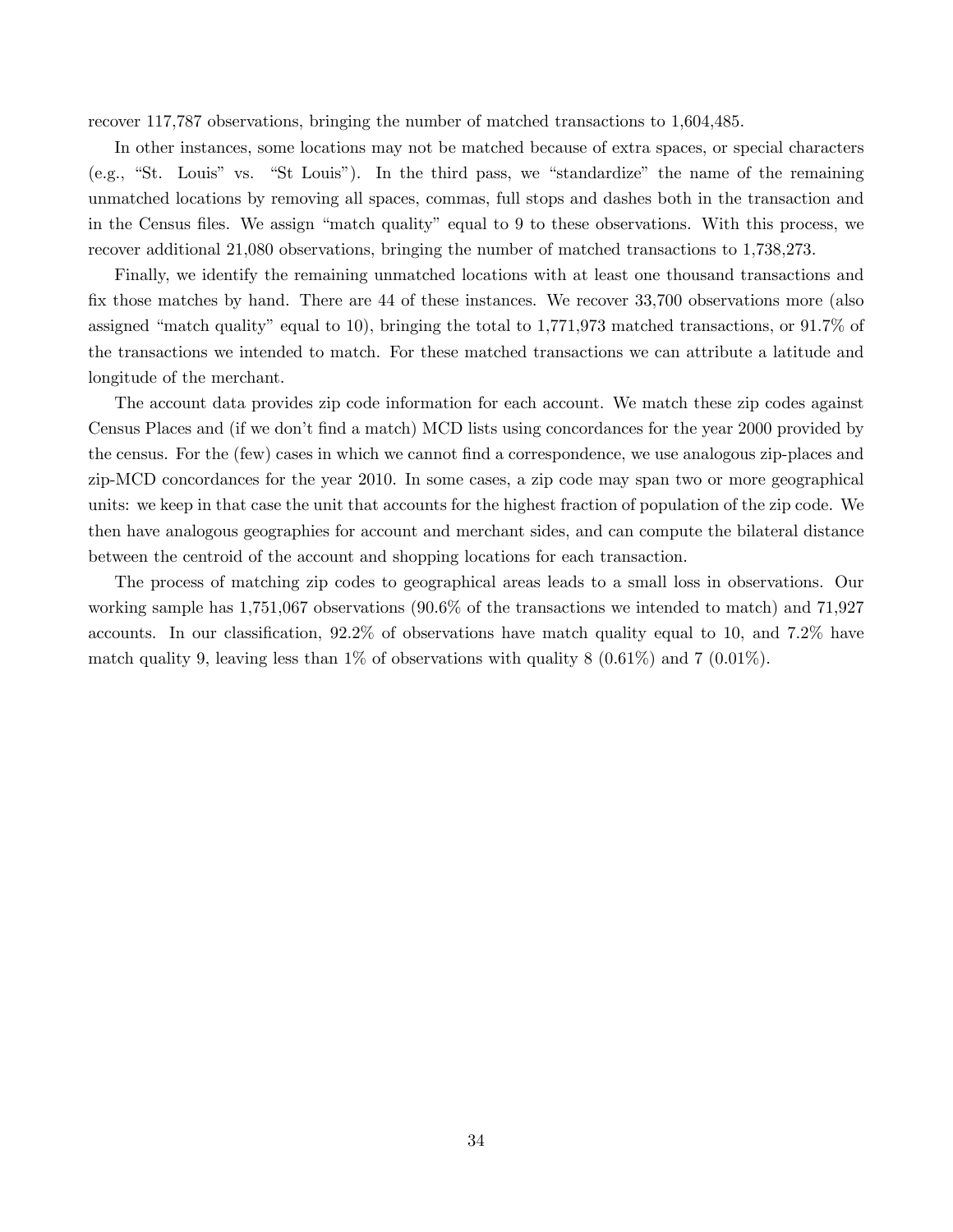recover 117,787 observations, bringing the number of matched transactions to 1,604,485.

In other instances, some locations may not be matched because of extra spaces, or special characters (e.g., "St. Louis" vs. "St Louis"). In the third pass, we "standardize" the name of the remaining unmatched locations by removing all spaces, commas, full stops and dashes both in the transaction and in the Census files. We assign "match quality" equal to 9 to these observations. With this process, we recover additional 21,080 observations, bringing the number of matched transactions to 1,738,273.

Finally, we identify the remaining unmatched locations with at least one thousand transactions and fix those matches by hand. There are 44 of these instances. We recover 33,700 observations more (also assigned "match quality" equal to 10), bringing the total to 1,771,973 matched transactions, or 91.7% of the transactions we intended to match. For these matched transactions we can attribute a latitude and longitude of the merchant.

The account data provides zip code information for each account. We match these zip codes against Census Places and (if we don't find a match) MCD lists using concordances for the year 2000 provided by the census. For the (few) cases in which we cannot find a correspondence, we use analogous zip-places and zip-MCD concordances for the year 2010. In some cases, a zip code may span two or more geographical units: we keep in that case the unit that accounts for the highest fraction of population of the zip code. We then have analogous geographies for account and merchant sides, and can compute the bilateral distance between the centroid of the account and shopping locations for each transaction.

The process of matching zip codes to geographical areas leads to a small loss in observations. Our working sample has 1,751,067 observations (90.6% of the transactions we intended to match) and 71,927 accounts. In our classification, 92.2% of observations have match quality equal to 10, and 7.2% have match quality 9, leaving less than 1% of observations with quality 8 (0.61%) and 7 (0.01%).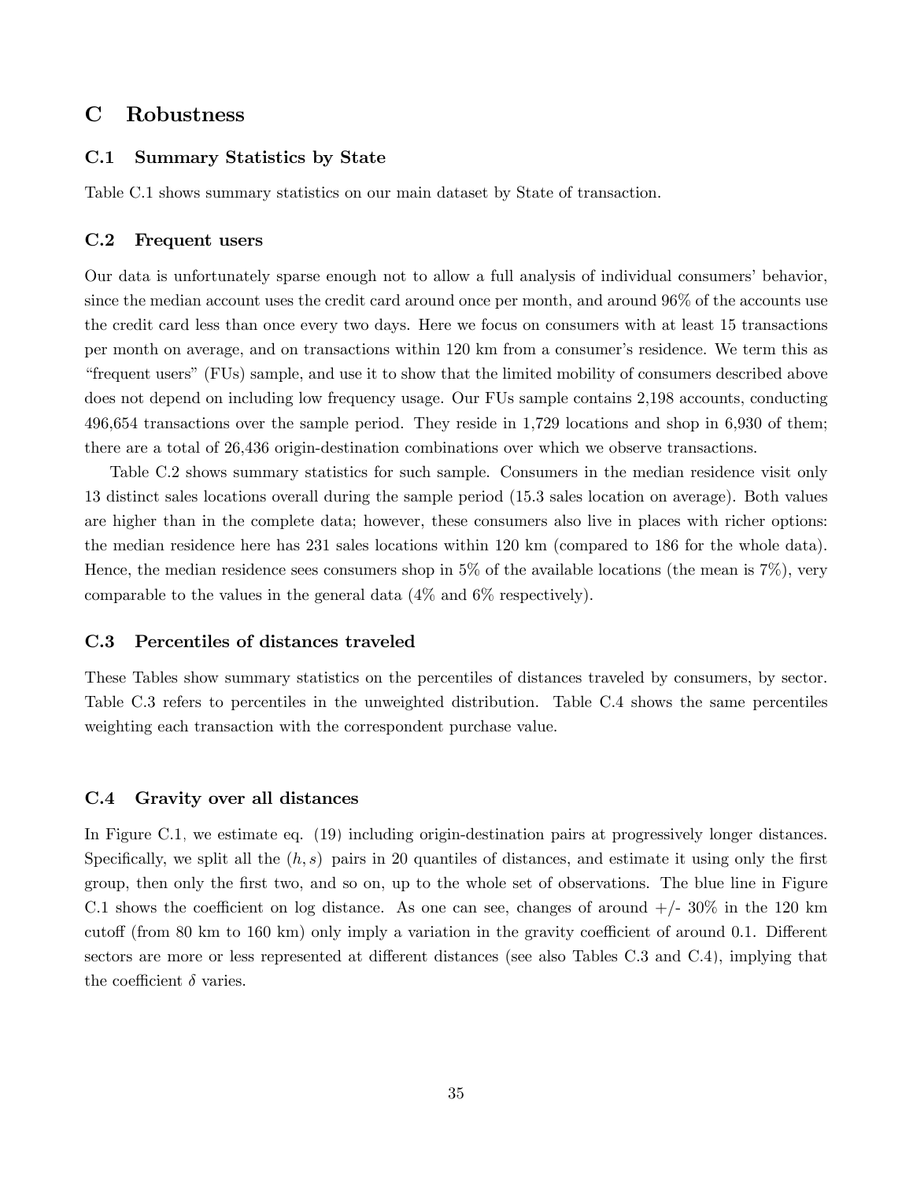# C Robustness

## C.1 Summary Statistics by State

Table C.1 shows summary statistics on our main dataset by State of transaction.

## C.2 Frequent users

Our data is unfortunately sparse enough not to allow a full analysis of individual consumers' behavior, since the median account uses the credit card around once per month, and around 96% of the accounts use the credit card less than once every two days. Here we focus on consumers with at least 15 transactions per month on average, and on transactions within 120 km from a consumer's residence. We term this as "frequent users" (FUs) sample, and use it to show that the limited mobility of consumers described above does not depend on including low frequency usage. Our FUs sample contains 2,198 accounts, conducting 496,654 transactions over the sample period. They reside in 1,729 locations and shop in 6,930 of them; there are a total of 26,436 origin-destination combinations over which we observe transactions.

Table C.2 shows summary statistics for such sample. Consumers in the median residence visit only 13 distinct sales locations overall during the sample period (15.3 sales location on average). Both values are higher than in the complete data; however, these consumers also live in places with richer options: the median residence here has 231 sales locations within 120 km (compared to 186 for the whole data). Hence, the median residence sees consumers shop in 5% of the available locations (the mean is 7%), very comparable to the values in the general data (4% and 6% respectively).

## C.3 Percentiles of distances traveled

These Tables show summary statistics on the percentiles of distances traveled by consumers, by sector. Table C.3 refers to percentiles in the unweighted distribution. Table C.4 shows the same percentiles weighting each transaction with the correspondent purchase value.

## C.4 Gravity over all distances

In Figure C.1, we estimate eq. (19) including origin-destination pairs at progressively longer distances. Specifically, we split all the $(h, s)$ pairs in 20 quantiles of distances, and estimate it using only the first group, then only the first two, and so on, up to the whole set of observations. The blue line in Figure C.1 shows the coefficient on log distance. As one can see, changes of around +/- 30% in the 120 km cutoff (from 80 km to 160 km) only imply a variation in the gravity coefficient of around 0.1. Different sectors are more or less represented at different distances (see also Tables C.3 and C.4), implying that the coefficient $\delta$ varies.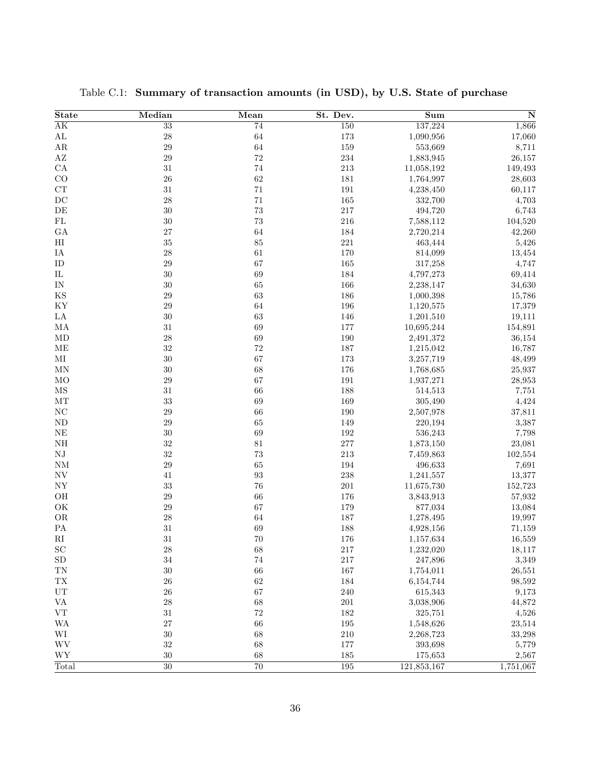Table C.1: **Summary of transaction amounts (in USD), by U.S. State of purchase**

| State | Median | Mean | St. Dev. | Sum | N |
|---|---|---|---|---|---|
| AK | 33 | 74 | 150 | 137,224 | 1,866 |
| AL | 28 | 64 | 173 | 1,090,956 | 17,060 |
| AR | 29 | 64 | 159 | 553,669 | 8,711 |
| AZ | 29 | 72 | 234 | 1,883,945 | 26,157 |
| CA | 31 | 74 | 213 | 11,058,192 | 149,493 |
| CO | 26 | 62 | 181 | 1,764,997 | 28,603 |
| CT | 31 | 71 | 191 | 4,238,450 | 60,117 |
| DC | 28 | 71 | 165 | 332,700 | 4,703 |
| DE | 30 | 73 | 217 | 494,720 | 6,743 |
| FL | 30 | 73 | 216 | 7,588,112 | 104,520 |
| GA | 27 | 64 | 184 | 2,720,214 | 42,260 |
| HI | 35 | 85 | 221 | 463,444 | 5,426 |
| IA | 28 | 61 | 170 | 814,099 | 13,454 |
| ID | 29 | 67 | 165 | 317,258 | 4,747 |
| IL | 30 | 69 | 184 | 4,797,273 | 69,414 |
| IN | 30 | 65 | 166 | 2,238,147 | 34,630 |
| KS | 29 | 63 | 186 | 1,000,398 | 15,786 |
| KY | 29 | 64 | 196 | 1,120,575 | 17,379 |
| LA | 30 | 63 | 146 | 1,201,510 | 19,111 |
| MA | 31 | 69 | 177 | 10,695,244 | 154,891 |
| MD | 28 | 69 | 190 | 2,491,372 | 36,154 |
| ME | 32 | 72 | 187 | 1,215,042 | 16,787 |
| MI | 30 | 67 | 173 | 3,257,719 | 48,499 |
| MN | 30 | 68 | 176 | 1,768,685 | 25,937 |
| MO | 29 | 67 | 191 | 1,937,271 | 28,953 |
| MS | 31 | 66 | 188 | 514,513 | 7,751 |
| MT | 33 | 69 | 169 | 305,490 | 4,424 |
| NC | 29 | 66 | 190 | 2,507,978 | 37,811 |
| ND | 29 | 65 | 149 | 220,194 | 3,387 |
| NE | 30 | 69 | 192 | 536,243 | 7,798 |
| NH | 32 | 81 | 277 | 1,873,150 | 23,081 |
| NJ | 32 | 73 | 213 | 7,459,863 | 102,554 |
| NM | 29 | 65 | 194 | 496,633 | 7,691 |
| NV | 41 | 93 | 238 | 1,241,557 | 13,377 |
| NY | 33 | 76 | 201 | 11,675,730 | 152,723 |
| OH | 29 | 66 | 176 | 3,843,913 | 57,932 |
| OK | 29 | 67 | 179 | 877,034 | 13,084 |
| OR | 28 | 64 | 187 | 1,278,495 | 19,997 |
| PA | 31 | 69 | 188 | 4,928,156 | 71,159 |
| RI | 31 | 70 | 176 | 1,157,634 | 16,559 |
| SC | 28 | 68 | 217 | 1,232,020 | 18,117 |
| SD | 34 | 74 | 217 | 247,896 | 3,349 |
| TN | 30 | 66 | 167 | 1,754,011 | 26,551 |
| TX | 26 | 62 | 184 | 6,154,744 | 98,592 |
| UT | 26 | 67 | 240 | 615,343 | 9,173 |
| VA | 28 | 68 | 201 | 3,038,906 | 44,872 |
| VT | 31 | 72 | 182 | 325,751 | 4,526 |
| WA | 27 | 66 | 195 | 1,548,626 | 23,514 |
| WI | 30 | 68 | 210 | 2,268,723 | 33,298 |
| WV | 32 | 68 | 177 | 393,698 | 5,779 |
| WY | 30 | 68 | 185 | 175,653 | 2,567 |
| Total | 30 | 70 | 195 | 121,853,167 | 1,751,067 |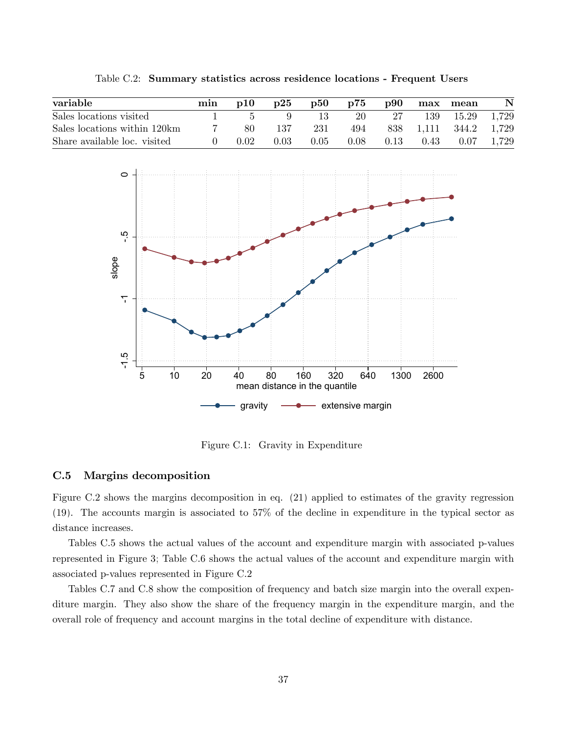Table C.2: **Summary statistics across residence locations - Frequent Users**

| variable | min | p10 | p25 | p50 | p75 | p90 | max | mean | N |
|---|---|---|---|---|---|---|---|---|---|
| Sales locations visited | 1 | 5 | 9 | 13 | 20 | 27 | 139 | 15.29 | 1,729 |
| Sales locations within 120km | 7 | 80 | 137 | 231 | 494 | 838 | 1,111 | 344.2 | 1,729 |
| Share available loc. visited | 0 | 0.02 | 0.03 | 0.05 | 0.08 | 0.13 | 0.43 | 0.07 | 1,729 |

Figure C.1: Gravity in Expenditure

## C.5 Margins decomposition

Figure C.2 shows the margins decomposition in eq. (21) applied to estimates of the gravity regression (19). The accounts margin is associated to 57% of the decline in expenditure in the typical sector as distance increases.

Tables C.5 shows the actual values of the account and expenditure margin with associated p-values represented in Figure 3; Table C.6 shows the actual values of the account and expenditure margin with associated p-values represented in Figure C.2

Tables C.7 and C.8 show the composition of frequency and batch size margin into the overall expenditure margin. They also show the share of the frequency margin in the expenditure margin, and the overall role of frequency and account margins in the total decline of expenditure with distance.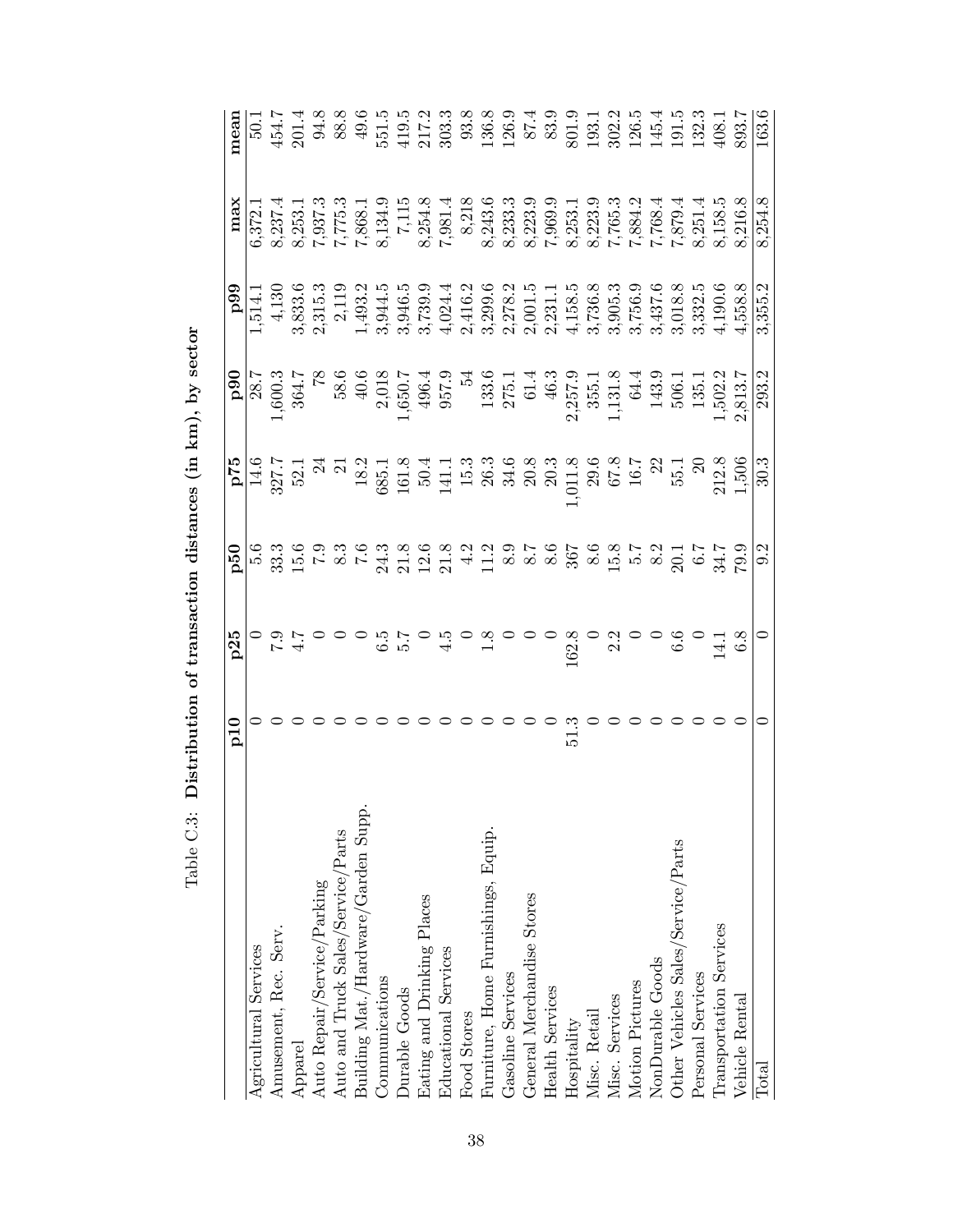Table C.3: **Distribution of transaction distances (in km), by sector**

| | **p10** | **p25** | **p50** | **p75** | **p90** | **p99** | **max** | **mean** |
|---|---|---|---|---|---|---|---|---|
| Agricultural Services | 0 | 0 | 5.6 | 14.6 | 28.7 | 1,514.1 | 6,372.1 | 50.1 |
| Amusement, Rec. Serv. | 0 | 7.9 | 33.3 | 327.7 | 1,600.3 | 4,130 | 8,237.4 | 454.7 |
| Apparel | 0 | 4.7 | 15.6 | 52.1 | 364.7 | 3,833.6 | 8,253.1 | 201.4 |
| Auto Repair/Service/Parking | 0 | 0 | 7.9 | 24 | 78 | 2,315.3 | 7,937.3 | 94.8 |
| Auto and Truck Sales/Service/Parts | 0 | 0 | 8.3 | 21 | 58.6 | 2,119 | 7,775.3 | 88.8 |
| Building Mat./Hardware/Garden Supp. | 0 | 0 | 7.6 | 18.2 | 40.6 | 1,493.2 | 7,868.1 | 49.6 |
| Communications | 0 | 6.5 | 24.3 | 685.1 | 2,018 | 3,944.5 | 8,134.9 | 551.5 |
| Durable Goods | 0 | 5.7 | 21.8 | 161.8 | 1,650.7 | 3,946.5 | 7,115 | 419.5 |
| Eating and Drinking Places | 0 | 0 | 12.6 | 50.4 | 496.4 | 3,739.9 | 8,254.8 | 217.2 |
| Educational Services | 0 | 4.5 | 21.8 | 141.1 | 957.9 | 4,024.4 | 7,981.4 | 303.3 |
| Food Stores | 0 | 0 | 4.2 | 15.3 | 54 | 2,416.2 | 8,218 | 93.8 |
| Furniture, Home Furnishings, Equip. | 0 | 1.8 | 11.2 | 26.3 | 133.6 | 3,299.6 | 8,243.6 | 136.8 |
| Gasoline Services | 0 | 0 | 8.9 | 34.6 | 275.1 | 2,278.2 | 8,233.3 | 126.9 |
| General Merchandise Stores | 0 | 0 | 8.7 | 20.8 | 61.4 | 2,001.5 | 8,223.9 | 87.4 |
| Health Services | 0 | 0 | 8.6 | 20.3 | 46.3 | 2,231.1 | 7,969.9 | 83.9 |
| Hospitality | 51.3 | 162.8 | 367 | 1,011.8 | 2,257.9 | 4,158.5 | 8,253.1 | 801.9 |
| Misc. Retail | 0 | 0 | 8.6 | 29.6 | 355.1 | 3,736.8 | 8,223.9 | 193.1 |
| Misc. Services | 0 | 2.2 | 15.8 | 67.8 | 1,131.8 | 3,905.3 | 7,765.3 | 302.2 |
| Motion Pictures | 0 | 0 | 5.7 | 16.7 | 64.4 | 3,756.9 | 7,884.2 | 126.5 |
| NonDurable Goods | 0 | 0 | 8.2 | 22 | 143.9 | 3,437.6 | 7,768.4 | 145.4 |
| Other Vehicles Sales/Service/Parts | 0 | 6.6 | 20.1 | 55.1 | 506.1 | 3,018.8 | 7,879.4 | 191.5 |
| Personal Services | 0 | 0 | 6.7 | 20 | 135.1 | 3,332.5 | 8,251.4 | 132.3 |
| Transportation Services | 0 | 14.1 | 34.7 | 212.8 | 1,502.2 | 4,190.6 | 8,158.5 | 408.1 |
| Vehicle Rental | 0 | 6.8 | 79.9 | 1,506 | 2,813.7 | 4,558.8 | 8,216.8 | 893.7 |
| Total | 0 | 0 | 9.2 | 30.3 | 293.2 | 3,355.2 | 8,254.8 | 163.6 |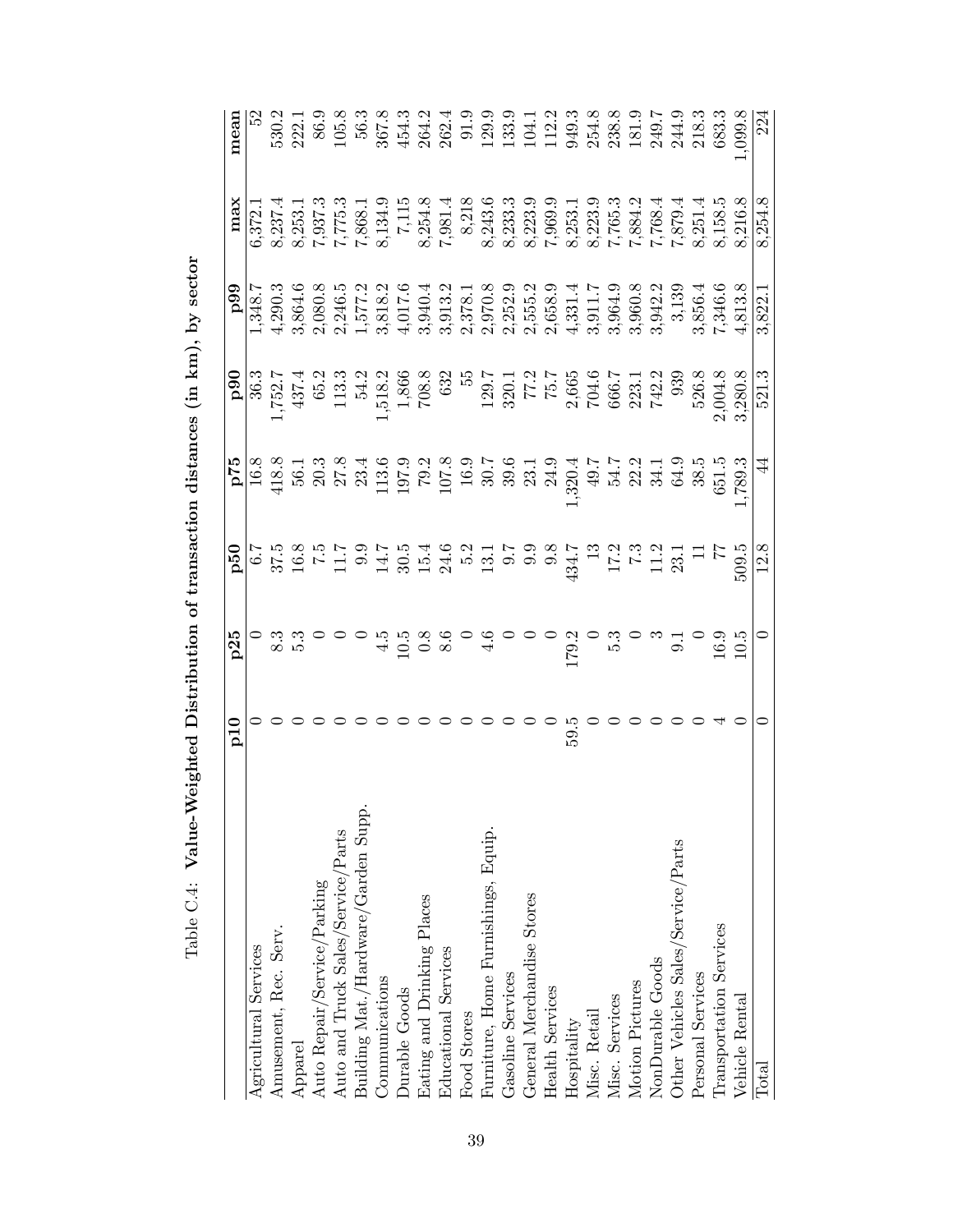Table C.4: **Value-Weighted Distribution of transaction distances (in km), by sector**

| | p10 | p25 | p50 | p75 | p90 | p99 | max | mean |
|---|---|---|---|---|---|---|---|---|
| Agricultural Services | 0 | 0 | 6.7 | 16.8 | 36.3 | 1,348.7 | 6,372.1 | 52 |
| Amusement, Rec. Serv. | 0 | 8.3 | 37.5 | 418.8 | 1,752.7 | 4,290.3 | 8,237.4 | 530.2 |
| Apparel | 0 | 5.3 | 16.8 | 56.1 | 437.4 | 3,864.6 | 8,253.1 | 222.1 |
| Auto Repair/Service/Parking | 0 | 0 | 7.5 | 20.3 | 65.2 | 2,080.8 | 7,937.3 | 86.9 |
| Auto and Truck Sales/Service/Parts | 0 | 0 | 11.7 | 27.8 | 113.3 | 2,246.5 | 7,775.3 | 105.8 |
| Building Mat./Hardware/Garden Supp. | 0 | 0 | 9.9 | 23.4 | 54.2 | 1,577.2 | 7,868.1 | 56.3 |
| Communications | 0 | 4.5 | 14.7 | 113.6 | 1,518.2 | 3,818.2 | 8,134.9 | 367.8 |
| Durable Goods | 0 | 10.5 | 30.5 | 197.9 | 1,866 | 4,017.6 | 7,115 | 454.3 |
| Eating and Drinking Places | 0 | 0.8 | 15.4 | 79.2 | 708.8 | 3,940.4 | 8,254.8 | 264.2 |
| Educational Services | 0 | 8.6 | 24.6 | 107.8 | 632 | 3,913.2 | 7,981.4 | 262.4 |
| Food Stores | 0 | 0 | 5.2 | 16.9 | 55 | 2,378.1 | 8,218 | 91.9 |
| Furniture, Home Furnishings, Equip. | 0 | 4.6 | 13.1 | 30.7 | 129.7 | 2,970.8 | 8,243.6 | 129.9 |
| Gasoline Services | 0 | 0 | 9.7 | 39.6 | 320.1 | 2,252.9 | 8,233.3 | 133.9 |
| General Merchandise Stores | 0 | 0 | 9.9 | 23.1 | 77.2 | 2,555.2 | 8,223.9 | 104.1 |
| Health Services | 0 | 0 | 9.8 | 24.9 | 75.7 | 2,658.9 | 7,969.9 | 112.2 |
| Hospitality | 59.5 | 179.2 | 434.7 | 1,320.4 | 2,665 | 4,331.4 | 8,253.1 | 949.3 |
| Misc. Retail | 0 | 0 | 13 | 49.7 | 704.6 | 3,911.7 | 8,223.9 | 254.8 |
| Misc. Services | 0 | 5.3 | 17.2 | 54.7 | 666.7 | 3,964.9 | 7,765.3 | 238.8 |
| Motion Pictures | 0 | 0 | 7.3 | 22.2 | 223.1 | 3,960.8 | 7,884.2 | 181.9 |
| NonDurable Goods | 0 | 3 | 11.2 | 34.1 | 742.2 | 3,942.2 | 7,768.4 | 249.7 |
| Other Vehicles Sales/Service/Parts | 0 | 9.1 | 23.1 | 64.9 | 939 | 3,139 | 7,879.4 | 244.9 |
| Personal Services | 0 | 0 | 11 | 38.5 | 526.8 | 3,856.4 | 8,251.4 | 218.3 |
| Transportation Services | 4 | 16.9 | 77 | 651.5 | 2,004.8 | 7,346.6 | 8,158.5 | 683.3 |
| Vehicle Rental | 0 | 10.5 | 509.5 | 1,789.3 | 3,280.8 | 4,813.8 | 8,216.8 | 1,099.8 |
| Total | 0 | 0 | 12.8 | 44 | 521.3 | 3,822.1 | 8,254.8 | 224 |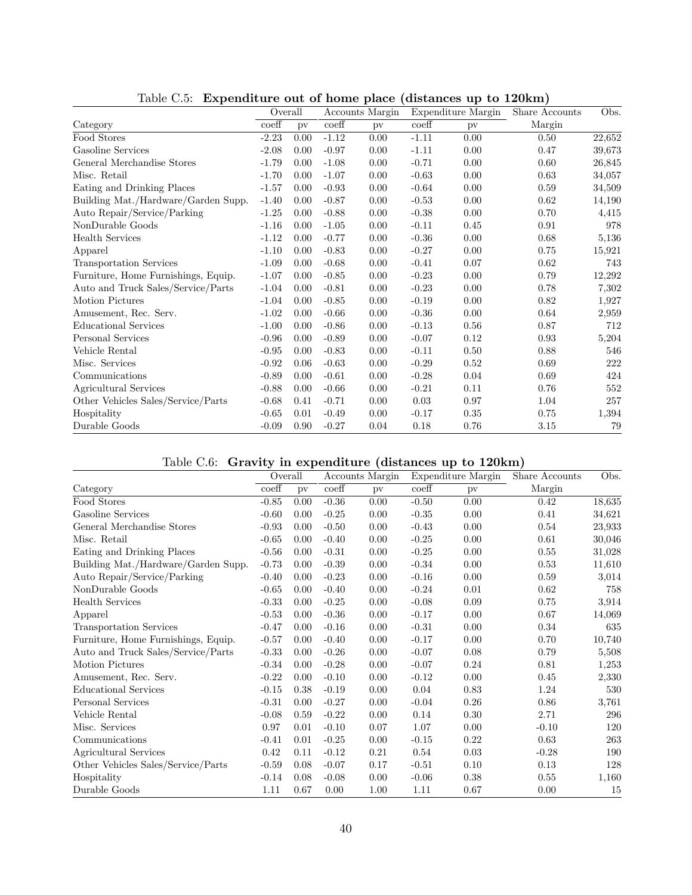Table C.5: **Expenditure out of home place (distances up to 120km)**

| | Overall | | Accounts Margin | | Expenditure Margin | | Share Accounts | Obs. |
|---|---|---|---|---|---|---|---|---|
| Category | coeff | pv | coeff | pv | coeff | pv | Margin | |
| Food Stores | -2.23 | 0.00 | -1.12 | 0.00 | -1.11 | 0.00 | 0.50 | 22,652 |
| Gasoline Services | -2.08 | 0.00 | -0.97 | 0.00 | -1.11 | 0.00 | 0.47 | 39,673 |
| General Merchandise Stores | -1.79 | 0.00 | -1.08 | 0.00 | -0.71 | 0.00 | 0.60 | 26,845 |
| Misc. Retail | -1.70 | 0.00 | -1.07 | 0.00 | -0.63 | 0.00 | 0.63 | 34,057 |
| Eating and Drinking Places | -1.57 | 0.00 | -0.93 | 0.00 | -0.64 | 0.00 | 0.59 | 34,509 |
| Building Mat./Hardware/Garden Supp. | -1.40 | 0.00 | -0.87 | 0.00 | -0.53 | 0.00 | 0.62 | 14,190 |
| Auto Repair/Service/Parking | -1.25 | 0.00 | -0.88 | 0.00 | -0.38 | 0.00 | 0.70 | 4,415 |
| NonDurable Goods | -1.16 | 0.00 | -1.05 | 0.00 | -0.11 | 0.45 | 0.91 | 978 |
| Health Services | -1.12 | 0.00 | -0.77 | 0.00 | -0.36 | 0.00 | 0.68 | 5,136 |
| Apparel | -1.10 | 0.00 | -0.83 | 0.00 | -0.27 | 0.00 | 0.75 | 15,921 |
| Transportation Services | -1.09 | 0.00 | -0.68 | 0.00 | -0.41 | 0.07 | 0.62 | 743 |
| Furniture, Home Furnishings, Equip. | -1.07 | 0.00 | -0.85 | 0.00 | -0.23 | 0.00 | 0.79 | 12,292 |
| Auto and Truck Sales/Service/Parts | -1.04 | 0.00 | -0.81 | 0.00 | -0.23 | 0.00 | 0.78 | 7,302 |
| Motion Pictures | -1.04 | 0.00 | -0.85 | 0.00 | -0.19 | 0.00 | 0.82 | 1,927 |
| Amusement, Rec. Serv. | -1.02 | 0.00 | -0.66 | 0.00 | -0.36 | 0.00 | 0.64 | 2,959 |
| Educational Services | -1.00 | 0.00 | -0.86 | 0.00 | -0.13 | 0.56 | 0.87 | 712 |
| Personal Services | -0.96 | 0.00 | -0.89 | 0.00 | -0.07 | 0.12 | 0.93 | 5,204 |
| Vehicle Rental | -0.95 | 0.00 | -0.83 | 0.00 | -0.11 | 0.50 | 0.88 | 546 |
| Misc. Services | -0.92 | 0.06 | -0.63 | 0.00 | -0.29 | 0.52 | 0.69 | 222 |
| Communications | -0.89 | 0.00 | -0.61 | 0.00 | -0.28 | 0.04 | 0.69 | 424 |
| Agricultural Services | -0.88 | 0.00 | -0.66 | 0.00 | -0.21 | 0.11 | 0.76 | 552 |
| Other Vehicles Sales/Service/Parts | -0.68 | 0.41 | -0.71 | 0.00 | 0.03 | 0.97 | 1.04 | 257 |
| Hospitality | -0.65 | 0.01 | -0.49 | 0.00 | -0.17 | 0.35 | 0.75 | 1,394 |
| Durable Goods | -0.09 | 0.90 | -0.27 | 0.04 | 0.18 | 0.76 | 3.15 | 79 |

Table C.6: **Gravity in expenditure (distances up to 120km)**

| | Overall | | Accounts Margin | | Expenditure Margin | | Share Accounts | Obs. |
|---|---|---|---|---|---|---|---|---|
| Category | coeff | pv | coeff | pv | coeff | pv | Margin | |
| Food Stores | -0.85 | 0.00 | -0.36 | 0.00 | -0.50 | 0.00 | 0.42 | 18,635 |
| Gasoline Services | -0.60 | 0.00 | -0.25 | 0.00 | -0.35 | 0.00 | 0.41 | 34,621 |
| General Merchandise Stores | -0.93 | 0.00 | -0.50 | 0.00 | -0.43 | 0.00 | 0.54 | 23,933 |
| Misc. Retail | -0.65 | 0.00 | -0.40 | 0.00 | -0.25 | 0.00 | 0.61 | 30,046 |
| Eating and Drinking Places | -0.56 | 0.00 | -0.31 | 0.00 | -0.25 | 0.00 | 0.55 | 31,028 |
| Building Mat./Hardware/Garden Supp. | -0.73 | 0.00 | -0.39 | 0.00 | -0.34 | 0.00 | 0.53 | 11,610 |
| Auto Repair/Service/Parking | -0.40 | 0.00 | -0.23 | 0.00 | -0.16 | 0.00 | 0.59 | 3,014 |
| NonDurable Goods | -0.65 | 0.00 | -0.40 | 0.00 | -0.24 | 0.01 | 0.62 | 758 |
| Health Services | -0.33 | 0.00 | -0.25 | 0.00 | -0.08 | 0.09 | 0.75 | 3,914 |
| Apparel | -0.53 | 0.00 | -0.36 | 0.00 | -0.17 | 0.00 | 0.67 | 14,069 |
| Transportation Services | -0.47 | 0.00 | -0.16 | 0.00 | -0.31 | 0.00 | 0.34 | 635 |
| Furniture, Home Furnishings, Equip. | -0.57 | 0.00 | -0.40 | 0.00 | -0.17 | 0.00 | 0.70 | 10,740 |
| Auto and Truck Sales/Service/Parts | -0.33 | 0.00 | -0.26 | 0.00 | -0.07 | 0.08 | 0.79 | 5,508 |
| Motion Pictures | -0.34 | 0.00 | -0.28 | 0.00 | -0.07 | 0.24 | 0.81 | 1,253 |
| Amusement, Rec. Serv. | -0.22 | 0.00 | -0.10 | 0.00 | -0.12 | 0.00 | 0.45 | 2,330 |
| Educational Services | -0.15 | 0.38 | -0.19 | 0.00 | 0.04 | 0.83 | 1.24 | 530 |
| Personal Services | -0.31 | 0.00 | -0.27 | 0.00 | -0.04 | 0.26 | 0.86 | 3,761 |
| Vehicle Rental | -0.08 | 0.59 | -0.22 | 0.00 | 0.14 | 0.30 | 2.71 | 296 |
| Misc. Services | 0.97 | 0.01 | -0.10 | 0.07 | 1.07 | 0.00 | -0.10 | 120 |
| Communications | -0.41 | 0.01 | -0.25 | 0.00 | -0.15 | 0.22 | 0.63 | 263 |
| Agricultural Services | 0.42 | 0.11 | -0.12 | 0.21 | 0.54 | 0.03 | -0.28 | 190 |
| Other Vehicles Sales/Service/Parts | -0.59 | 0.08 | -0.07 | 0.17 | -0.51 | 0.10 | 0.13 | 128 |
| Hospitality | -0.14 | 0.08 | -0.08 | 0.00 | -0.06 | 0.38 | 0.55 | 1,160 |
| Durable Goods | 1.11 | 0.67 | 0.00 | 1.00 | 1.11 | 0.67 | 0.00 | 15 |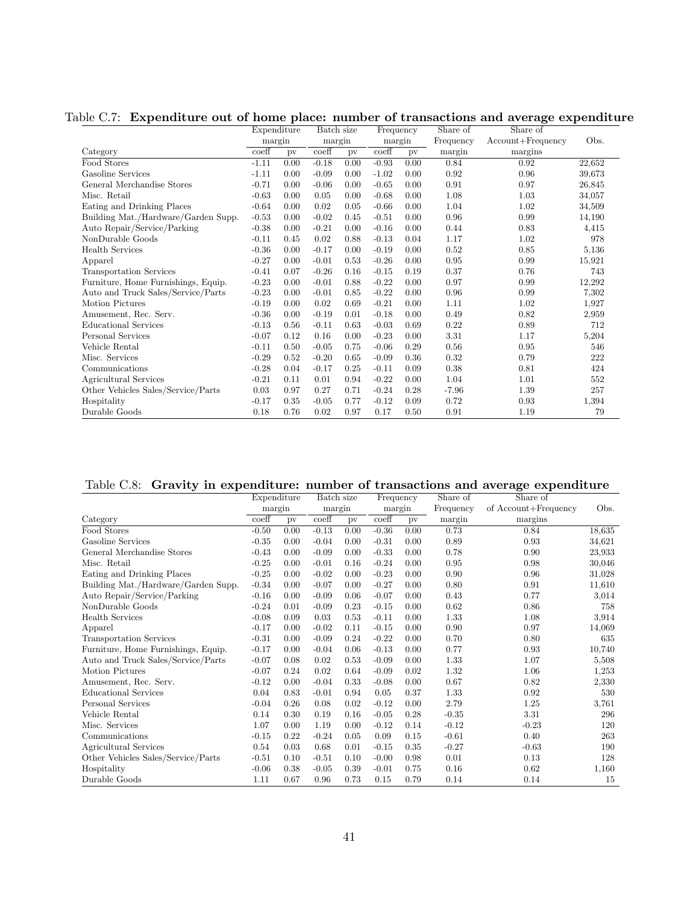Table C.7: **Expenditure out of home place: number of transactions and average expenditure**

| | Expenditure margin | | Batch size margin | | Frequency margin | | Share of Frequency | Share of Account+Frequency | Obs. |
|---|---|---|---|---|---|---|---|---|---|
| Category | coeff | pv | coeff | pv | coeff | pv | margin | margins | |
| Food Stores | -1.11 | 0.00 | -0.18 | 0.00 | -0.93 | 0.00 | 0.84 | 0.92 | 22,652 |
| Gasoline Services | -1.11 | 0.00 | -0.09 | 0.00 | -1.02 | 0.00 | 0.92 | 0.96 | 39,673 |
| General Merchandise Stores | -0.71 | 0.00 | -0.06 | 0.00 | -0.65 | 0.00 | 0.91 | 0.97 | 26,845 |
| Misc. Retail | -0.63 | 0.00 | 0.05 | 0.00 | -0.68 | 0.00 | 1.08 | 1.03 | 34,057 |
| Eating and Drinking Places | -0.64 | 0.00 | 0.02 | 0.05 | -0.66 | 0.00 | 1.04 | 1.02 | 34,509 |
| Building Mat./Hardware/Garden Supp. | -0.53 | 0.00 | -0.02 | 0.45 | -0.51 | 0.00 | 0.96 | 0.99 | 14,190 |
| Auto Repair/Service/Parking | -0.38 | 0.00 | -0.21 | 0.00 | -0.16 | 0.00 | 0.44 | 0.83 | 4,415 |
| NonDurable Goods | -0.11 | 0.45 | 0.02 | 0.88 | -0.13 | 0.04 | 1.17 | 1.02 | 978 |
| Health Services | -0.36 | 0.00 | -0.17 | 0.00 | -0.19 | 0.00 | 0.52 | 0.85 | 5,136 |
| Apparel | -0.27 | 0.00 | -0.01 | 0.53 | -0.26 | 0.00 | 0.95 | 0.99 | 15,921 |
| Transportation Services | -0.41 | 0.07 | -0.26 | 0.16 | -0.15 | 0.19 | 0.37 | 0.76 | 743 |
| Furniture, Home Furnishings, Equip. | -0.23 | 0.00 | -0.01 | 0.88 | -0.22 | 0.00 | 0.97 | 0.99 | 12,292 |
| Auto and Truck Sales/Service/Parts | -0.23 | 0.00 | -0.01 | 0.85 | -0.22 | 0.00 | 0.96 | 0.99 | 7,302 |
| Motion Pictures | -0.19 | 0.00 | 0.02 | 0.69 | -0.21 | 0.00 | 1.11 | 1.02 | 1,927 |
| Amusement, Rec. Serv. | -0.36 | 0.00 | -0.19 | 0.01 | -0.18 | 0.00 | 0.49 | 0.82 | 2,959 |
| Educational Services | -0.13 | 0.56 | -0.11 | 0.63 | -0.03 | 0.69 | 0.22 | 0.89 | 712 |
| Personal Services | -0.07 | 0.12 | 0.16 | 0.00 | -0.23 | 0.00 | 3.31 | 1.17 | 5,204 |
| Vehicle Rental | -0.11 | 0.50 | -0.05 | 0.75 | -0.06 | 0.29 | 0.56 | 0.95 | 546 |
| Misc. Services | -0.29 | 0.52 | -0.20 | 0.65 | -0.09 | 0.36 | 0.32 | 0.79 | 222 |
| Communications | -0.28 | 0.04 | -0.17 | 0.25 | -0.11 | 0.09 | 0.38 | 0.81 | 424 |
| Agricultural Services | -0.21 | 0.11 | 0.01 | 0.94 | -0.22 | 0.00 | 1.04 | 1.01 | 552 |
| Other Vehicles Sales/Service/Parts | 0.03 | 0.97 | 0.27 | 0.71 | -0.24 | 0.28 | -7.96 | 1.39 | 257 |
| Hospitality | -0.17 | 0.35 | -0.05 | 0.77 | -0.12 | 0.09 | 0.72 | 0.93 | 1,394 |
| Durable Goods | 0.18 | 0.76 | 0.02 | 0.97 | 0.17 | 0.50 | 0.91 | 1.19 | 79 |

Table C.8: **Gravity in expenditure: number of transactions and average expenditure**

| | Expenditure margin | | Batch size margin | | Frequency margin | | Share of Frequency | Share of of Account+Frequency | Obs. |
|---|---|---|---|---|---|---|---|---|---|
| Category | coeff | pv | coeff | pv | coeff | pv | margin | margins | |
| Food Stores | -0.50 | 0.00 | -0.13 | 0.00 | -0.36 | 0.00 | 0.73 | 0.84 | 18,635 |
| Gasoline Services | -0.35 | 0.00 | -0.04 | 0.00 | -0.31 | 0.00 | 0.89 | 0.93 | 34,621 |
| General Merchandise Stores | -0.43 | 0.00 | -0.09 | 0.00 | -0.33 | 0.00 | 0.78 | 0.90 | 23,933 |
| Misc. Retail | -0.25 | 0.00 | -0.01 | 0.16 | -0.24 | 0.00 | 0.95 | 0.98 | 30,046 |
| Eating and Drinking Places | -0.25 | 0.00 | -0.02 | 0.00 | -0.23 | 0.00 | 0.90 | 0.96 | 31,028 |
| Building Mat./Hardware/Garden Supp. | -0.34 | 0.00 | -0.07 | 0.00 | -0.27 | 0.00 | 0.80 | 0.91 | 11,610 |
| Auto Repair/Service/Parking | -0.16 | 0.00 | -0.09 | 0.06 | -0.07 | 0.00 | 0.43 | 0.77 | 3,014 |
| NonDurable Goods | -0.24 | 0.01 | -0.09 | 0.23 | -0.15 | 0.00 | 0.62 | 0.86 | 758 |
| Health Services | -0.08 | 0.09 | 0.03 | 0.53 | -0.11 | 0.00 | 1.33 | 1.08 | 3,914 |
| Apparel | -0.17 | 0.00 | -0.02 | 0.11 | -0.15 | 0.00 | 0.90 | 0.97 | 14,069 |
| Transportation Services | -0.31 | 0.00 | -0.09 | 0.24 | -0.22 | 0.00 | 0.70 | 0.80 | 635 |
| Furniture, Home Furnishings, Equip. | -0.17 | 0.00 | -0.04 | 0.06 | -0.13 | 0.00 | 0.77 | 0.93 | 10,740 |
| Auto and Truck Sales/Service/Parts | -0.07 | 0.08 | 0.02 | 0.53 | -0.09 | 0.00 | 1.33 | 1.07 | 5,508 |
| Motion Pictures | -0.07 | 0.24 | 0.02 | 0.64 | -0.09 | 0.02 | 1.32 | 1.06 | 1,253 |
| Amusement, Rec. Serv. | -0.12 | 0.00 | -0.04 | 0.33 | -0.08 | 0.00 | 0.67 | 0.82 | 2,330 |
| Educational Services | 0.04 | 0.83 | -0.01 | 0.94 | 0.05 | 0.37 | 1.33 | 0.92 | 530 |
| Personal Services | -0.04 | 0.26 | 0.08 | 0.02 | -0.12 | 0.00 | 2.79 | 1.25 | 3,761 |
| Vehicle Rental | 0.14 | 0.30 | 0.19 | 0.16 | -0.05 | 0.28 | -0.35 | 3.31 | 296 |
| Misc. Services | 1.07 | 0.00 | 1.19 | 0.00 | -0.12 | 0.14 | -0.12 | -0.23 | 120 |
| Communications | -0.15 | 0.22 | -0.24 | 0.05 | 0.09 | 0.15 | -0.61 | 0.40 | 263 |
| Agricultural Services | 0.54 | 0.03 | 0.68 | 0.01 | -0.15 | 0.35 | -0.27 | -0.63 | 190 |
| Other Vehicles Sales/Service/Parts | -0.51 | 0.10 | -0.51 | 0.10 | -0.00 | 0.98 | 0.01 | 0.13 | 128 |
| Hospitality | -0.06 | 0.38 | -0.05 | 0.39 | -0.01 | 0.75 | 0.16 | 0.62 | 1,160 |
| Durable Goods | 1.11 | 0.67 | 0.96 | 0.73 | 0.15 | 0.79 | 0.14 | 0.14 | 15 |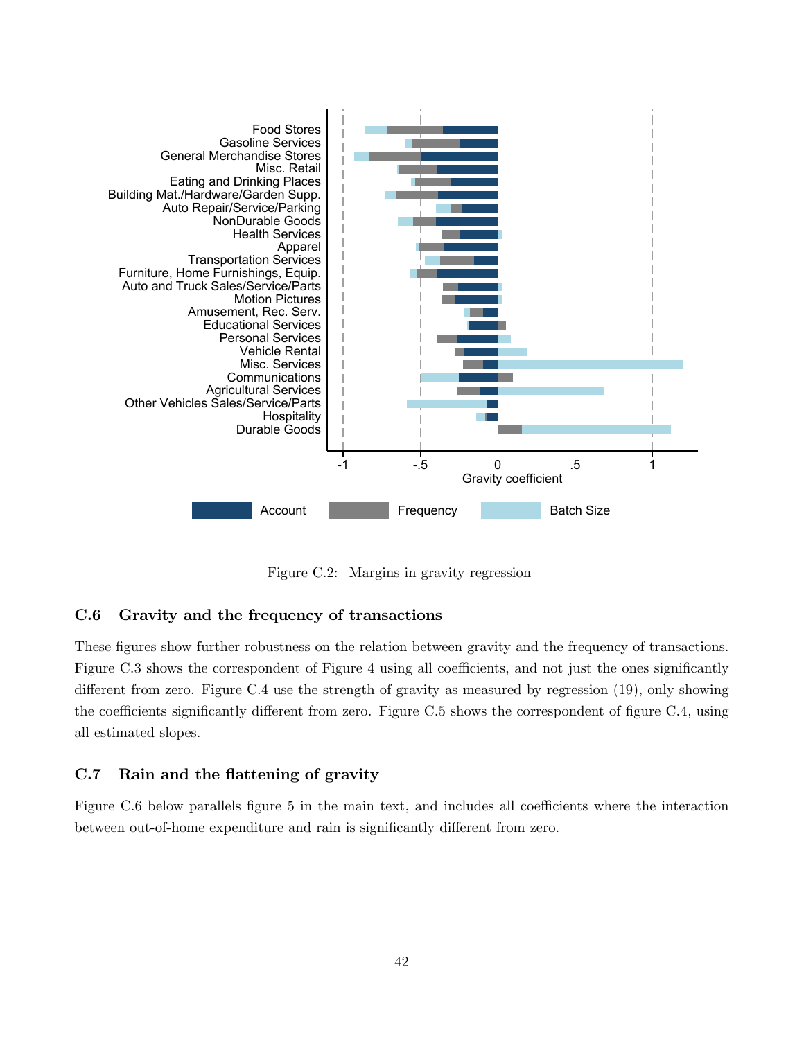Figure C.2: Margins in gravity regression

## C.6 Gravity and the frequency of transactions

These figures show further robustness on the relation between gravity and the frequency of transactions. Figure C.3 shows the correspondent of Figure 4 using all coefficients, and not just the ones significantly different from zero. Figure C.4 use the strength of gravity as measured by regression (19), only showing the coefficients significantly different from zero. Figure C.5 shows the correspondent of figure C.4, using all estimated slopes.

## C.7 Rain and the flattening of gravity

Figure C.6 below parallels figure 5 in the main text, and includes all coefficients where the interaction between out-of-home expenditure and rain is significantly different from zero.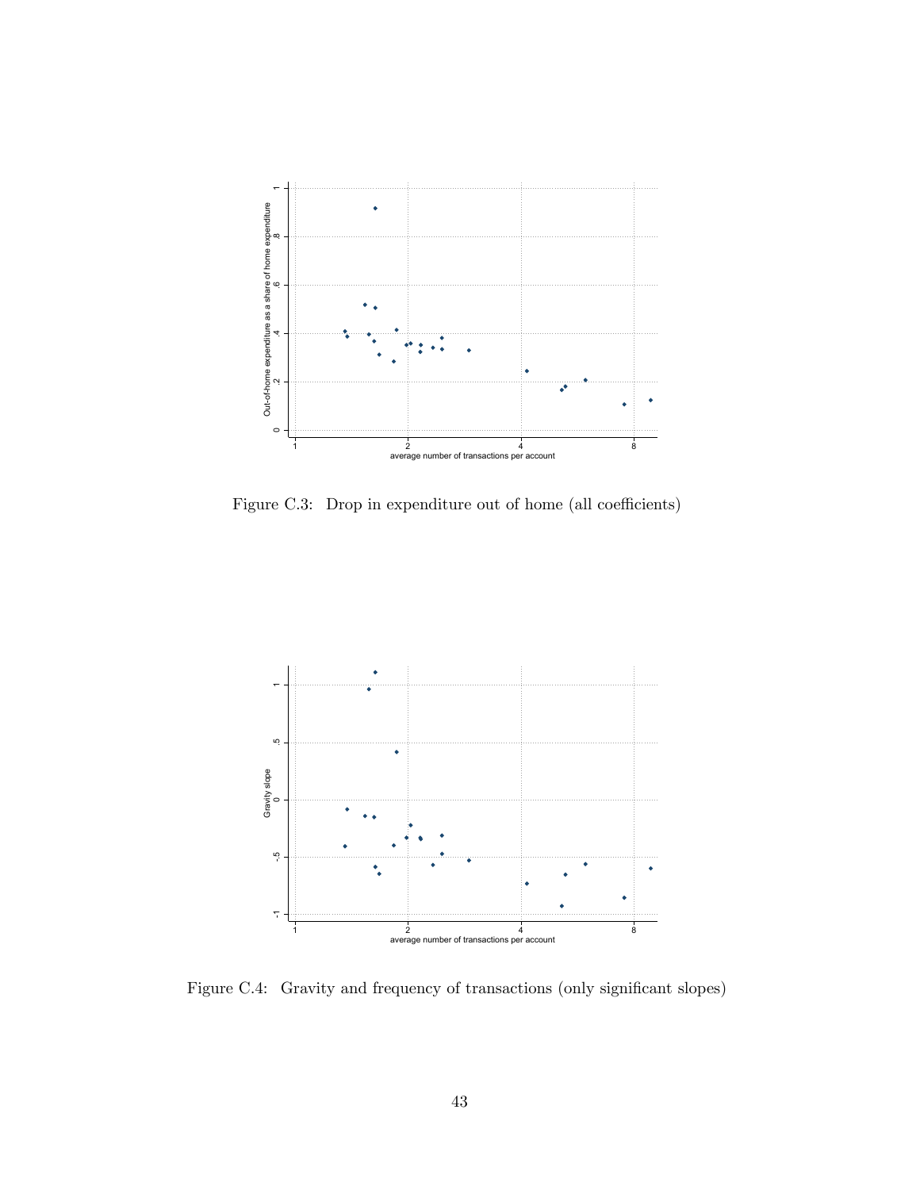Figure C.3: Drop in expenditure out of home (all coefficients)

Figure C.4: Gravity and frequency of transactions (only significant slopes)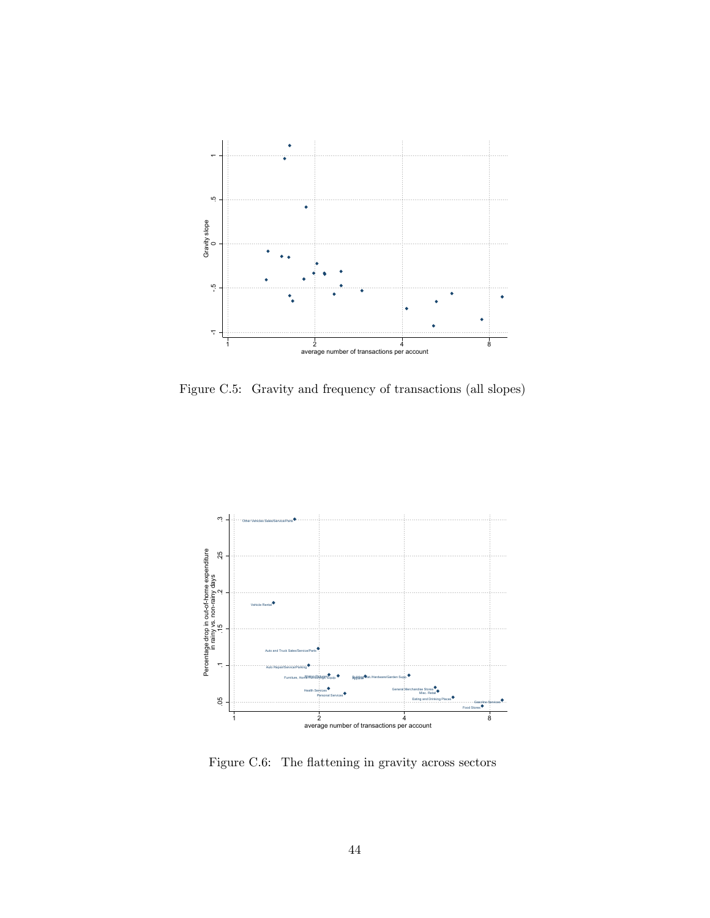Gravity slope

1

.5

0

-.5

-1

1

2

4

8

average number of transactions per account

Figure C.5: Gravity and frequency of transactions (all slopes)

Percentage drop in out-of-home expenditure in rainy vs. non-rainy days

.3

.25

.2

.15

.1

.05

1

2

4

8

average number of transactions per account

Other Vehicles Sales/Service/Parts

Vehicle Rental

Auto and Truck Sales/Service/Parts

Auto Repair/Service/Parking

Furniture, Home Furnishings, Equip.

Building Mat./Hardware/Garden Supp.

Apparel

Health Services

Personal Services

General Merchandise Stores

Misc. Retail

Eating and Drinking Places

Gasoline Services

Food Stores

Figure C.6: The flattening in gravity across sectors